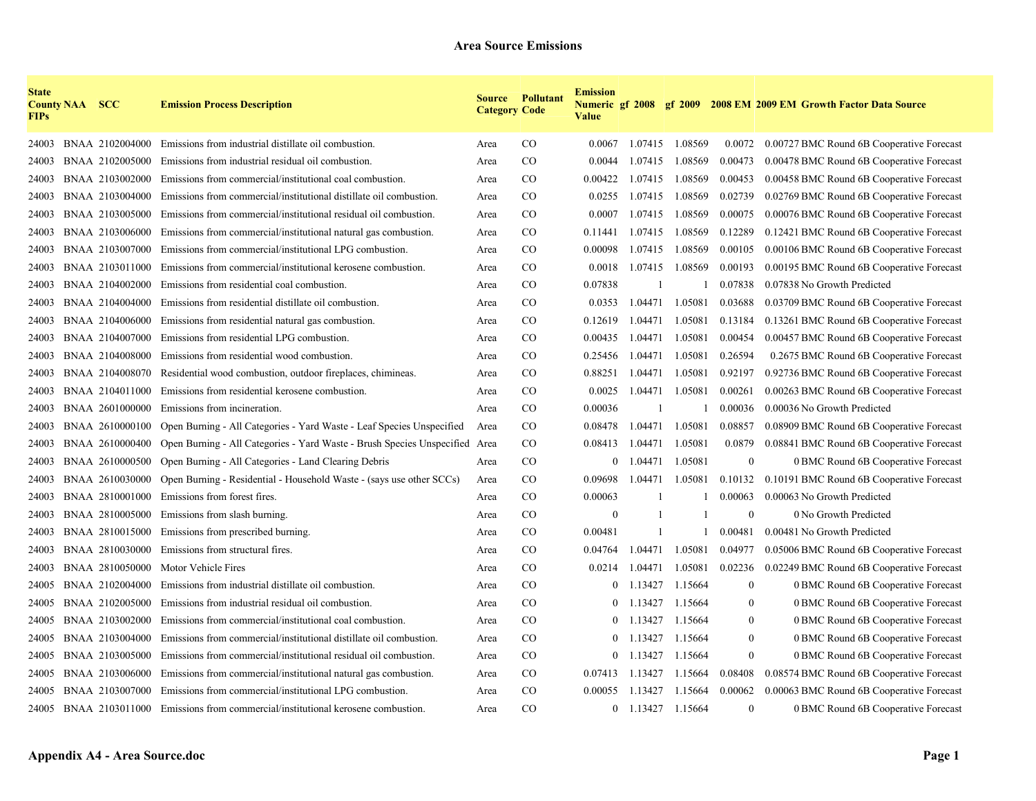# Area Source Emissions

| State County FIPs | NAA | SCC | Emission Process Description | Source Category | Pollutant Code | Emission Numeric Value | gf 2008 | gf 2009 | 2008 EM | 2009 EM | Growth Factor Data Source |
|---|---|---|---|---|---|---|---|---|---|---|---|
| 24003 | BNAA | 2102004000 | Emissions from industrial distillate oil combustion. | Area | CO | 0.0067 | 1.07415 | 1.08569 | 0.0072 | 0.00727 | BMC Round 6B Cooperative Forecast |
| 24003 | BNAA | 2102005000 | Emissions from industrial residual oil combustion. | Area | CO | 0.0044 | 1.07415 | 1.08569 | 0.00473 | 0.00478 | BMC Round 6B Cooperative Forecast |
| 24003 | BNAA | 2103002000 | Emissions from commercial/institutional coal combustion. | Area | CO | 0.00422 | 1.07415 | 1.08569 | 0.00453 | 0.00458 | BMC Round 6B Cooperative Forecast |
| 24003 | BNAA | 2103004000 | Emissions from commercial/institutional distillate oil combustion. | Area | CO | 0.0255 | 1.07415 | 1.08569 | 0.02739 | 0.02769 | BMC Round 6B Cooperative Forecast |
| 24003 | BNAA | 2103005000 | Emissions from commercial/institutional residual oil combustion. | Area | CO | 0.0007 | 1.07415 | 1.08569 | 0.00075 | 0.00076 | BMC Round 6B Cooperative Forecast |
| 24003 | BNAA | 2103006000 | Emissions from commercial/institutional natural gas combustion. | Area | CO | 0.11441 | 1.07415 | 1.08569 | 0.12289 | 0.12421 | BMC Round 6B Cooperative Forecast |
| 24003 | BNAA | 2103007000 | Emissions from commercial/institutional LPG combustion. | Area | CO | 0.00098 | 1.07415 | 1.08569 | 0.00105 | 0.00106 | BMC Round 6B Cooperative Forecast |
| 24003 | BNAA | 2103011000 | Emissions from commercial/institutional kerosene combustion. | Area | CO | 0.0018 | 1.07415 | 1.08569 | 0.00193 | 0.00195 | BMC Round 6B Cooperative Forecast |
| 24003 | BNAA | 2104002000 | Emissions from residential coal combustion. | Area | CO | 0.07838 | 1 | 1 | 0.07838 | 0.07838 | No Growth Predicted |
| 24003 | BNAA | 2104004000 | Emissions from residential distillate oil combustion. | Area | CO | 0.0353 | 1.04471 | 1.05081 | 0.03688 | 0.03709 | BMC Round 6B Cooperative Forecast |
| 24003 | BNAA | 2104006000 | Emissions from residential natural gas combustion. | Area | CO | 0.12619 | 1.04471 | 1.05081 | 0.13184 | 0.13261 | BMC Round 6B Cooperative Forecast |
| 24003 | BNAA | 2104007000 | Emissions from residential LPG combustion. | Area | CO | 0.00435 | 1.04471 | 1.05081 | 0.00454 | 0.00457 | BMC Round 6B Cooperative Forecast |
| 24003 | BNAA | 2104008000 | Emissions from residential wood combustion. | Area | CO | 0.25456 | 1.04471 | 1.05081 | 0.26594 | 0.2675 | BMC Round 6B Cooperative Forecast |
| 24003 | BNAA | 2104008070 | Residential wood combustion, outdoor fireplaces, chimineas. | Area | CO | 0.88251 | 1.04471 | 1.05081 | 0.92197 | 0.92736 | BMC Round 6B Cooperative Forecast |
| 24003 | BNAA | 2104011000 | Emissions from residential kerosene combustion. | Area | CO | 0.0025 | 1.04471 | 1.05081 | 0.00261 | 0.00263 | BMC Round 6B Cooperative Forecast |
| 24003 | BNAA | 2601000000 | Emissions from incineration. | Area | CO | 0.00036 | 1 | 1 | 0.00036 | 0.00036 | No Growth Predicted |
| 24003 | BNAA | 2610000100 | Open Burning - All Categories - Yard Waste - Leaf Species Unspecified | Area | CO | 0.08478 | 1.04471 | 1.05081 | 0.08857 | 0.08909 | BMC Round 6B Cooperative Forecast |
| 24003 | BNAA | 2610000400 | Open Burning - All Categories - Yard Waste - Brush Species Unspecified | Area | CO | 0.08413 | 1.04471 | 1.05081 | 0.0879 | 0.08841 | BMC Round 6B Cooperative Forecast |
| 24003 | BNAA | 2610000500 | Open Burning - All Categories - Land Clearing Debris | Area | CO | 0 | 1.04471 | 1.05081 | 0 | 0 | BMC Round 6B Cooperative Forecast |
| 24003 | BNAA | 2610030000 | Open Burning - Residential - Household Waste - (says use other SCCs) | Area | CO | 0.09698 | 1.04471 | 1.05081 | 0.10132 | 0.10191 | BMC Round 6B Cooperative Forecast |
| 24003 | BNAA | 2810001000 | Emissions from forest fires. | Area | CO | 0.00063 | 1 | 1 | 0.00063 | 0.00063 | No Growth Predicted |
| 24003 | BNAA | 2810005000 | Emissions from slash burning. | Area | CO | 0 | 1 | 1 | 0 | 0 | No Growth Predicted |
| 24003 | BNAA | 2810015000 | Emissions from prescribed burning. | Area | CO | 0.00481 | 1 | 1 | 0.00481 | 0.00481 | No Growth Predicted |
| 24003 | BNAA | 2810030000 | Emissions from structural fires. | Area | CO | 0.04764 | 1.04471 | 1.05081 | 0.04977 | 0.05006 | BMC Round 6B Cooperative Forecast |
| 24003 | BNAA | 2810050000 | Motor Vehicle Fires | Area | CO | 0.0214 | 1.04471 | 1.05081 | 0.02236 | 0.02249 | BMC Round 6B Cooperative Forecast |
| 24005 | BNAA | 2102004000 | Emissions from industrial distillate oil combustion. | Area | CO | 0 | 1.13427 | 1.15664 | 0 | 0 | BMC Round 6B Cooperative Forecast |
| 24005 | BNAA | 2102005000 | Emissions from industrial residual oil combustion. | Area | CO | 0 | 1.13427 | 1.15664 | 0 | 0 | BMC Round 6B Cooperative Forecast |
| 24005 | BNAA | 2103002000 | Emissions from commercial/institutional coal combustion. | Area | CO | 0 | 1.13427 | 1.15664 | 0 | 0 | BMC Round 6B Cooperative Forecast |
| 24005 | BNAA | 2103004000 | Emissions from commercial/institutional distillate oil combustion. | Area | CO | 0 | 1.13427 | 1.15664 | 0 | 0 | BMC Round 6B Cooperative Forecast |
| 24005 | BNAA | 2103005000 | Emissions from commercial/institutional residual oil combustion. | Area | CO | 0 | 1.13427 | 1.15664 | 0 | 0 | BMC Round 6B Cooperative Forecast |
| 24005 | BNAA | 2103006000 | Emissions from commercial/institutional natural gas combustion. | Area | CO | 0.07413 | 1.13427 | 1.15664 | 0.08408 | 0.08574 | BMC Round 6B Cooperative Forecast |
| 24005 | BNAA | 2103007000 | Emissions from commercial/institutional LPG combustion. | Area | CO | 0.00055 | 1.13427 | 1.15664 | 0.00062 | 0.00063 | BMC Round 6B Cooperative Forecast |
| 24005 | BNAA | 2103011000 | Emissions from commercial/institutional kerosene combustion. | Area | CO | 0 | 1.13427 | 1.15664 | 0 | 0 | BMC Round 6B Cooperative Forecast |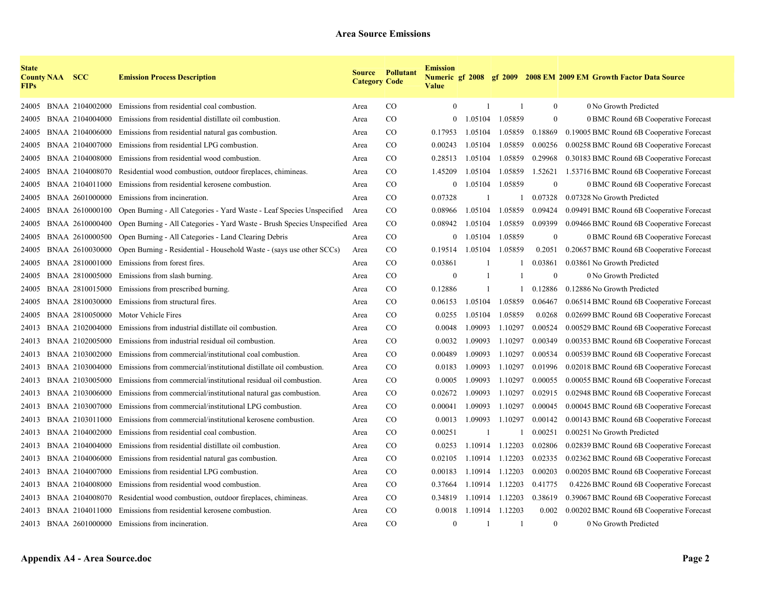## Area Source Emissions

| State County FIPs | NAA | SCC | Emission Process Description | Source Category | Pollutant Code | Emission Numeric Value | gf 2008 | gf 2009 | 2008 EM | 2009 EM | Growth Factor Data Source |
|---|---|---|---|---|---|---|---|---|---|---|---|
| 24005 | BNAA | 2104002000 | Emissions from residential coal combustion. | Area | CO | 0 | 1 | 1 | 0 | 0 | No Growth Predicted |
| 24005 | BNAA | 2104004000 | Emissions from residential distillate oil combustion. | Area | CO | 0 | 1.05104 | 1.05859 | 0 | 0 | BMC Round 6B Cooperative Forecast |
| 24005 | BNAA | 2104006000 | Emissions from residential natural gas combustion. | Area | CO | 0.17953 | 1.05104 | 1.05859 | 0.18869 | 0.19005 | BMC Round 6B Cooperative Forecast |
| 24005 | BNAA | 2104007000 | Emissions from residential LPG combustion. | Area | CO | 0.00243 | 1.05104 | 1.05859 | 0.00256 | 0.00258 | BMC Round 6B Cooperative Forecast |
| 24005 | BNAA | 2104008000 | Emissions from residential wood combustion. | Area | CO | 0.28513 | 1.05104 | 1.05859 | 0.29968 | 0.30183 | BMC Round 6B Cooperative Forecast |
| 24005 | BNAA | 2104008070 | Residential wood combustion, outdoor fireplaces, chimineas. | Area | CO | 1.45209 | 1.05104 | 1.05859 | 1.52621 | 1.53716 | BMC Round 6B Cooperative Forecast |
| 24005 | BNAA | 2104011000 | Emissions from residential kerosene combustion. | Area | CO | 0 | 1.05104 | 1.05859 | 0 | 0 | BMC Round 6B Cooperative Forecast |
| 24005 | BNAA | 2601000000 | Emissions from incineration. | Area | CO | 0.07328 | 1 | 1 | 0.07328 | 0.07328 | No Growth Predicted |
| 24005 | BNAA | 2610000100 | Open Burning - All Categories - Yard Waste - Leaf Species Unspecified | Area | CO | 0.08966 | 1.05104 | 1.05859 | 0.09424 | 0.09491 | BMC Round 6B Cooperative Forecast |
| 24005 | BNAA | 2610000400 | Open Burning - All Categories - Yard Waste - Brush Species Unspecified | Area | CO | 0.08942 | 1.05104 | 1.05859 | 0.09399 | 0.09466 | BMC Round 6B Cooperative Forecast |
| 24005 | BNAA | 2610000500 | Open Burning - All Categories - Land Clearing Debris | Area | CO | 0 | 1.05104 | 1.05859 | 0 | 0 | BMC Round 6B Cooperative Forecast |
| 24005 | BNAA | 2610030000 | Open Burning - Residential - Household Waste - (says use other SCCs) | Area | CO | 0.19514 | 1.05104 | 1.05859 | 0.2051 | 0.20657 | BMC Round 6B Cooperative Forecast |
| 24005 | BNAA | 2810001000 | Emissions from forest fires. | Area | CO | 0.03861 | 1 | 1 | 0.03861 | 0.03861 | No Growth Predicted |
| 24005 | BNAA | 2810005000 | Emissions from slash burning. | Area | CO | 0 | 1 | 1 | 0 | 0 | No Growth Predicted |
| 24005 | BNAA | 2810015000 | Emissions from prescribed burning. | Area | CO | 0.12886 | 1 | 1 | 0.12886 | 0.12886 | No Growth Predicted |
| 24005 | BNAA | 2810030000 | Emissions from structural fires. | Area | CO | 0.06153 | 1.05104 | 1.05859 | 0.06467 | 0.06514 | BMC Round 6B Cooperative Forecast |
| 24005 | BNAA | 2810050000 | Motor Vehicle Fires | Area | CO | 0.0255 | 1.05104 | 1.05859 | 0.0268 | 0.02699 | BMC Round 6B Cooperative Forecast |
| 24013 | BNAA | 2102004000 | Emissions from industrial distillate oil combustion. | Area | CO | 0.0048 | 1.09093 | 1.10297 | 0.00524 | 0.00529 | BMC Round 6B Cooperative Forecast |
| 24013 | BNAA | 2102005000 | Emissions from industrial residual oil combustion. | Area | CO | 0.0032 | 1.09093 | 1.10297 | 0.00349 | 0.00353 | BMC Round 6B Cooperative Forecast |
| 24013 | BNAA | 2103002000 | Emissions from commercial/institutional coal combustion. | Area | CO | 0.00489 | 1.09093 | 1.10297 | 0.00534 | 0.00539 | BMC Round 6B Cooperative Forecast |
| 24013 | BNAA | 2103004000 | Emissions from commercial/institutional distillate oil combustion. | Area | CO | 0.0183 | 1.09093 | 1.10297 | 0.01996 | 0.02018 | BMC Round 6B Cooperative Forecast |
| 24013 | BNAA | 2103005000 | Emissions from commercial/institutional residual oil combustion. | Area | CO | 0.0005 | 1.09093 | 1.10297 | 0.00055 | 0.00055 | BMC Round 6B Cooperative Forecast |
| 24013 | BNAA | 2103006000 | Emissions from commercial/institutional natural gas combustion. | Area | CO | 0.02672 | 1.09093 | 1.10297 | 0.02915 | 0.02948 | BMC Round 6B Cooperative Forecast |
| 24013 | BNAA | 2103007000 | Emissions from commercial/institutional LPG combustion. | Area | CO | 0.00041 | 1.09093 | 1.10297 | 0.00045 | 0.00045 | BMC Round 6B Cooperative Forecast |
| 24013 | BNAA | 2103011000 | Emissions from commercial/institutional kerosene combustion. | Area | CO | 0.0013 | 1.09093 | 1.10297 | 0.00142 | 0.00143 | BMC Round 6B Cooperative Forecast |
| 24013 | BNAA | 2104002000 | Emissions from residential coal combustion. | Area | CO | 0.00251 | 1 | 1 | 0.00251 | 0.00251 | No Growth Predicted |
| 24013 | BNAA | 2104004000 | Emissions from residential distillate oil combustion. | Area | CO | 0.0253 | 1.10914 | 1.12203 | 0.02806 | 0.02839 | BMC Round 6B Cooperative Forecast |
| 24013 | BNAA | 2104006000 | Emissions from residential natural gas combustion. | Area | CO | 0.02105 | 1.10914 | 1.12203 | 0.02335 | 0.02362 | BMC Round 6B Cooperative Forecast |
| 24013 | BNAA | 2104007000 | Emissions from residential LPG combustion. | Area | CO | 0.00183 | 1.10914 | 1.12203 | 0.00203 | 0.00205 | BMC Round 6B Cooperative Forecast |
| 24013 | BNAA | 2104008000 | Emissions from residential wood combustion. | Area | CO | 0.37664 | 1.10914 | 1.12203 | 0.41775 | 0.4226 | BMC Round 6B Cooperative Forecast |
| 24013 | BNAA | 2104008070 | Residential wood combustion, outdoor fireplaces, chimineas. | Area | CO | 0.34819 | 1.10914 | 1.12203 | 0.38619 | 0.39067 | BMC Round 6B Cooperative Forecast |
| 24013 | BNAA | 2104011000 | Emissions from residential kerosene combustion. | Area | CO | 0.0018 | 1.10914 | 1.12203 | 0.002 | 0.00202 | BMC Round 6B Cooperative Forecast |
| 24013 | BNAA | 2601000000 | Emissions from incineration. | Area | CO | 0 | 1 | 1 | 0 | 0 | No Growth Predicted |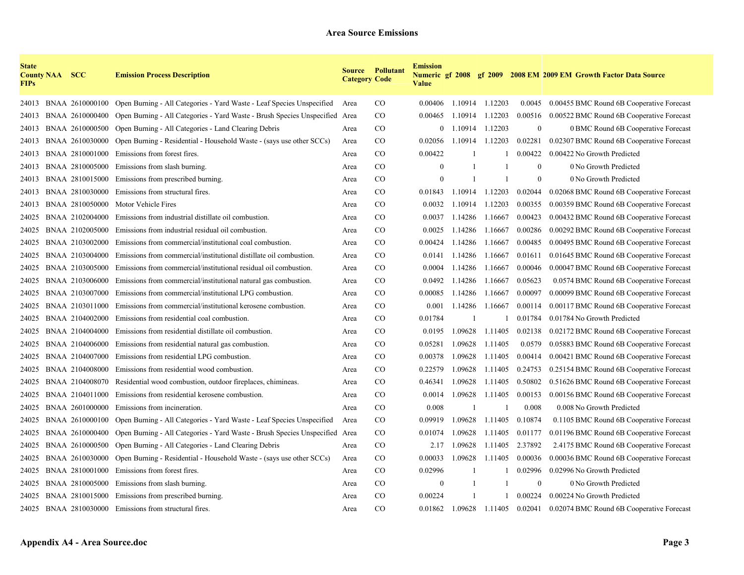# Area Source Emissions

| State County FIPs | NAA | SCC | Emission Process Description | Source Category | Pollutant Code | Emission Numeric Value | gf 2008 | gf 2009 | 2008 EM | 2009 EM | Growth Factor Data Source |
|---|---|---|---|---|---|---|---|---|---|---|---|
| 24013 | BNAA | 2610000100 | Open Burning - All Categories - Yard Waste - Leaf Species Unspecified | Area | CO | 0.00406 | 1.10914 | 1.12203 | 0.0045 | 0.00455 | BMC Round 6B Cooperative Forecast |
| 24013 | BNAA | 2610000400 | Open Burning - All Categories - Yard Waste - Brush Species Unspecified | Area | CO | 0.00465 | 1.10914 | 1.12203 | 0.00516 | 0.00522 | BMC Round 6B Cooperative Forecast |
| 24013 | BNAA | 2610000500 | Open Burning - All Categories - Land Clearing Debris | Area | CO | 0 | 1.10914 | 1.12203 | 0 | 0 | BMC Round 6B Cooperative Forecast |
| 24013 | BNAA | 2610030000 | Open Burning - Residential - Household Waste - (says use other SCCs) | Area | CO | 0.02056 | 1.10914 | 1.12203 | 0.02281 | 0.02307 | BMC Round 6B Cooperative Forecast |
| 24013 | BNAA | 2810001000 | Emissions from forest fires. | Area | CO | 0.00422 | 1 | 1 | 0.00422 | 0.00422 | No Growth Predicted |
| 24013 | BNAA | 2810005000 | Emissions from slash burning. | Area | CO | 0 | 1 | 1 | 0 | 0 | No Growth Predicted |
| 24013 | BNAA | 2810015000 | Emissions from prescribed burning. | Area | CO | 0 | 1 | 1 | 0 | 0 | No Growth Predicted |
| 24013 | BNAA | 2810030000 | Emissions from structural fires. | Area | CO | 0.01843 | 1.10914 | 1.12203 | 0.02044 | 0.02068 | BMC Round 6B Cooperative Forecast |
| 24013 | BNAA | 2810050000 | Motor Vehicle Fires | Area | CO | 0.0032 | 1.10914 | 1.12203 | 0.00355 | 0.00359 | BMC Round 6B Cooperative Forecast |
| 24025 | BNAA | 2102004000 | Emissions from industrial distillate oil combustion. | Area | CO | 0.0037 | 1.14286 | 1.16667 | 0.00423 | 0.00432 | BMC Round 6B Cooperative Forecast |
| 24025 | BNAA | 2102005000 | Emissions from industrial residual oil combustion. | Area | CO | 0.0025 | 1.14286 | 1.16667 | 0.00286 | 0.00292 | BMC Round 6B Cooperative Forecast |
| 24025 | BNAA | 2103002000 | Emissions from commercial/institutional coal combustion. | Area | CO | 0.00424 | 1.14286 | 1.16667 | 0.00485 | 0.00495 | BMC Round 6B Cooperative Forecast |
| 24025 | BNAA | 2103004000 | Emissions from commercial/institutional distillate oil combustion. | Area | CO | 0.0141 | 1.14286 | 1.16667 | 0.01611 | 0.01645 | BMC Round 6B Cooperative Forecast |
| 24025 | BNAA | 2103005000 | Emissions from commercial/institutional residual oil combustion. | Area | CO | 0.0004 | 1.14286 | 1.16667 | 0.00046 | 0.00047 | BMC Round 6B Cooperative Forecast |
| 24025 | BNAA | 2103006000 | Emissions from commercial/institutional natural gas combustion. | Area | CO | 0.0492 | 1.14286 | 1.16667 | 0.05623 | 0.0574 | BMC Round 6B Cooperative Forecast |
| 24025 | BNAA | 2103007000 | Emissions from commercial/institutional LPG combustion. | Area | CO | 0.00085 | 1.14286 | 1.16667 | 0.00097 | 0.00099 | BMC Round 6B Cooperative Forecast |
| 24025 | BNAA | 2103011000 | Emissions from commercial/institutional kerosene combustion. | Area | CO | 0.001 | 1.14286 | 1.16667 | 0.00114 | 0.00117 | BMC Round 6B Cooperative Forecast |
| 24025 | BNAA | 2104002000 | Emissions from residential coal combustion. | Area | CO | 0.01784 | 1 | 1 | 0.01784 | 0.01784 | No Growth Predicted |
| 24025 | BNAA | 2104004000 | Emissions from residential distillate oil combustion. | Area | CO | 0.0195 | 1.09628 | 1.11405 | 0.02138 | 0.02172 | BMC Round 6B Cooperative Forecast |
| 24025 | BNAA | 2104006000 | Emissions from residential natural gas combustion. | Area | CO | 0.05281 | 1.09628 | 1.11405 | 0.0579 | 0.05883 | BMC Round 6B Cooperative Forecast |
| 24025 | BNAA | 2104007000 | Emissions from residential LPG combustion. | Area | CO | 0.00378 | 1.09628 | 1.11405 | 0.00414 | 0.00421 | BMC Round 6B Cooperative Forecast |
| 24025 | BNAA | 2104008000 | Emissions from residential wood combustion. | Area | CO | 0.22579 | 1.09628 | 1.11405 | 0.24753 | 0.25154 | BMC Round 6B Cooperative Forecast |
| 24025 | BNAA | 2104008070 | Residential wood combustion, outdoor fireplaces, chimineas. | Area | CO | 0.46341 | 1.09628 | 1.11405 | 0.50802 | 0.51626 | BMC Round 6B Cooperative Forecast |
| 24025 | BNAA | 2104011000 | Emissions from residential kerosene combustion. | Area | CO | 0.0014 | 1.09628 | 1.11405 | 0.00153 | 0.00156 | BMC Round 6B Cooperative Forecast |
| 24025 | BNAA | 2601000000 | Emissions from incineration. | Area | CO | 0.008 | 1 | 1 | 0.008 | 0.008 | No Growth Predicted |
| 24025 | BNAA | 2610000100 | Open Burning - All Categories - Yard Waste - Leaf Species Unspecified | Area | CO | 0.09919 | 1.09628 | 1.11405 | 0.10874 | 0.1105 | BMC Round 6B Cooperative Forecast |
| 24025 | BNAA | 2610000400 | Open Burning - All Categories - Yard Waste - Brush Species Unspecified | Area | CO | 0.01074 | 1.09628 | 1.11405 | 0.01177 | 0.01196 | BMC Round 6B Cooperative Forecast |
| 24025 | BNAA | 2610000500 | Open Burning - All Categories - Land Clearing Debris | Area | CO | 2.17 | 1.09628 | 1.11405 | 2.37892 | 2.4175 | BMC Round 6B Cooperative Forecast |
| 24025 | BNAA | 2610030000 | Open Burning - Residential - Household Waste - (says use other SCCs) | Area | CO | 0.00033 | 1.09628 | 1.11405 | 0.00036 | 0.00036 | BMC Round 6B Cooperative Forecast |
| 24025 | BNAA | 2810001000 | Emissions from forest fires. | Area | CO | 0.02996 | 1 | 1 | 0.02996 | 0.02996 | No Growth Predicted |
| 24025 | BNAA | 2810005000 | Emissions from slash burning. | Area | CO | 0 | 1 | 1 | 0 | 0 | No Growth Predicted |
| 24025 | BNAA | 2810015000 | Emissions from prescribed burning. | Area | CO | 0.00224 | 1 | 1 | 0.00224 | 0.00224 | No Growth Predicted |
| 24025 | BNAA | 2810030000 | Emissions from structural fires. | Area | CO | 0.01862 | 1.09628 | 1.11405 | 0.02041 | 0.02074 | BMC Round 6B Cooperative Forecast |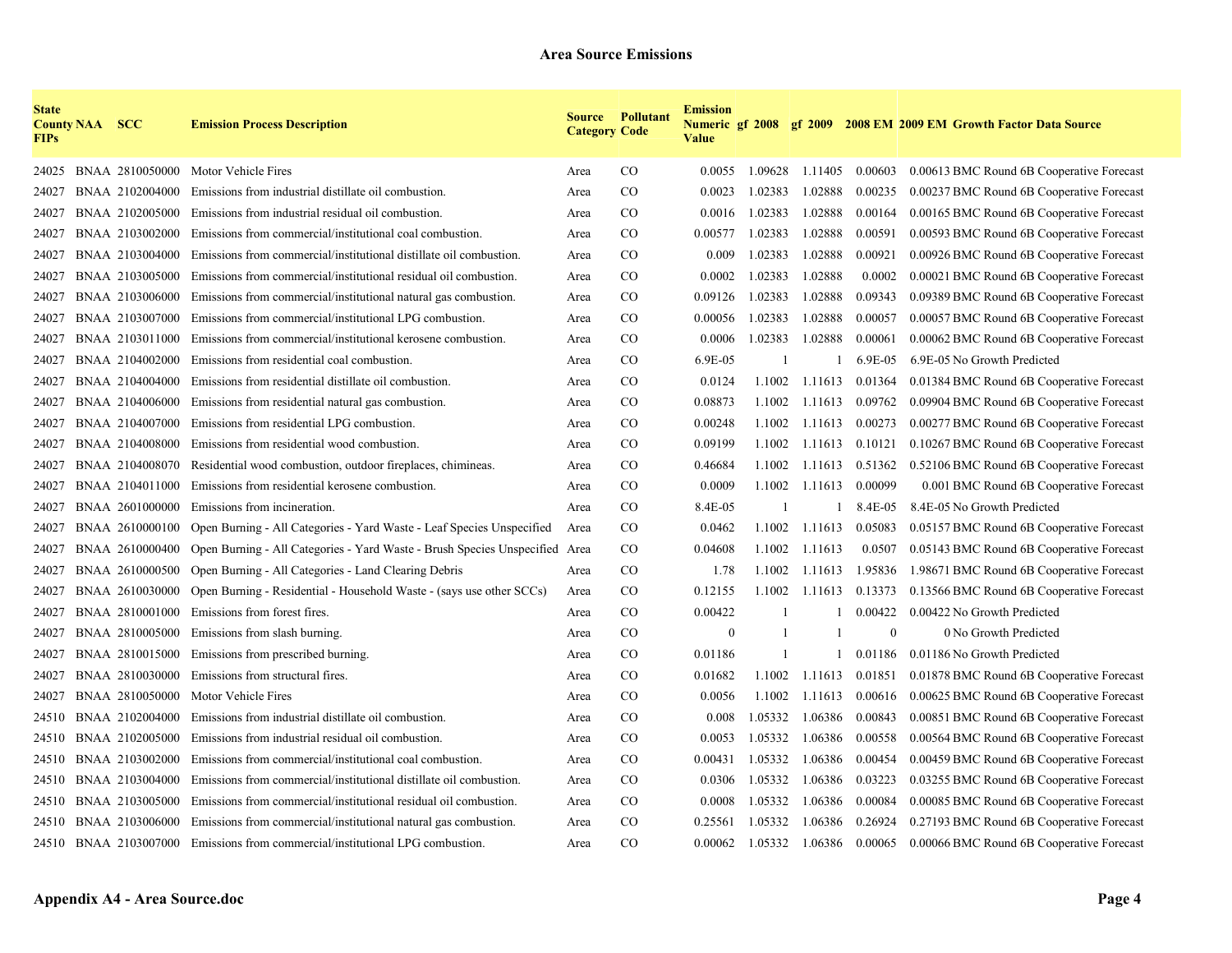# Area Source Emissions

| State County FIPs | NAA | SCC | Emission Process Description | Source Category | Pollutant Code | Emission Numeric Value | gf 2008 | gf 2009 | 2008 EM | 2009 EM | Growth Factor Data Source |
|---|---|---|---|---|---|---|---|---|---|---|---|
| 24025 | BNAA | 2810050000 | Motor Vehicle Fires | Area | CO | 0.0055 | 1.09628 | 1.11405 | 0.00603 | 0.00613 | BMC Round 6B Cooperative Forecast |
| 24027 | BNAA | 2102004000 | Emissions from industrial distillate oil combustion. | Area | CO | 0.0023 | 1.02383 | 1.02888 | 0.00235 | 0.00237 | BMC Round 6B Cooperative Forecast |
| 24027 | BNAA | 2102005000 | Emissions from industrial residual oil combustion. | Area | CO | 0.0016 | 1.02383 | 1.02888 | 0.00164 | 0.00165 | BMC Round 6B Cooperative Forecast |
| 24027 | BNAA | 2103002000 | Emissions from commercial/institutional coal combustion. | Area | CO | 0.00577 | 1.02383 | 1.02888 | 0.00591 | 0.00593 | BMC Round 6B Cooperative Forecast |
| 24027 | BNAA | 2103004000 | Emissions from commercial/institutional distillate oil combustion. | Area | CO | 0.009 | 1.02383 | 1.02888 | 0.00921 | 0.00926 | BMC Round 6B Cooperative Forecast |
| 24027 | BNAA | 2103005000 | Emissions from commercial/institutional residual oil combustion. | Area | CO | 0.0002 | 1.02383 | 1.02888 | 0.0002 | 0.00021 | BMC Round 6B Cooperative Forecast |
| 24027 | BNAA | 2103006000 | Emissions from commercial/institutional natural gas combustion. | Area | CO | 0.09126 | 1.02383 | 1.02888 | 0.09343 | 0.09389 | BMC Round 6B Cooperative Forecast |
| 24027 | BNAA | 2103007000 | Emissions from commercial/institutional LPG combustion. | Area | CO | 0.00056 | 1.02383 | 1.02888 | 0.00057 | 0.00057 | BMC Round 6B Cooperative Forecast |
| 24027 | BNAA | 2103011000 | Emissions from commercial/institutional kerosene combustion. | Area | CO | 0.0006 | 1.02383 | 1.02888 | 0.00061 | 0.00062 | BMC Round 6B Cooperative Forecast |
| 24027 | BNAA | 2104002000 | Emissions from residential coal combustion. | Area | CO | 6.9E-05 | 1 | 1 | 6.9E-05 | 6.9E-05 | No Growth Predicted |
| 24027 | BNAA | 2104004000 | Emissions from residential distillate oil combustion. | Area | CO | 0.0124 | 1.1002 | 1.11613 | 0.01364 | 0.01384 | BMC Round 6B Cooperative Forecast |
| 24027 | BNAA | 2104006000 | Emissions from residential natural gas combustion. | Area | CO | 0.08873 | 1.1002 | 1.11613 | 0.09762 | 0.09904 | BMC Round 6B Cooperative Forecast |
| 24027 | BNAA | 2104007000 | Emissions from residential LPG combustion. | Area | CO | 0.00248 | 1.1002 | 1.11613 | 0.00273 | 0.00277 | BMC Round 6B Cooperative Forecast |
| 24027 | BNAA | 2104008000 | Emissions from residential wood combustion. | Area | CO | 0.09199 | 1.1002 | 1.11613 | 0.10121 | 0.10267 | BMC Round 6B Cooperative Forecast |
| 24027 | BNAA | 2104008070 | Residential wood combustion, outdoor fireplaces, chimineas. | Area | CO | 0.46684 | 1.1002 | 1.11613 | 0.51362 | 0.52106 | BMC Round 6B Cooperative Forecast |
| 24027 | BNAA | 2104011000 | Emissions from residential kerosene combustion. | Area | CO | 0.0009 | 1.1002 | 1.11613 | 0.00099 | 0.001 | BMC Round 6B Cooperative Forecast |
| 24027 | BNAA | 2601000000 | Emissions from incineration. | Area | CO | 8.4E-05 | 1 | 1 | 8.4E-05 | 8.4E-05 | No Growth Predicted |
| 24027 | BNAA | 2610000100 | Open Burning - All Categories - Yard Waste - Leaf Species Unspecified | Area | CO | 0.0462 | 1.1002 | 1.11613 | 0.05083 | 0.05157 | BMC Round 6B Cooperative Forecast |
| 24027 | BNAA | 2610000400 | Open Burning - All Categories - Yard Waste - Brush Species Unspecified | Area | CO | 0.04608 | 1.1002 | 1.11613 | 0.0507 | 0.05143 | BMC Round 6B Cooperative Forecast |
| 24027 | BNAA | 2610000500 | Open Burning - All Categories - Land Clearing Debris | Area | CO | 1.78 | 1.1002 | 1.11613 | 1.95836 | 1.98671 | BMC Round 6B Cooperative Forecast |
| 24027 | BNAA | 2610030000 | Open Burning - Residential - Household Waste - (says use other SCCs) | Area | CO | 0.12155 | 1.1002 | 1.11613 | 0.13373 | 0.13566 | BMC Round 6B Cooperative Forecast |
| 24027 | BNAA | 2810001000 | Emissions from forest fires. | Area | CO | 0.00422 | 1 | 1 | 0.00422 | 0.00422 | No Growth Predicted |
| 24027 | BNAA | 2810005000 | Emissions from slash burning. | Area | CO | 0 | 1 | 1 | 0 | 0 | No Growth Predicted |
| 24027 | BNAA | 2810015000 | Emissions from prescribed burning. | Area | CO | 0.01186 | 1 | 1 | 0.01186 | 0.01186 | No Growth Predicted |
| 24027 | BNAA | 2810030000 | Emissions from structural fires. | Area | CO | 0.01682 | 1.1002 | 1.11613 | 0.01851 | 0.01878 | BMC Round 6B Cooperative Forecast |
| 24027 | BNAA | 2810050000 | Motor Vehicle Fires | Area | CO | 0.0056 | 1.1002 | 1.11613 | 0.00616 | 0.00625 | BMC Round 6B Cooperative Forecast |
| 24510 | BNAA | 2102004000 | Emissions from industrial distillate oil combustion. | Area | CO | 0.008 | 1.05332 | 1.06386 | 0.00843 | 0.00851 | BMC Round 6B Cooperative Forecast |
| 24510 | BNAA | 2102005000 | Emissions from industrial residual oil combustion. | Area | CO | 0.0053 | 1.05332 | 1.06386 | 0.00558 | 0.00564 | BMC Round 6B Cooperative Forecast |
| 24510 | BNAA | 2103002000 | Emissions from commercial/institutional coal combustion. | Area | CO | 0.00431 | 1.05332 | 1.06386 | 0.00454 | 0.00459 | BMC Round 6B Cooperative Forecast |
| 24510 | BNAA | 2103004000 | Emissions from commercial/institutional distillate oil combustion. | Area | CO | 0.0306 | 1.05332 | 1.06386 | 0.03223 | 0.03255 | BMC Round 6B Cooperative Forecast |
| 24510 | BNAA | 2103005000 | Emissions from commercial/institutional residual oil combustion. | Area | CO | 0.0008 | 1.05332 | 1.06386 | 0.00084 | 0.00085 | BMC Round 6B Cooperative Forecast |
| 24510 | BNAA | 2103006000 | Emissions from commercial/institutional natural gas combustion. | Area | CO | 0.25561 | 1.05332 | 1.06386 | 0.26924 | 0.27193 | BMC Round 6B Cooperative Forecast |
| 24510 | BNAA | 2103007000 | Emissions from commercial/institutional LPG combustion. | Area | CO | 0.00062 | 1.05332 | 1.06386 | 0.00065 | 0.00066 | BMC Round 6B Cooperative Forecast |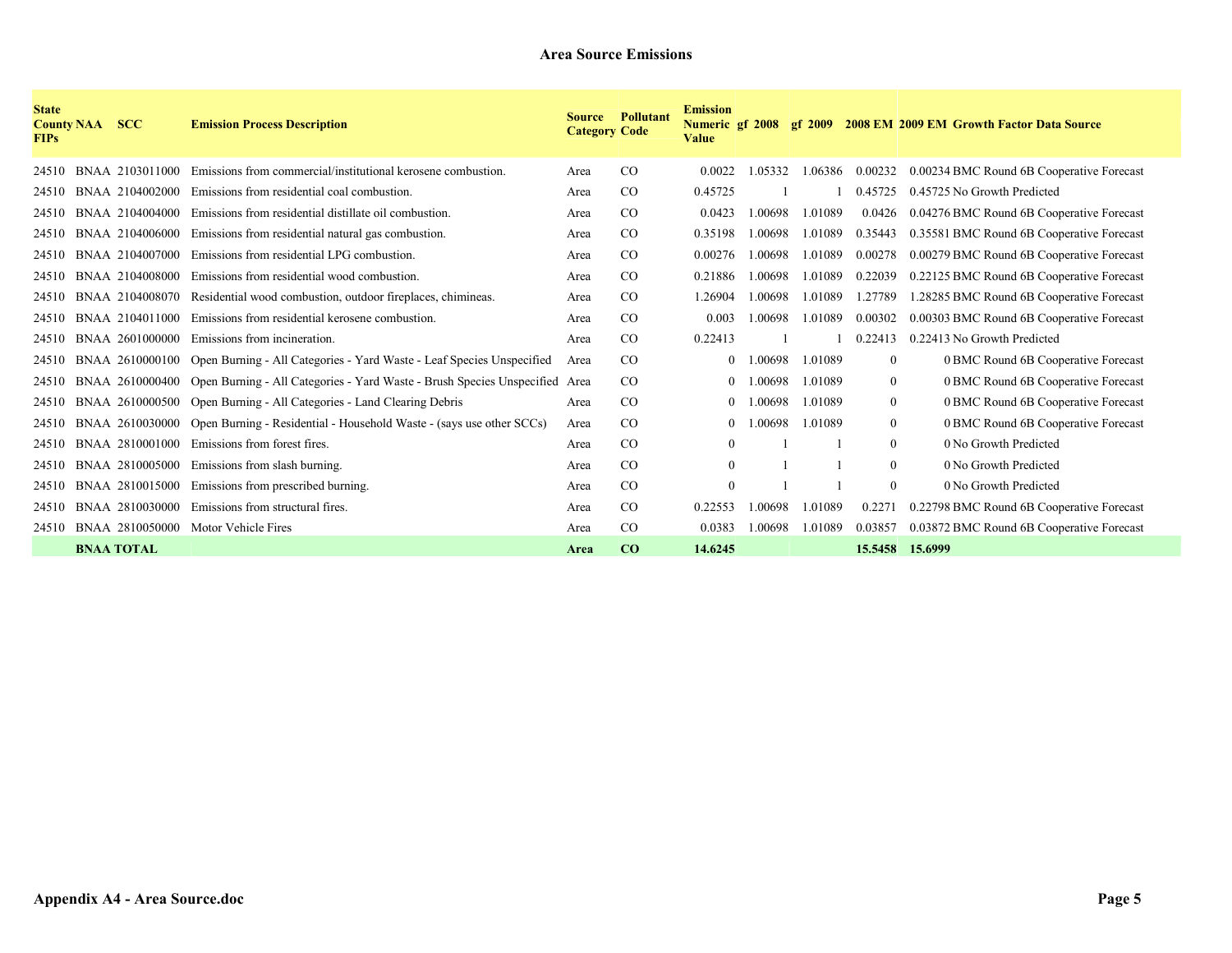## Area Source Emissions

| State County FIPs | NAA | SCC | Emission Process Description | Source Category | Pollutant Code | Emission Numeric Value | gf 2008 | gf 2009 | 2008 EM | 2009 EM | Growth Factor Data Source |
|---|---|---|---|---|---|---|---|---|---|---|---|
| 24510 | BNAA | 2103011000 | Emissions from commercial/institutional kerosene combustion. | Area | CO | 0.0022 | 1.05332 | 1.06386 | 0.00232 | 0.00234 | BMC Round 6B Cooperative Forecast |
| 24510 | BNAA | 2104002000 | Emissions from residential coal combustion. | Area | CO | 0.45725 | 1 | 1 | 0.45725 | 0.45725 | No Growth Predicted |
| 24510 | BNAA | 2104004000 | Emissions from residential distillate oil combustion. | Area | CO | 0.0423 | 1.00698 | 1.01089 | 0.0426 | 0.04276 | BMC Round 6B Cooperative Forecast |
| 24510 | BNAA | 2104006000 | Emissions from residential natural gas combustion. | Area | CO | 0.35198 | 1.00698 | 1.01089 | 0.35443 | 0.35581 | BMC Round 6B Cooperative Forecast |
| 24510 | BNAA | 2104007000 | Emissions from residential LPG combustion. | Area | CO | 0.00276 | 1.00698 | 1.01089 | 0.00278 | 0.00279 | BMC Round 6B Cooperative Forecast |
| 24510 | BNAA | 2104008000 | Emissions from residential wood combustion. | Area | CO | 0.21886 | 1.00698 | 1.01089 | 0.22039 | 0.22125 | BMC Round 6B Cooperative Forecast |
| 24510 | BNAA | 2104008070 | Residential wood combustion, outdoor fireplaces, chimineas. | Area | CO | 1.26904 | 1.00698 | 1.01089 | 1.27789 | 1.28285 | BMC Round 6B Cooperative Forecast |
| 24510 | BNAA | 2104011000 | Emissions from residential kerosene combustion. | Area | CO | 0.003 | 1.00698 | 1.01089 | 0.00302 | 0.00303 | BMC Round 6B Cooperative Forecast |
| 24510 | BNAA | 2601000000 | Emissions from incineration. | Area | CO | 0.22413 | 1 | 1 | 0.22413 | 0.22413 | No Growth Predicted |
| 24510 | BNAA | 2610000100 | Open Burning - All Categories - Yard Waste - Leaf Species Unspecified | Area | CO | 0 | 1.00698 | 1.01089 | 0 | 0 | BMC Round 6B Cooperative Forecast |
| 24510 | BNAA | 2610000400 | Open Burning - All Categories - Yard Waste - Brush Species Unspecified | Area | CO | 0 | 1.00698 | 1.01089 | 0 | 0 | BMC Round 6B Cooperative Forecast |
| 24510 | BNAA | 2610000500 | Open Burning - All Categories - Land Clearing Debris | Area | CO | 0 | 1.00698 | 1.01089 | 0 | 0 | BMC Round 6B Cooperative Forecast |
| 24510 | BNAA | 2610030000 | Open Burning - Residential - Household Waste - (says use other SCCs) | Area | CO | 0 | 1.00698 | 1.01089 | 0 | 0 | BMC Round 6B Cooperative Forecast |
| 24510 | BNAA | 2810001000 | Emissions from forest fires. | Area | CO | 0 | 1 | 1 | 0 | 0 | No Growth Predicted |
| 24510 | BNAA | 2810005000 | Emissions from slash burning. | Area | CO | 0 | 1 | 1 | 0 | 0 | No Growth Predicted |
| 24510 | BNAA | 2810015000 | Emissions from prescribed burning. | Area | CO | 0 | 1 | 1 | 0 | 0 | No Growth Predicted |
| 24510 | BNAA | 2810030000 | Emissions from structural fires. | Area | CO | 0.22553 | 1.00698 | 1.01089 | 0.2271 | 0.22798 | BMC Round 6B Cooperative Forecast |
| 24510 | BNAA | 2810050000 | Motor Vehicle Fires | Area | CO | 0.0383 | 1.00698 | 1.01089 | 0.03857 | 0.03872 | BMC Round 6B Cooperative Forecast |
| | **BNAA TOTAL** | | | **Area** | **CO** | **14.6245** | | | **15.5458** | **15.6999** | |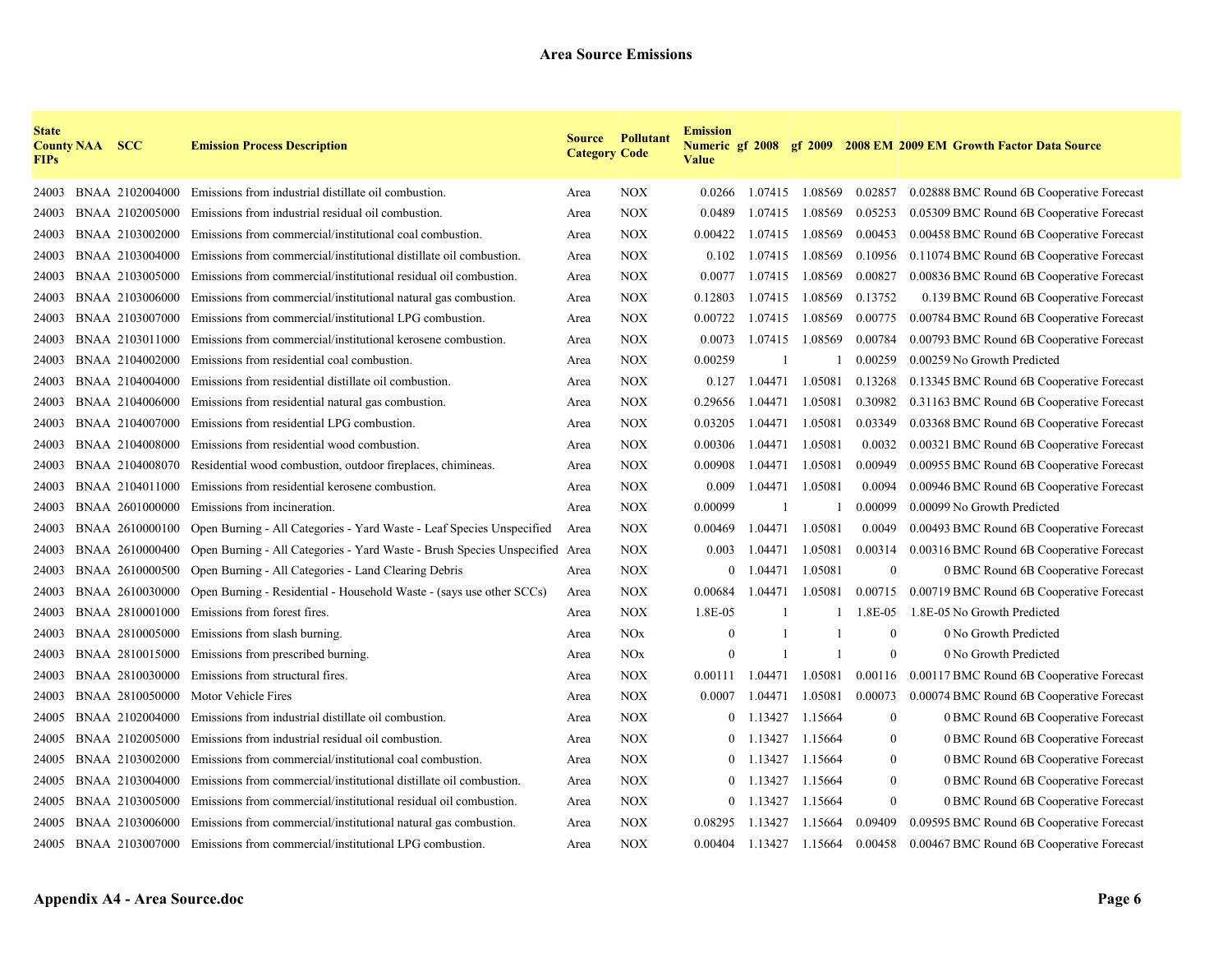# Area Source Emissions

| State County FIPs | NAA | SCC | Emission Process Description | Source Category | Pollutant Code | Emission Numeric Value | gf 2008 | gf 2009 | 2008 EM | 2009 EM | Growth Factor Data Source |
|---|---|---|---|---|---|---|---|---|---|---|---|
| 24003 | BNAA | 2102004000 | Emissions from industrial distillate oil combustion. | Area | NOX | 0.0266 | 1.07415 | 1.08569 | 0.02857 | 0.02888 | BMC Round 6B Cooperative Forecast |
| 24003 | BNAA | 2102005000 | Emissions from industrial residual oil combustion. | Area | NOX | 0.0489 | 1.07415 | 1.08569 | 0.05253 | 0.05309 | BMC Round 6B Cooperative Forecast |
| 24003 | BNAA | 2103002000 | Emissions from commercial/institutional coal combustion. | Area | NOX | 0.00422 | 1.07415 | 1.08569 | 0.00453 | 0.00458 | BMC Round 6B Cooperative Forecast |
| 24003 | BNAA | 2103004000 | Emissions from commercial/institutional distillate oil combustion. | Area | NOX | 0.102 | 1.07415 | 1.08569 | 0.10956 | 0.11074 | BMC Round 6B Cooperative Forecast |
| 24003 | BNAA | 2103005000 | Emissions from commercial/institutional residual oil combustion. | Area | NOX | 0.0077 | 1.07415 | 1.08569 | 0.00827 | 0.00836 | BMC Round 6B Cooperative Forecast |
| 24003 | BNAA | 2103006000 | Emissions from commercial/institutional natural gas combustion. | Area | NOX | 0.12803 | 1.07415 | 1.08569 | 0.13752 | 0.139 | BMC Round 6B Cooperative Forecast |
| 24003 | BNAA | 2103007000 | Emissions from commercial/institutional LPG combustion. | Area | NOX | 0.00722 | 1.07415 | 1.08569 | 0.00775 | 0.00784 | BMC Round 6B Cooperative Forecast |
| 24003 | BNAA | 2103011000 | Emissions from commercial/institutional kerosene combustion. | Area | NOX | 0.0073 | 1.07415 | 1.08569 | 0.00784 | 0.00793 | BMC Round 6B Cooperative Forecast |
| 24003 | BNAA | 2104002000 | Emissions from residential coal combustion. | Area | NOX | 0.00259 | 1 | 1 | 0.00259 | 0.00259 | No Growth Predicted |
| 24003 | BNAA | 2104004000 | Emissions from residential distillate oil combustion. | Area | NOX | 0.127 | 1.04471 | 1.05081 | 0.13268 | 0.13345 | BMC Round 6B Cooperative Forecast |
| 24003 | BNAA | 2104006000 | Emissions from residential natural gas combustion. | Area | NOX | 0.29656 | 1.04471 | 1.05081 | 0.30982 | 0.31163 | BMC Round 6B Cooperative Forecast |
| 24003 | BNAA | 2104007000 | Emissions from residential LPG combustion. | Area | NOX | 0.03205 | 1.04471 | 1.05081 | 0.03349 | 0.03368 | BMC Round 6B Cooperative Forecast |
| 24003 | BNAA | 2104008000 | Emissions from residential wood combustion. | Area | NOX | 0.00306 | 1.04471 | 1.05081 | 0.0032 | 0.00321 | BMC Round 6B Cooperative Forecast |
| 24003 | BNAA | 2104008070 | Residential wood combustion, outdoor fireplaces, chimineas. | Area | NOX | 0.00908 | 1.04471 | 1.05081 | 0.00949 | 0.00955 | BMC Round 6B Cooperative Forecast |
| 24003 | BNAA | 2104011000 | Emissions from residential kerosene combustion. | Area | NOX | 0.009 | 1.04471 | 1.05081 | 0.0094 | 0.00946 | BMC Round 6B Cooperative Forecast |
| 24003 | BNAA | 2601000000 | Emissions from incineration. | Area | NOX | 0.00099 | 1 | 1 | 0.00099 | 0.00099 | No Growth Predicted |
| 24003 | BNAA | 2610000100 | Open Burning - All Categories - Yard Waste - Leaf Species Unspecified | Area | NOX | 0.00469 | 1.04471 | 1.05081 | 0.0049 | 0.00493 | BMC Round 6B Cooperative Forecast |
| 24003 | BNAA | 2610000400 | Open Burning - All Categories - Yard Waste - Brush Species Unspecified | Area | NOX | 0.003 | 1.04471 | 1.05081 | 0.00314 | 0.00316 | BMC Round 6B Cooperative Forecast |
| 24003 | BNAA | 2610000500 | Open Burning - All Categories - Land Clearing Debris | Area | NOX | 0 | 1.04471 | 1.05081 | 0 | 0 | BMC Round 6B Cooperative Forecast |
| 24003 | BNAA | 2610030000 | Open Burning - Residential - Household Waste - (says use other SCCs) | Area | NOX | 0.00684 | 1.04471 | 1.05081 | 0.00715 | 0.00719 | BMC Round 6B Cooperative Forecast |
| 24003 | BNAA | 2810001000 | Emissions from forest fires. | Area | NOX | 1.8E-05 | 1 | 1 | 1.8E-05 | 1.8E-05 | No Growth Predicted |
| 24003 | BNAA | 2810005000 | Emissions from slash burning. | Area | NOx | 0 | 1 | 1 | 0 | 0 | No Growth Predicted |
| 24003 | BNAA | 2810015000 | Emissions from prescribed burning. | Area | NOx | 0 | 1 | 1 | 0 | 0 | No Growth Predicted |
| 24003 | BNAA | 2810030000 | Emissions from structural fires. | Area | NOX | 0.00111 | 1.04471 | 1.05081 | 0.00116 | 0.00117 | BMC Round 6B Cooperative Forecast |
| 24003 | BNAA | 2810050000 | Motor Vehicle Fires | Area | NOX | 0.0007 | 1.04471 | 1.05081 | 0.00073 | 0.00074 | BMC Round 6B Cooperative Forecast |
| 24005 | BNAA | 2102004000 | Emissions from industrial distillate oil combustion. | Area | NOX | 0 | 1.13427 | 1.15664 | 0 | 0 | BMC Round 6B Cooperative Forecast |
| 24005 | BNAA | 2102005000 | Emissions from industrial residual oil combustion. | Area | NOX | 0 | 1.13427 | 1.15664 | 0 | 0 | BMC Round 6B Cooperative Forecast |
| 24005 | BNAA | 2103002000 | Emissions from commercial/institutional coal combustion. | Area | NOX | 0 | 1.13427 | 1.15664 | 0 | 0 | BMC Round 6B Cooperative Forecast |
| 24005 | BNAA | 2103004000 | Emissions from commercial/institutional distillate oil combustion. | Area | NOX | 0 | 1.13427 | 1.15664 | 0 | 0 | BMC Round 6B Cooperative Forecast |
| 24005 | BNAA | 2103005000 | Emissions from commercial/institutional residual oil combustion. | Area | NOX | 0 | 1.13427 | 1.15664 | 0 | 0 | BMC Round 6B Cooperative Forecast |
| 24005 | BNAA | 2103006000 | Emissions from commercial/institutional natural gas combustion. | Area | NOX | 0.08295 | 1.13427 | 1.15664 | 0.09409 | 0.09595 | BMC Round 6B Cooperative Forecast |
| 24005 | BNAA | 2103007000 | Emissions from commercial/institutional LPG combustion. | Area | NOX | 0.00404 | 1.13427 | 1.15664 | 0.00458 | 0.00467 | BMC Round 6B Cooperative Forecast |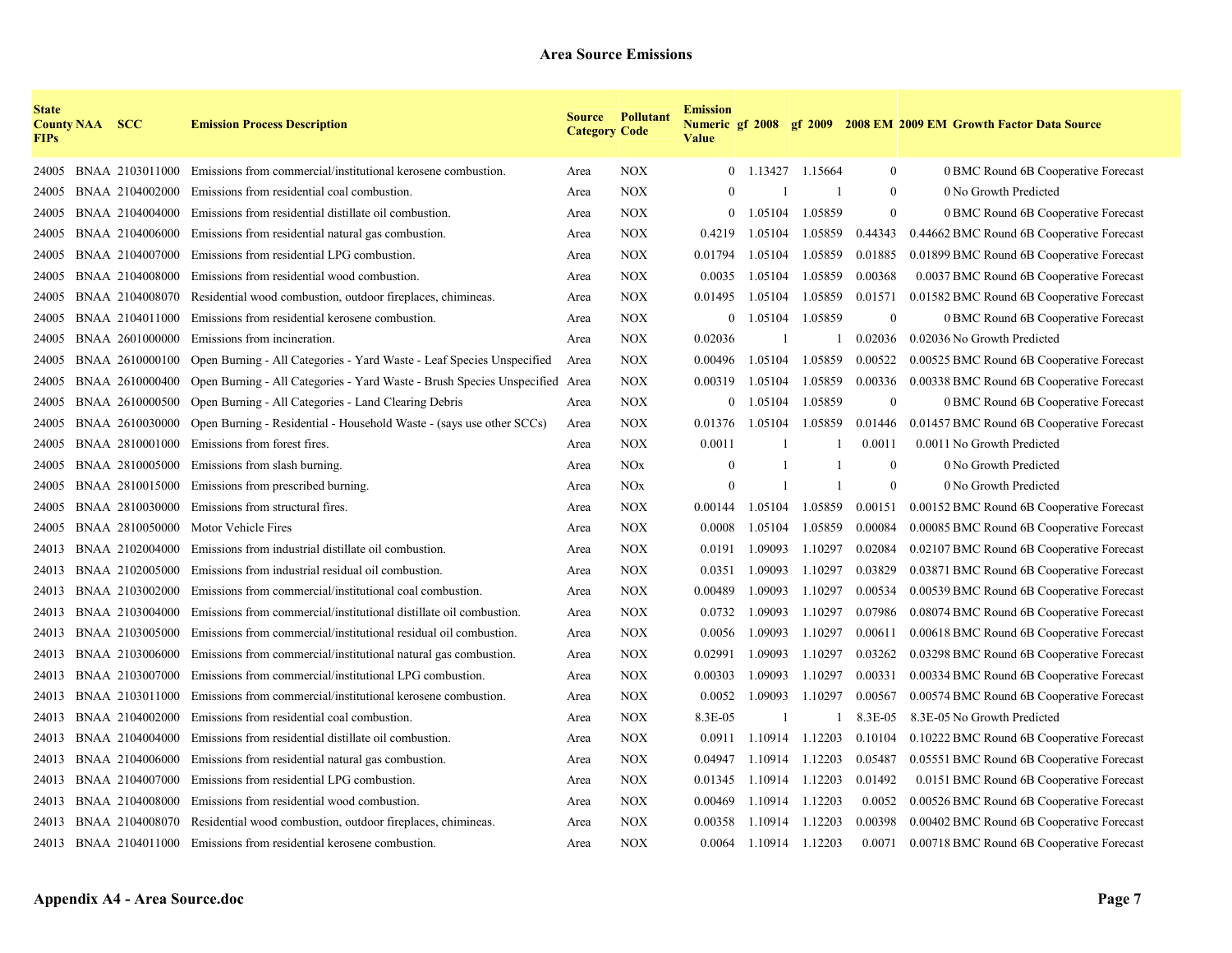## Area Source Emissions

| State County FIPs | NAA | SCC | Emission Process Description | Source Category | Pollutant Code | Emission Numeric Value | gf 2008 | gf 2009 | 2008 EM | 2009 EM | Growth Factor Data Source |
|---|---|---|---|---|---|---|---|---|---|---|---|
| 24005 | BNAA | 2103011000 | Emissions from commercial/institutional kerosene combustion. | Area | NOX | 0 | 1.13427 | 1.15664 | 0 | 0 | BMC Round 6B Cooperative Forecast |
| 24005 | BNAA | 2104002000 | Emissions from residential coal combustion. | Area | NOX | 0 | 1 | 1 | 0 | 0 | No Growth Predicted |
| 24005 | BNAA | 2104004000 | Emissions from residential distillate oil combustion. | Area | NOX | 0 | 1.05104 | 1.05859 | 0 | 0 | BMC Round 6B Cooperative Forecast |
| 24005 | BNAA | 2104006000 | Emissions from residential natural gas combustion. | Area | NOX | 0.4219 | 1.05104 | 1.05859 | 0.44343 | 0.44662 | BMC Round 6B Cooperative Forecast |
| 24005 | BNAA | 2104007000 | Emissions from residential LPG combustion. | Area | NOX | 0.01794 | 1.05104 | 1.05859 | 0.01885 | 0.01899 | BMC Round 6B Cooperative Forecast |
| 24005 | BNAA | 2104008000 | Emissions from residential wood combustion. | Area | NOX | 0.0035 | 1.05104 | 1.05859 | 0.00368 | 0.0037 | BMC Round 6B Cooperative Forecast |
| 24005 | BNAA | 2104008070 | Residential wood combustion, outdoor fireplaces, chimineas. | Area | NOX | 0.01495 | 1.05104 | 1.05859 | 0.01571 | 0.01582 | BMC Round 6B Cooperative Forecast |
| 24005 | BNAA | 2104011000 | Emissions from residential kerosene combustion. | Area | NOX | 0 | 1.05104 | 1.05859 | 0 | 0 | BMC Round 6B Cooperative Forecast |
| 24005 | BNAA | 2601000000 | Emissions from incineration. | Area | NOX | 0.02036 | 1 | 1 | 0.02036 | 0.02036 | No Growth Predicted |
| 24005 | BNAA | 2610000100 | Open Burning - All Categories - Yard Waste - Leaf Species Unspecified | Area | NOX | 0.00496 | 1.05104 | 1.05859 | 0.00522 | 0.00525 | BMC Round 6B Cooperative Forecast |
| 24005 | BNAA | 2610000400 | Open Burning - All Categories - Yard Waste - Brush Species Unspecified | Area | NOX | 0.00319 | 1.05104 | 1.05859 | 0.00336 | 0.00338 | BMC Round 6B Cooperative Forecast |
| 24005 | BNAA | 2610000500 | Open Burning - All Categories - Land Clearing Debris | Area | NOX | 0 | 1.05104 | 1.05859 | 0 | 0 | BMC Round 6B Cooperative Forecast |
| 24005 | BNAA | 2610030000 | Open Burning - Residential - Household Waste - (says use other SCCs) | Area | NOX | 0.01376 | 1.05104 | 1.05859 | 0.01446 | 0.01457 | BMC Round 6B Cooperative Forecast |
| 24005 | BNAA | 2810001000 | Emissions from forest fires. | Area | NOX | 0.0011 | 1 | 1 | 0.0011 | 0.0011 | No Growth Predicted |
| 24005 | BNAA | 2810005000 | Emissions from slash burning. | Area | NOx | 0 | 1 | 1 | 0 | 0 | No Growth Predicted |
| 24005 | BNAA | 2810015000 | Emissions from prescribed burning. | Area | NOx | 0 | 1 | 1 | 0 | 0 | No Growth Predicted |
| 24005 | BNAA | 2810030000 | Emissions from structural fires. | Area | NOX | 0.00144 | 1.05104 | 1.05859 | 0.00151 | 0.00152 | BMC Round 6B Cooperative Forecast |
| 24005 | BNAA | 2810050000 | Motor Vehicle Fires | Area | NOX | 0.0008 | 1.05104 | 1.05859 | 0.00084 | 0.00085 | BMC Round 6B Cooperative Forecast |
| 24013 | BNAA | 2102004000 | Emissions from industrial distillate oil combustion. | Area | NOX | 0.0191 | 1.09093 | 1.10297 | 0.02084 | 0.02107 | BMC Round 6B Cooperative Forecast |
| 24013 | BNAA | 2102005000 | Emissions from industrial residual oil combustion. | Area | NOX | 0.0351 | 1.09093 | 1.10297 | 0.03829 | 0.03871 | BMC Round 6B Cooperative Forecast |
| 24013 | BNAA | 2103002000 | Emissions from commercial/institutional coal combustion. | Area | NOX | 0.00489 | 1.09093 | 1.10297 | 0.00534 | 0.00539 | BMC Round 6B Cooperative Forecast |
| 24013 | BNAA | 2103004000 | Emissions from commercial/institutional distillate oil combustion. | Area | NOX | 0.0732 | 1.09093 | 1.10297 | 0.07986 | 0.08074 | BMC Round 6B Cooperative Forecast |
| 24013 | BNAA | 2103005000 | Emissions from commercial/institutional residual oil combustion. | Area | NOX | 0.0056 | 1.09093 | 1.10297 | 0.00611 | 0.00618 | BMC Round 6B Cooperative Forecast |
| 24013 | BNAA | 2103006000 | Emissions from commercial/institutional natural gas combustion. | Area | NOX | 0.02991 | 1.09093 | 1.10297 | 0.03262 | 0.03298 | BMC Round 6B Cooperative Forecast |
| 24013 | BNAA | 2103007000 | Emissions from commercial/institutional LPG combustion. | Area | NOX | 0.00303 | 1.09093 | 1.10297 | 0.00331 | 0.00334 | BMC Round 6B Cooperative Forecast |
| 24013 | BNAA | 2103011000 | Emissions from commercial/institutional kerosene combustion. | Area | NOX | 0.0052 | 1.09093 | 1.10297 | 0.00567 | 0.00574 | BMC Round 6B Cooperative Forecast |
| 24013 | BNAA | 2104002000 | Emissions from residential coal combustion. | Area | NOX | 8.3E-05 | 1 | 1 | 8.3E-05 | 8.3E-05 | No Growth Predicted |
| 24013 | BNAA | 2104004000 | Emissions from residential distillate oil combustion. | Area | NOX | 0.0911 | 1.10914 | 1.12203 | 0.10104 | 0.10222 | BMC Round 6B Cooperative Forecast |
| 24013 | BNAA | 2104006000 | Emissions from residential natural gas combustion. | Area | NOX | 0.04947 | 1.10914 | 1.12203 | 0.05487 | 0.05551 | BMC Round 6B Cooperative Forecast |
| 24013 | BNAA | 2104007000 | Emissions from residential LPG combustion. | Area | NOX | 0.01345 | 1.10914 | 1.12203 | 0.01492 | 0.0151 | BMC Round 6B Cooperative Forecast |
| 24013 | BNAA | 2104008000 | Emissions from residential wood combustion. | Area | NOX | 0.00469 | 1.10914 | 1.12203 | 0.0052 | 0.00526 | BMC Round 6B Cooperative Forecast |
| 24013 | BNAA | 2104008070 | Residential wood combustion, outdoor fireplaces, chimineas. | Area | NOX | 0.00358 | 1.10914 | 1.12203 | 0.00398 | 0.00402 | BMC Round 6B Cooperative Forecast |
| 24013 | BNAA | 2104011000 | Emissions from residential kerosene combustion. | Area | NOX | 0.0064 | 1.10914 | 1.12203 | 0.0071 | 0.00718 | BMC Round 6B Cooperative Forecast |

**Appendix A4 - Area Source.doc**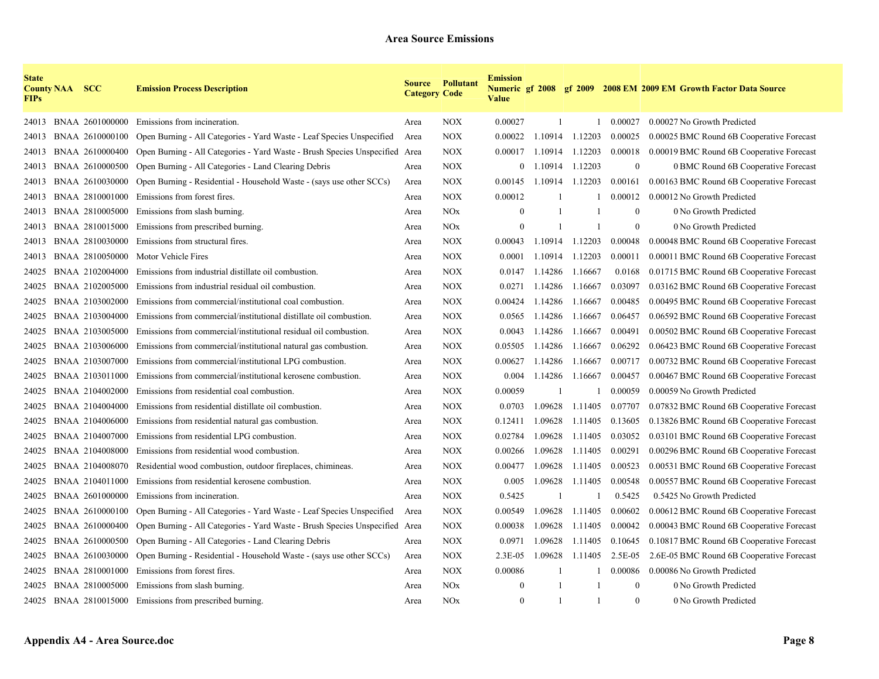## Area Source Emissions

| State County FIPs | NAA | SCC | Emission Process Description | Source Category | Pollutant Code | Emission Numeric Value | gf 2008 | gf 2009 | 2008 EM | 2009 EM | Growth Factor Data Source |
|---|---|---|---|---|---|---|---|---|---|---|---|
| 24013 | BNAA | 2601000000 | Emissions from incineration. | Area | NOX | 0.00027 | 1 | 1 | 0.00027 | 0.00027 | No Growth Predicted |
| 24013 | BNAA | 2610000100 | Open Burning - All Categories - Yard Waste - Leaf Species Unspecified | Area | NOX | 0.00022 | 1.10914 | 1.12203 | 0.00025 | 0.00025 | BMC Round 6B Cooperative Forecast |
| 24013 | BNAA | 2610000400 | Open Burning - All Categories - Yard Waste - Brush Species Unspecified | Area | NOX | 0.00017 | 1.10914 | 1.12203 | 0.00018 | 0.00019 | BMC Round 6B Cooperative Forecast |
| 24013 | BNAA | 2610000500 | Open Burning - All Categories - Land Clearing Debris | Area | NOX | 0 | 1.10914 | 1.12203 | 0 | 0 | BMC Round 6B Cooperative Forecast |
| 24013 | BNAA | 2610030000 | Open Burning - Residential - Household Waste - (says use other SCCs) | Area | NOX | 0.00145 | 1.10914 | 1.12203 | 0.00161 | 0.00163 | BMC Round 6B Cooperative Forecast |
| 24013 | BNAA | 2810001000 | Emissions from forest fires. | Area | NOX | 0.00012 | 1 | 1 | 0.00012 | 0.00012 | No Growth Predicted |
| 24013 | BNAA | 2810005000 | Emissions from slash burning. | Area | NOx | 0 | 1 | 1 | 0 | 0 | No Growth Predicted |
| 24013 | BNAA | 2810015000 | Emissions from prescribed burning. | Area | NOx | 0 | 1 | 1 | 0 | 0 | No Growth Predicted |
| 24013 | BNAA | 2810030000 | Emissions from structural fires. | Area | NOX | 0.00043 | 1.10914 | 1.12203 | 0.00048 | 0.00048 | BMC Round 6B Cooperative Forecast |
| 24013 | BNAA | 2810050000 | Motor Vehicle Fires | Area | NOX | 0.0001 | 1.10914 | 1.12203 | 0.00011 | 0.00011 | BMC Round 6B Cooperative Forecast |
| 24025 | BNAA | 2102004000 | Emissions from industrial distillate oil combustion. | Area | NOX | 0.0147 | 1.14286 | 1.16667 | 0.0168 | 0.01715 | BMC Round 6B Cooperative Forecast |
| 24025 | BNAA | 2102005000 | Emissions from industrial residual oil combustion. | Area | NOX | 0.0271 | 1.14286 | 1.16667 | 0.03097 | 0.03162 | BMC Round 6B Cooperative Forecast |
| 24025 | BNAA | 2103002000 | Emissions from commercial/institutional coal combustion. | Area | NOX | 0.00424 | 1.14286 | 1.16667 | 0.00485 | 0.00495 | BMC Round 6B Cooperative Forecast |
| 24025 | BNAA | 2103004000 | Emissions from commercial/institutional distillate oil combustion. | Area | NOX | 0.0565 | 1.14286 | 1.16667 | 0.06457 | 0.06592 | BMC Round 6B Cooperative Forecast |
| 24025 | BNAA | 2103005000 | Emissions from commercial/institutional residual oil combustion. | Area | NOX | 0.0043 | 1.14286 | 1.16667 | 0.00491 | 0.00502 | BMC Round 6B Cooperative Forecast |
| 24025 | BNAA | 2103006000 | Emissions from commercial/institutional natural gas combustion. | Area | NOX | 0.05505 | 1.14286 | 1.16667 | 0.06292 | 0.06423 | BMC Round 6B Cooperative Forecast |
| 24025 | BNAA | 2103007000 | Emissions from commercial/institutional LPG combustion. | Area | NOX | 0.00627 | 1.14286 | 1.16667 | 0.00717 | 0.00732 | BMC Round 6B Cooperative Forecast |
| 24025 | BNAA | 2103011000 | Emissions from commercial/institutional kerosene combustion. | Area | NOX | 0.004 | 1.14286 | 1.16667 | 0.00457 | 0.00467 | BMC Round 6B Cooperative Forecast |
| 24025 | BNAA | 2104002000 | Emissions from residential coal combustion. | Area | NOX | 0.00059 | 1 | 1 | 0.00059 | 0.00059 | No Growth Predicted |
| 24025 | BNAA | 2104004000 | Emissions from residential distillate oil combustion. | Area | NOX | 0.0703 | 1.09628 | 1.11405 | 0.07707 | 0.07832 | BMC Round 6B Cooperative Forecast |
| 24025 | BNAA | 2104006000 | Emissions from residential natural gas combustion. | Area | NOX | 0.12411 | 1.09628 | 1.11405 | 0.13605 | 0.13826 | BMC Round 6B Cooperative Forecast |
| 24025 | BNAA | 2104007000 | Emissions from residential LPG combustion. | Area | NOX | 0.02784 | 1.09628 | 1.11405 | 0.03052 | 0.03101 | BMC Round 6B Cooperative Forecast |
| 24025 | BNAA | 2104008000 | Emissions from residential wood combustion. | Area | NOX | 0.00266 | 1.09628 | 1.11405 | 0.00291 | 0.00296 | BMC Round 6B Cooperative Forecast |
| 24025 | BNAA | 2104008070 | Residential wood combustion, outdoor fireplaces, chimineas. | Area | NOX | 0.00477 | 1.09628 | 1.11405 | 0.00523 | 0.00531 | BMC Round 6B Cooperative Forecast |
| 24025 | BNAA | 2104011000 | Emissions from residential kerosene combustion. | Area | NOX | 0.005 | 1.09628 | 1.11405 | 0.00548 | 0.00557 | BMC Round 6B Cooperative Forecast |
| 24025 | BNAA | 2601000000 | Emissions from incineration. | Area | NOX | 0.5425 | 1 | 1 | 0.5425 | 0.5425 | No Growth Predicted |
| 24025 | BNAA | 2610000100 | Open Burning - All Categories - Yard Waste - Leaf Species Unspecified | Area | NOX | 0.00549 | 1.09628 | 1.11405 | 0.00602 | 0.00612 | BMC Round 6B Cooperative Forecast |
| 24025 | BNAA | 2610000400 | Open Burning - All Categories - Yard Waste - Brush Species Unspecified | Area | NOX | 0.00038 | 1.09628 | 1.11405 | 0.00042 | 0.00043 | BMC Round 6B Cooperative Forecast |
| 24025 | BNAA | 2610000500 | Open Burning - All Categories - Land Clearing Debris | Area | NOX | 0.0971 | 1.09628 | 1.11405 | 0.10645 | 0.10817 | BMC Round 6B Cooperative Forecast |
| 24025 | BNAA | 2610030000 | Open Burning - Residential - Household Waste - (says use other SCCs) | Area | NOX | 2.3E-05 | 1.09628 | 1.11405 | 2.5E-05 | 2.6E-05 | BMC Round 6B Cooperative Forecast |
| 24025 | BNAA | 2810001000 | Emissions from forest fires. | Area | NOX | 0.00086 | 1 | 1 | 0.00086 | 0.00086 | No Growth Predicted |
| 24025 | BNAA | 2810005000 | Emissions from slash burning. | Area | NOx | 0 | 1 | 1 | 0 | 0 | No Growth Predicted |
| 24025 | BNAA | 2810015000 | Emissions from prescribed burning. | Area | NOx | 0 | 1 | 1 | 0 | 0 | No Growth Predicted |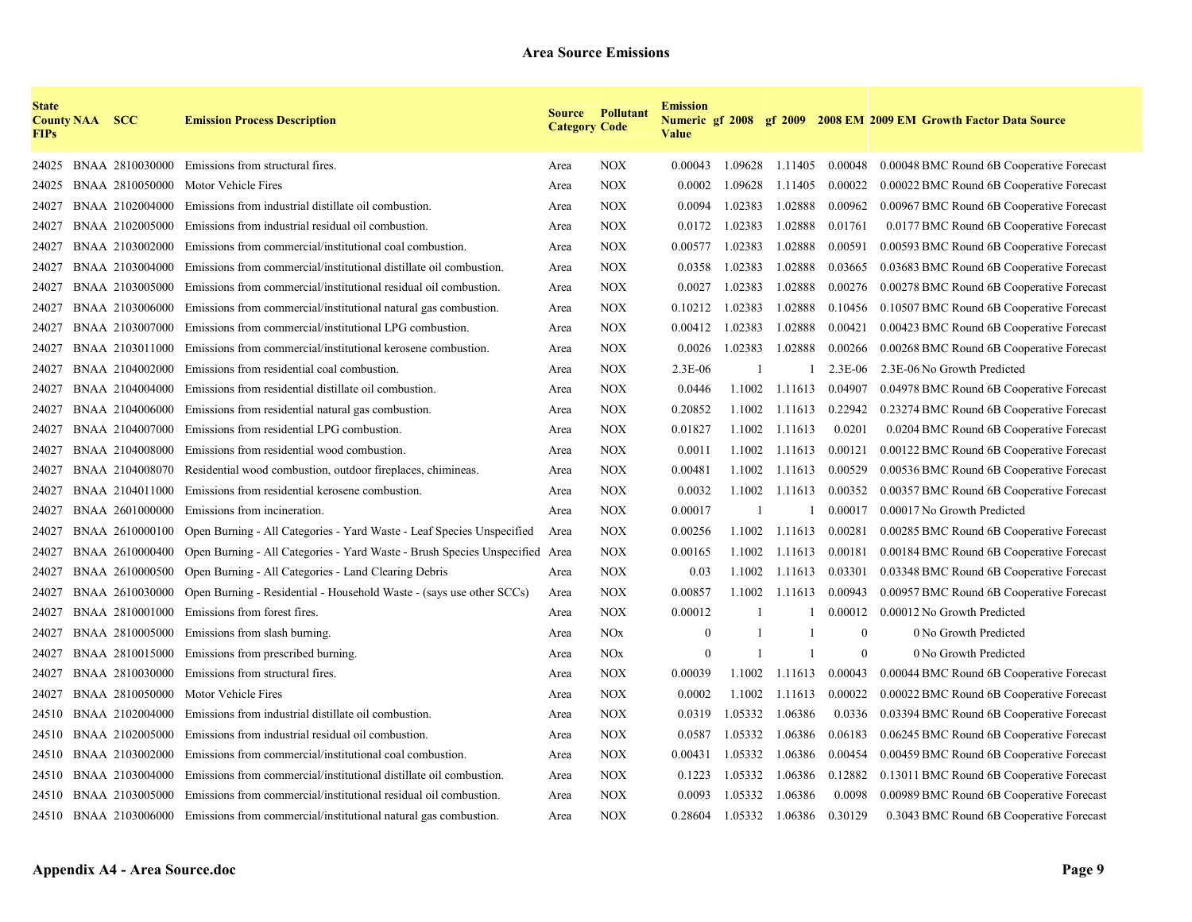## Area Source Emissions

| State County FIPs | NAA | SCC | Emission Process Description | Source Category | Pollutant Code | Emission Numeric Value | gf 2008 | gf 2009 | 2008 EM | 2009 EM | Growth Factor Data Source |
|---|---|---|---|---|---|---|---|---|---|---|---|
| 24025 | BNAA | 2810030000 | Emissions from structural fires. | Area | NOX | 0.00043 | 1.09628 | 1.11405 | 0.00048 | 0.00048 | BMC Round 6B Cooperative Forecast |
| 24025 | BNAA | 2810050000 | Motor Vehicle Fires | Area | NOX | 0.0002 | 1.09628 | 1.11405 | 0.00022 | 0.00022 | BMC Round 6B Cooperative Forecast |
| 24027 | BNAA | 2102004000 | Emissions from industrial distillate oil combustion. | Area | NOX | 0.0094 | 1.02383 | 1.02888 | 0.00962 | 0.00967 | BMC Round 6B Cooperative Forecast |
| 24027 | BNAA | 2102005000 | Emissions from industrial residual oil combustion. | Area | NOX | 0.0172 | 1.02383 | 1.02888 | 0.01761 | 0.0177 | BMC Round 6B Cooperative Forecast |
| 24027 | BNAA | 2103002000 | Emissions from commercial/institutional coal combustion. | Area | NOX | 0.00577 | 1.02383 | 1.02888 | 0.00591 | 0.00593 | BMC Round 6B Cooperative Forecast |
| 24027 | BNAA | 2103004000 | Emissions from commercial/institutional distillate oil combustion. | Area | NOX | 0.0358 | 1.02383 | 1.02888 | 0.03665 | 0.03683 | BMC Round 6B Cooperative Forecast |
| 24027 | BNAA | 2103005000 | Emissions from commercial/institutional residual oil combustion. | Area | NOX | 0.0027 | 1.02383 | 1.02888 | 0.00276 | 0.00278 | BMC Round 6B Cooperative Forecast |
| 24027 | BNAA | 2103006000 | Emissions from commercial/institutional natural gas combustion. | Area | NOX | 0.10212 | 1.02383 | 1.02888 | 0.10456 | 0.10507 | BMC Round 6B Cooperative Forecast |
| 24027 | BNAA | 2103007000 | Emissions from commercial/institutional LPG combustion. | Area | NOX | 0.00412 | 1.02383 | 1.02888 | 0.00421 | 0.00423 | BMC Round 6B Cooperative Forecast |
| 24027 | BNAA | 2103011000 | Emissions from commercial/institutional kerosene combustion. | Area | NOX | 0.0026 | 1.02383 | 1.02888 | 0.00266 | 0.00268 | BMC Round 6B Cooperative Forecast |
| 24027 | BNAA | 2104002000 | Emissions from residential coal combustion. | Area | NOX | 2.3E-06 | 1 | 1 | 2.3E-06 | 2.3E-06 | No Growth Predicted |
| 24027 | BNAA | 2104004000 | Emissions from residential distillate oil combustion. | Area | NOX | 0.0446 | 1.1002 | 1.11613 | 0.04907 | 0.04978 | BMC Round 6B Cooperative Forecast |
| 24027 | BNAA | 2104006000 | Emissions from residential natural gas combustion. | Area | NOX | 0.20852 | 1.1002 | 1.11613 | 0.22942 | 0.23274 | BMC Round 6B Cooperative Forecast |
| 24027 | BNAA | 2104007000 | Emissions from residential LPG combustion. | Area | NOX | 0.01827 | 1.1002 | 1.11613 | 0.0201 | 0.0204 | BMC Round 6B Cooperative Forecast |
| 24027 | BNAA | 2104008000 | Emissions from residential wood combustion. | Area | NOX | 0.0011 | 1.1002 | 1.11613 | 0.00121 | 0.00122 | BMC Round 6B Cooperative Forecast |
| 24027 | BNAA | 2104008070 | Residential wood combustion, outdoor fireplaces, chimineas. | Area | NOX | 0.00481 | 1.1002 | 1.11613 | 0.00529 | 0.00536 | BMC Round 6B Cooperative Forecast |
| 24027 | BNAA | 2104011000 | Emissions from residential kerosene combustion. | Area | NOX | 0.0032 | 1.1002 | 1.11613 | 0.00352 | 0.00357 | BMC Round 6B Cooperative Forecast |
| 24027 | BNAA | 2601000000 | Emissions from incineration. | Area | NOX | 0.00017 | 1 | 1 | 0.00017 | 0.00017 | No Growth Predicted |
| 24027 | BNAA | 2610000100 | Open Burning - All Categories - Yard Waste - Leaf Species Unspecified | Area | NOX | 0.00256 | 1.1002 | 1.11613 | 0.00281 | 0.00285 | BMC Round 6B Cooperative Forecast |
| 24027 | BNAA | 2610000400 | Open Burning - All Categories - Yard Waste - Brush Species Unspecified | Area | NOX | 0.00165 | 1.1002 | 1.11613 | 0.00181 | 0.00184 | BMC Round 6B Cooperative Forecast |
| 24027 | BNAA | 2610000500 | Open Burning - All Categories - Land Clearing Debris | Area | NOX | 0.03 | 1.1002 | 1.11613 | 0.03301 | 0.03348 | BMC Round 6B Cooperative Forecast |
| 24027 | BNAA | 2610030000 | Open Burning - Residential - Household Waste - (says use other SCCs) | Area | NOX | 0.00857 | 1.1002 | 1.11613 | 0.00943 | 0.00957 | BMC Round 6B Cooperative Forecast |
| 24027 | BNAA | 2810001000 | Emissions from forest fires. | Area | NOX | 0.00012 | 1 | 1 | 0.00012 | 0.00012 | No Growth Predicted |
| 24027 | BNAA | 2810005000 | Emissions from slash burning. | Area | NOx | 0 | 1 | 1 | 0 | 0 | No Growth Predicted |
| 24027 | BNAA | 2810015000 | Emissions from prescribed burning. | Area | NOx | 0 | 1 | 1 | 0 | 0 | No Growth Predicted |
| 24027 | BNAA | 2810030000 | Emissions from structural fires. | Area | NOX | 0.00039 | 1.1002 | 1.11613 | 0.00043 | 0.00044 | BMC Round 6B Cooperative Forecast |
| 24027 | BNAA | 2810050000 | Motor Vehicle Fires | Area | NOX | 0.0002 | 1.1002 | 1.11613 | 0.00022 | 0.00022 | BMC Round 6B Cooperative Forecast |
| 24510 | BNAA | 2102004000 | Emissions from industrial distillate oil combustion. | Area | NOX | 0.0319 | 1.05332 | 1.06386 | 0.0336 | 0.03394 | BMC Round 6B Cooperative Forecast |
| 24510 | BNAA | 2102005000 | Emissions from industrial residual oil combustion. | Area | NOX | 0.0587 | 1.05332 | 1.06386 | 0.06183 | 0.06245 | BMC Round 6B Cooperative Forecast |
| 24510 | BNAA | 2103002000 | Emissions from commercial/institutional coal combustion. | Area | NOX | 0.00431 | 1.05332 | 1.06386 | 0.00454 | 0.00459 | BMC Round 6B Cooperative Forecast |
| 24510 | BNAA | 2103004000 | Emissions from commercial/institutional distillate oil combustion. | Area | NOX | 0.1223 | 1.05332 | 1.06386 | 0.12882 | 0.13011 | BMC Round 6B Cooperative Forecast |
| 24510 | BNAA | 2103005000 | Emissions from commercial/institutional residual oil combustion. | Area | NOX | 0.0093 | 1.05332 | 1.06386 | 0.0098 | 0.00989 | BMC Round 6B Cooperative Forecast |
| 24510 | BNAA | 2103006000 | Emissions from commercial/institutional natural gas combustion. | Area | NOX | 0.28604 | 1.05332 | 1.06386 | 0.30129 | 0.3043 | BMC Round 6B Cooperative Forecast |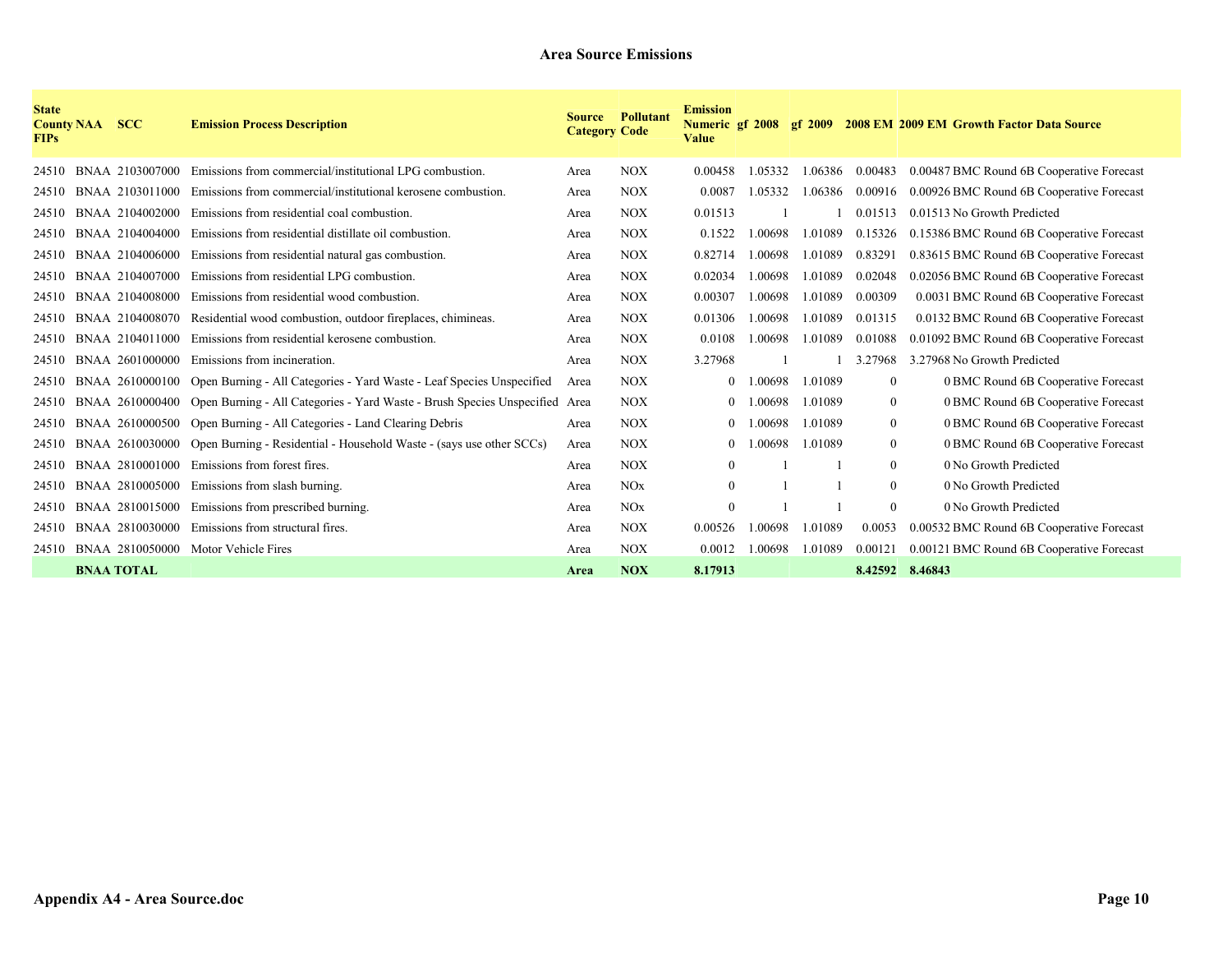# Area Source Emissions

| State County FIPs | NAA | SCC | Emission Process Description | Source Category | Pollutant Code | Emission Numeric Value | gf 2008 | gf 2009 | 2008 EM | 2009 EM | Growth Factor Data Source |
|---|---|---|---|---|---|---|---|---|---|---|---|
| 24510 | BNAA | 2103007000 | Emissions from commercial/institutional LPG combustion. | Area | NOX | 0.00458 | 1.05332 | 1.06386 | 0.00483 | 0.00487 | BMC Round 6B Cooperative Forecast |
| 24510 | BNAA | 2103011000 | Emissions from commercial/institutional kerosene combustion. | Area | NOX | 0.0087 | 1.05332 | 1.06386 | 0.00916 | 0.00926 | BMC Round 6B Cooperative Forecast |
| 24510 | BNAA | 2104002000 | Emissions from residential coal combustion. | Area | NOX | 0.01513 | 1 | 1 | 0.01513 | 0.01513 | No Growth Predicted |
| 24510 | BNAA | 2104004000 | Emissions from residential distillate oil combustion. | Area | NOX | 0.1522 | 1.00698 | 1.01089 | 0.15326 | 0.15386 | BMC Round 6B Cooperative Forecast |
| 24510 | BNAA | 2104006000 | Emissions from residential natural gas combustion. | Area | NOX | 0.82714 | 1.00698 | 1.01089 | 0.83291 | 0.83615 | BMC Round 6B Cooperative Forecast |
| 24510 | BNAA | 2104007000 | Emissions from residential LPG combustion. | Area | NOX | 0.02034 | 1.00698 | 1.01089 | 0.02048 | 0.02056 | BMC Round 6B Cooperative Forecast |
| 24510 | BNAA | 2104008000 | Emissions from residential wood combustion. | Area | NOX | 0.00307 | 1.00698 | 1.01089 | 0.00309 | 0.0031 | BMC Round 6B Cooperative Forecast |
| 24510 | BNAA | 2104008070 | Residential wood combustion, outdoor fireplaces, chimineas. | Area | NOX | 0.01306 | 1.00698 | 1.01089 | 0.01315 | 0.0132 | BMC Round 6B Cooperative Forecast |
| 24510 | BNAA | 2104011000 | Emissions from residential kerosene combustion. | Area | NOX | 0.0108 | 1.00698 | 1.01089 | 0.01088 | 0.01092 | BMC Round 6B Cooperative Forecast |
| 24510 | BNAA | 2601000000 | Emissions from incineration. | Area | NOX | 3.27968 | 1 | 1 | 3.27968 | 3.27968 | No Growth Predicted |
| 24510 | BNAA | 2610000100 | Open Burning - All Categories - Yard Waste - Leaf Species Unspecified | Area | NOX | 0 | 1.00698 | 1.01089 | 0 | 0 | BMC Round 6B Cooperative Forecast |
| 24510 | BNAA | 2610000400 | Open Burning - All Categories - Yard Waste - Brush Species Unspecified | Area | NOX | 0 | 1.00698 | 1.01089 | 0 | 0 | BMC Round 6B Cooperative Forecast |
| 24510 | BNAA | 2610000500 | Open Burning - All Categories - Land Clearing Debris | Area | NOX | 0 | 1.00698 | 1.01089 | 0 | 0 | BMC Round 6B Cooperative Forecast |
| 24510 | BNAA | 2610030000 | Open Burning - Residential - Household Waste - (says use other SCCs) | Area | NOX | 0 | 1.00698 | 1.01089 | 0 | 0 | BMC Round 6B Cooperative Forecast |
| 24510 | BNAA | 2810001000 | Emissions from forest fires. | Area | NOX | 0 | 1 | 1 | 0 | 0 | No Growth Predicted |
| 24510 | BNAA | 2810005000 | Emissions from slash burning. | Area | NOx | 0 | 1 | 1 | 0 | 0 | No Growth Predicted |
| 24510 | BNAA | 2810015000 | Emissions from prescribed burning. | Area | NOx | 0 | 1 | 1 | 0 | 0 | No Growth Predicted |
| 24510 | BNAA | 2810030000 | Emissions from structural fires. | Area | NOX | 0.00526 | 1.00698 | 1.01089 | 0.0053 | 0.00532 | BMC Round 6B Cooperative Forecast |
| 24510 | BNAA | 2810050000 | Motor Vehicle Fires | Area | NOX | 0.0012 | 1.00698 | 1.01089 | 0.00121 | 0.00121 | BMC Round 6B Cooperative Forecast |
| | **BNAA TOTAL** | | | **Area** | **NOX** | **8.17913** | | | **8.42592** | **8.46843** | |

**Appendix A4 - Area Source.doc**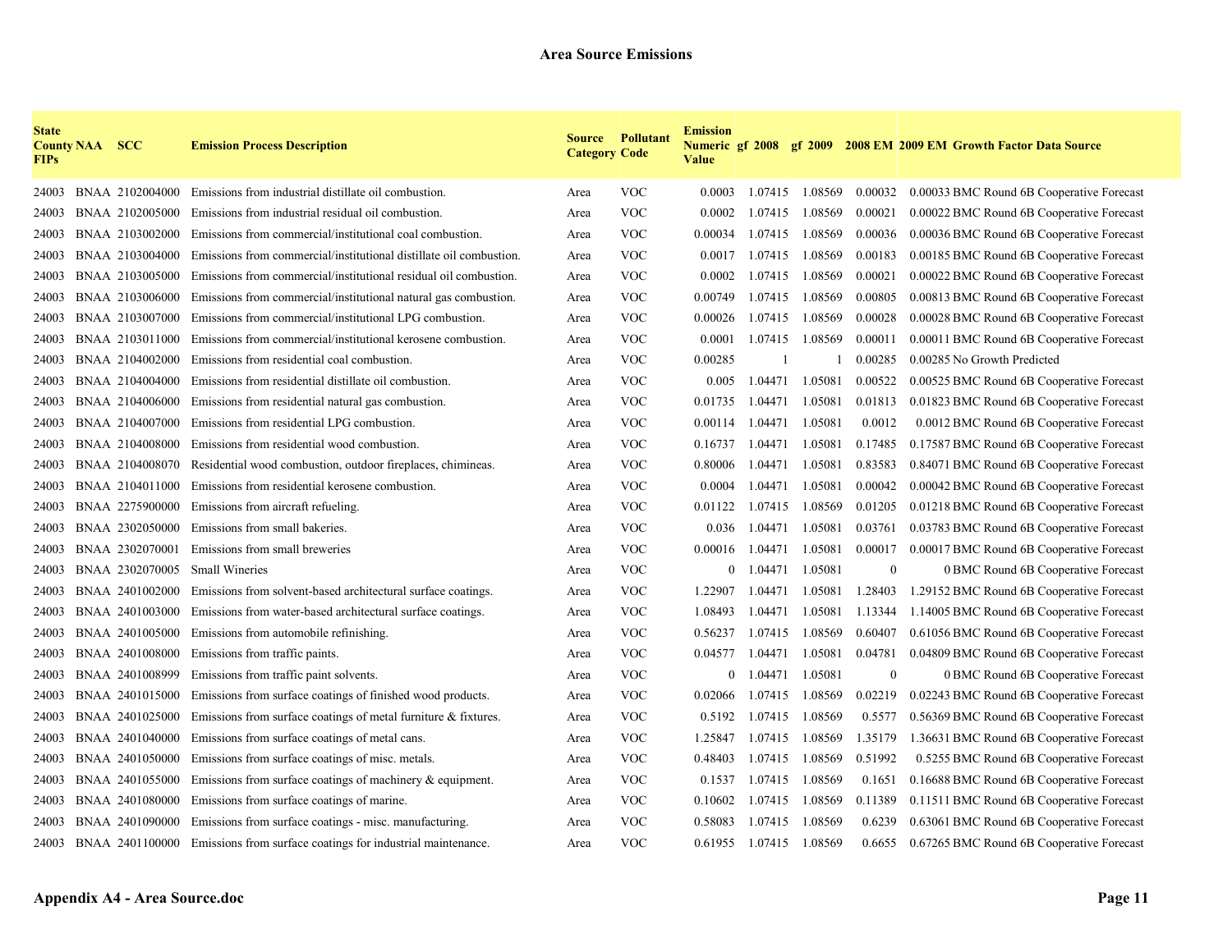**Area Source Emissions**

| State County FIPs | NAA | SCC | Emission Process Description | Source Category | Pollutant Code | Emission Numeric Value | gf 2008 | gf 2009 | 2008 EM | 2009 EM | Growth Factor Data Source |
|---|---|---|---|---|---|---|---|---|---|---|---|
| 24003 | BNAA | 2102004000 | Emissions from industrial distillate oil combustion. | Area | VOC | 0.0003 | 1.07415 | 1.08569 | 0.00032 | 0.00033 | BMC Round 6B Cooperative Forecast |
| 24003 | BNAA | 2102005000 | Emissions from industrial residual oil combustion. | Area | VOC | 0.0002 | 1.07415 | 1.08569 | 0.00021 | 0.00022 | BMC Round 6B Cooperative Forecast |
| 24003 | BNAA | 2103002000 | Emissions from commercial/institutional coal combustion. | Area | VOC | 0.00034 | 1.07415 | 1.08569 | 0.00036 | 0.00036 | BMC Round 6B Cooperative Forecast |
| 24003 | BNAA | 2103004000 | Emissions from commercial/institutional distillate oil combustion. | Area | VOC | 0.0017 | 1.07415 | 1.08569 | 0.00183 | 0.00185 | BMC Round 6B Cooperative Forecast |
| 24003 | BNAA | 2103005000 | Emissions from commercial/institutional residual oil combustion. | Area | VOC | 0.0002 | 1.07415 | 1.08569 | 0.00021 | 0.00022 | BMC Round 6B Cooperative Forecast |
| 24003 | BNAA | 2103006000 | Emissions from commercial/institutional natural gas combustion. | Area | VOC | 0.00749 | 1.07415 | 1.08569 | 0.00805 | 0.00813 | BMC Round 6B Cooperative Forecast |
| 24003 | BNAA | 2103007000 | Emissions from commercial/institutional LPG combustion. | Area | VOC | 0.00026 | 1.07415 | 1.08569 | 0.00028 | 0.00028 | BMC Round 6B Cooperative Forecast |
| 24003 | BNAA | 2103011000 | Emissions from commercial/institutional kerosene combustion. | Area | VOC | 0.0001 | 1.07415 | 1.08569 | 0.00011 | 0.00011 | BMC Round 6B Cooperative Forecast |
| 24003 | BNAA | 2104002000 | Emissions from residential coal combustion. | Area | VOC | 0.00285 | 1 | 1 | 0.00285 | 0.00285 | No Growth Predicted |
| 24003 | BNAA | 2104004000 | Emissions from residential distillate oil combustion. | Area | VOC | 0.005 | 1.04471 | 1.05081 | 0.00522 | 0.00525 | BMC Round 6B Cooperative Forecast |
| 24003 | BNAA | 2104006000 | Emissions from residential natural gas combustion. | Area | VOC | 0.01735 | 1.04471 | 1.05081 | 0.01813 | 0.01823 | BMC Round 6B Cooperative Forecast |
| 24003 | BNAA | 2104007000 | Emissions from residential LPG combustion. | Area | VOC | 0.00114 | 1.04471 | 1.05081 | 0.0012 | 0.0012 | BMC Round 6B Cooperative Forecast |
| 24003 | BNAA | 2104008000 | Emissions from residential wood combustion. | Area | VOC | 0.16737 | 1.04471 | 1.05081 | 0.17485 | 0.17587 | BMC Round 6B Cooperative Forecast |
| 24003 | BNAA | 2104008070 | Residential wood combustion, outdoor fireplaces, chimineas. | Area | VOC | 0.80006 | 1.04471 | 1.05081 | 0.83583 | 0.84071 | BMC Round 6B Cooperative Forecast |
| 24003 | BNAA | 2104011000 | Emissions from residential kerosene combustion. | Area | VOC | 0.0004 | 1.04471 | 1.05081 | 0.00042 | 0.00042 | BMC Round 6B Cooperative Forecast |
| 24003 | BNAA | 2275900000 | Emissions from aircraft refueling. | Area | VOC | 0.01122 | 1.07415 | 1.08569 | 0.01205 | 0.01218 | BMC Round 6B Cooperative Forecast |
| 24003 | BNAA | 2302050000 | Emissions from small bakeries. | Area | VOC | 0.036 | 1.04471 | 1.05081 | 0.03761 | 0.03783 | BMC Round 6B Cooperative Forecast |
| 24003 | BNAA | 2302070001 | Emissions from small breweries | Area | VOC | 0.00016 | 1.04471 | 1.05081 | 0.00017 | 0.00017 | BMC Round 6B Cooperative Forecast |
| 24003 | BNAA | 2302070005 | Small Wineries | Area | VOC | 0 | 1.04471 | 1.05081 | 0 | 0 | BMC Round 6B Cooperative Forecast |
| 24003 | BNAA | 2401002000 | Emissions from solvent-based architectural surface coatings. | Area | VOC | 1.22907 | 1.04471 | 1.05081 | 1.28403 | 1.29152 | BMC Round 6B Cooperative Forecast |
| 24003 | BNAA | 2401003000 | Emissions from water-based architectural surface coatings. | Area | VOC | 1.08493 | 1.04471 | 1.05081 | 1.13344 | 1.14005 | BMC Round 6B Cooperative Forecast |
| 24003 | BNAA | 2401005000 | Emissions from automobile refinishing. | Area | VOC | 0.56237 | 1.07415 | 1.08569 | 0.60407 | 0.61056 | BMC Round 6B Cooperative Forecast |
| 24003 | BNAA | 2401008000 | Emissions from traffic paints. | Area | VOC | 0.04577 | 1.04471 | 1.05081 | 0.04781 | 0.04809 | BMC Round 6B Cooperative Forecast |
| 24003 | BNAA | 2401008999 | Emissions from traffic paint solvents. | Area | VOC | 0 | 1.04471 | 1.05081 | 0 | 0 | BMC Round 6B Cooperative Forecast |
| 24003 | BNAA | 2401015000 | Emissions from surface coatings of finished wood products. | Area | VOC | 0.02066 | 1.07415 | 1.08569 | 0.02219 | 0.02243 | BMC Round 6B Cooperative Forecast |
| 24003 | BNAA | 2401025000 | Emissions from surface coatings of metal furniture & fixtures. | Area | VOC | 0.5192 | 1.07415 | 1.08569 | 0.5577 | 0.56369 | BMC Round 6B Cooperative Forecast |
| 24003 | BNAA | 2401040000 | Emissions from surface coatings of metal cans. | Area | VOC | 1.25847 | 1.07415 | 1.08569 | 1.35179 | 1.36631 | BMC Round 6B Cooperative Forecast |
| 24003 | BNAA | 2401050000 | Emissions from surface coatings of misc. metals. | Area | VOC | 0.48403 | 1.07415 | 1.08569 | 0.51992 | 0.5255 | BMC Round 6B Cooperative Forecast |
| 24003 | BNAA | 2401055000 | Emissions from surface coatings of machinery & equipment. | Area | VOC | 0.1537 | 1.07415 | 1.08569 | 0.1651 | 0.16688 | BMC Round 6B Cooperative Forecast |
| 24003 | BNAA | 2401080000 | Emissions from surface coatings of marine. | Area | VOC | 0.10602 | 1.07415 | 1.08569 | 0.11389 | 0.11511 | BMC Round 6B Cooperative Forecast |
| 24003 | BNAA | 2401090000 | Emissions from surface coatings - misc. manufacturing. | Area | VOC | 0.58083 | 1.07415 | 1.08569 | 0.6239 | 0.63061 | BMC Round 6B Cooperative Forecast |
| 24003 | BNAA | 2401100000 | Emissions from surface coatings for industrial maintenance. | Area | VOC | 0.61955 | 1.07415 | 1.08569 | 0.6655 | 0.67265 | BMC Round 6B Cooperative Forecast |

**Appendix A4 - Area Source.doc**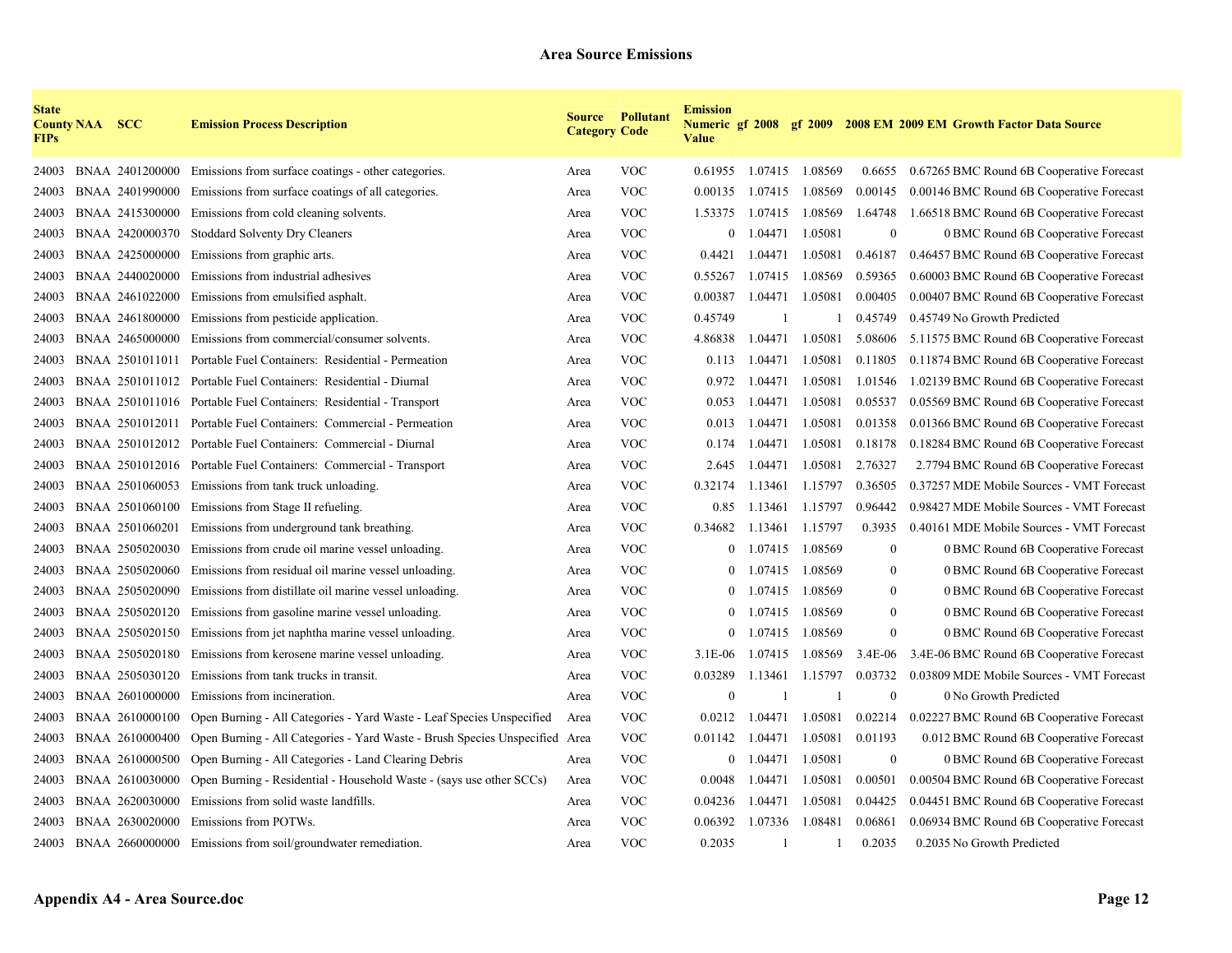## Area Source Emissions

| State County FIPs | NAA | SCC | Emission Process Description | Source Category | Pollutant Code | Emission Numeric Value | gf 2008 | gf 2009 | 2008 EM | 2009 EM | Growth Factor Data Source |
|---|---|---|---|---|---|---|---|---|---|---|---|
| 24003 | BNAA | 2401200000 | Emissions from surface coatings - other categories. | Area | VOC | 0.61955 | 1.07415 | 1.08569 | 0.6655 | 0.67265 | BMC Round 6B Cooperative Forecast |
| 24003 | BNAA | 2401990000 | Emissions from surface coatings of all categories. | Area | VOC | 0.00135 | 1.07415 | 1.08569 | 0.00145 | 0.00146 | BMC Round 6B Cooperative Forecast |
| 24003 | BNAA | 2415300000 | Emissions from cold cleaning solvents. | Area | VOC | 1.53375 | 1.07415 | 1.08569 | 1.64748 | 1.66518 | BMC Round 6B Cooperative Forecast |
| 24003 | BNAA | 2420000370 | Stoddard Solventy Dry Cleaners | Area | VOC | 0 | 1.04471 | 1.05081 | 0 | 0 | BMC Round 6B Cooperative Forecast |
| 24003 | BNAA | 2425000000 | Emissions from graphic arts. | Area | VOC | 0.4421 | 1.04471 | 1.05081 | 0.46187 | 0.46457 | BMC Round 6B Cooperative Forecast |
| 24003 | BNAA | 2440020000 | Emissions from industrial adhesives | Area | VOC | 0.55267 | 1.07415 | 1.08569 | 0.59365 | 0.60003 | BMC Round 6B Cooperative Forecast |
| 24003 | BNAA | 2461022000 | Emissions from emulsified asphalt. | Area | VOC | 0.00387 | 1.04471 | 1.05081 | 0.00405 | 0.00407 | BMC Round 6B Cooperative Forecast |
| 24003 | BNAA | 2461800000 | Emissions from pesticide application. | Area | VOC | 0.45749 | 1 | 1 | 0.45749 | 0.45749 | No Growth Predicted |
| 24003 | BNAA | 2465000000 | Emissions from commercial/consumer solvents. | Area | VOC | 4.86838 | 1.04471 | 1.05081 | 5.08606 | 5.11575 | BMC Round 6B Cooperative Forecast |
| 24003 | BNAA | 2501011011 | Portable Fuel Containers: Residential - Permeation | Area | VOC | 0.113 | 1.04471 | 1.05081 | 0.11805 | 0.11874 | BMC Round 6B Cooperative Forecast |
| 24003 | BNAA | 2501011012 | Portable Fuel Containers: Residential - Diurnal | Area | VOC | 0.972 | 1.04471 | 1.05081 | 1.01546 | 1.02139 | BMC Round 6B Cooperative Forecast |
| 24003 | BNAA | 2501011016 | Portable Fuel Containers: Residential - Transport | Area | VOC | 0.053 | 1.04471 | 1.05081 | 0.05537 | 0.05569 | BMC Round 6B Cooperative Forecast |
| 24003 | BNAA | 2501012011 | Portable Fuel Containers: Commercial - Permeation | Area | VOC | 0.013 | 1.04471 | 1.05081 | 0.01358 | 0.01366 | BMC Round 6B Cooperative Forecast |
| 24003 | BNAA | 2501012012 | Portable Fuel Containers: Commercial - Diurnal | Area | VOC | 0.174 | 1.04471 | 1.05081 | 0.18178 | 0.18284 | BMC Round 6B Cooperative Forecast |
| 24003 | BNAA | 2501012016 | Portable Fuel Containers: Commercial - Transport | Area | VOC | 2.645 | 1.04471 | 1.05081 | 2.76327 | 2.7794 | BMC Round 6B Cooperative Forecast |
| 24003 | BNAA | 2501060053 | Emissions from tank truck unloading. | Area | VOC | 0.32174 | 1.13461 | 1.15797 | 0.36505 | 0.37257 | MDE Mobile Sources - VMT Forecast |
| 24003 | BNAA | 2501060100 | Emissions from Stage II refueling. | Area | VOC | 0.85 | 1.13461 | 1.15797 | 0.96442 | 0.98427 | MDE Mobile Sources - VMT Forecast |
| 24003 | BNAA | 2501060201 | Emissions from underground tank breathing. | Area | VOC | 0.34682 | 1.13461 | 1.15797 | 0.3935 | 0.40161 | MDE Mobile Sources - VMT Forecast |
| 24003 | BNAA | 2505020030 | Emissions from crude oil marine vessel unloading. | Area | VOC | 0 | 1.07415 | 1.08569 | 0 | 0 | BMC Round 6B Cooperative Forecast |
| 24003 | BNAA | 2505020060 | Emissions from residual oil marine vessel unloading. | Area | VOC | 0 | 1.07415 | 1.08569 | 0 | 0 | BMC Round 6B Cooperative Forecast |
| 24003 | BNAA | 2505020090 | Emissions from distillate oil marine vessel unloading. | Area | VOC | 0 | 1.07415 | 1.08569 | 0 | 0 | BMC Round 6B Cooperative Forecast |
| 24003 | BNAA | 2505020120 | Emissions from gasoline marine vessel unloading. | Area | VOC | 0 | 1.07415 | 1.08569 | 0 | 0 | BMC Round 6B Cooperative Forecast |
| 24003 | BNAA | 2505020150 | Emissions from jet naphtha marine vessel unloading. | Area | VOC | 0 | 1.07415 | 1.08569 | 0 | 0 | BMC Round 6B Cooperative Forecast |
| 24003 | BNAA | 2505020180 | Emissions from kerosene marine vessel unloading. | Area | VOC | 3.1E-06 | 1.07415 | 1.08569 | 3.4E-06 | 3.4E-06 | BMC Round 6B Cooperative Forecast |
| 24003 | BNAA | 2505030120 | Emissions from tank trucks in transit. | Area | VOC | 0.03289 | 1.13461 | 1.15797 | 0.03732 | 0.03809 | MDE Mobile Sources - VMT Forecast |
| 24003 | BNAA | 2601000000 | Emissions from incineration. | Area | VOC | 0 | 1 | 1 | 0 | 0 | No Growth Predicted |
| 24003 | BNAA | 2610000100 | Open Burning - All Categories - Yard Waste - Leaf Species Unspecified | Area | VOC | 0.0212 | 1.04471 | 1.05081 | 0.02214 | 0.02227 | BMC Round 6B Cooperative Forecast |
| 24003 | BNAA | 2610000400 | Open Burning - All Categories - Yard Waste - Brush Species Unspecified | Area | VOC | 0.01142 | 1.04471 | 1.05081 | 0.01193 | 0.012 | BMC Round 6B Cooperative Forecast |
| 24003 | BNAA | 2610000500 | Open Burning - All Categories - Land Clearing Debris | Area | VOC | 0 | 1.04471 | 1.05081 | 0 | 0 | BMC Round 6B Cooperative Forecast |
| 24003 | BNAA | 2610030000 | Open Burning - Residential - Household Waste - (says use other SCCs) | Area | VOC | 0.0048 | 1.04471 | 1.05081 | 0.00501 | 0.00504 | BMC Round 6B Cooperative Forecast |
| 24003 | BNAA | 2620030000 | Emissions from solid waste landfills. | Area | VOC | 0.04236 | 1.04471 | 1.05081 | 0.04425 | 0.04451 | BMC Round 6B Cooperative Forecast |
| 24003 | BNAA | 2630020000 | Emissions from POTWs. | Area | VOC | 0.06392 | 1.07336 | 1.08481 | 0.06861 | 0.06934 | BMC Round 6B Cooperative Forecast |
| 24003 | BNAA | 2660000000 | Emissions from soil/groundwater remediation. | Area | VOC | 0.2035 | 1 | 1 | 0.2035 | 0.2035 | No Growth Predicted |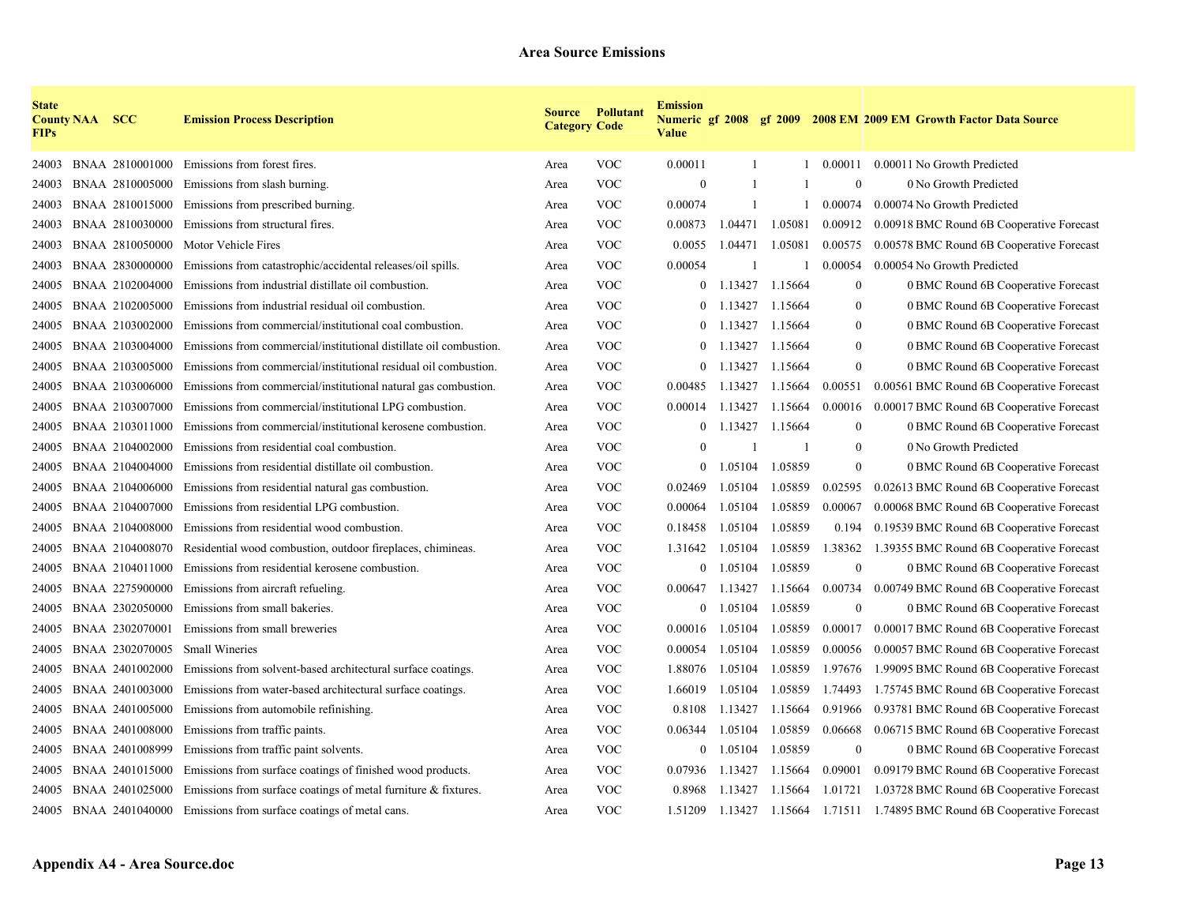## Area Source Emissions

| State County FIPs | NAA | SCC | Emission Process Description | Source Category | Pollutant Code | Emission Numeric Value | gf 2008 | gf 2009 | 2008 EM | 2009 EM | Growth Factor Data Source |
|---|---|---|---|---|---|---|---|---|---|---|---|
| 24003 | BNAA | 2810001000 | Emissions from forest fires. | Area | VOC | 0.00011 | 1 | 1 | 0.00011 | 0.00011 | No Growth Predicted |
| 24003 | BNAA | 2810005000 | Emissions from slash burning. | Area | VOC | 0 | 1 | 1 | 0 | 0 | No Growth Predicted |
| 24003 | BNAA | 2810015000 | Emissions from prescribed burning. | Area | VOC | 0.00074 | 1 | 1 | 0.00074 | 0.00074 | No Growth Predicted |
| 24003 | BNAA | 2810030000 | Emissions from structural fires. | Area | VOC | 0.00873 | 1.04471 | 1.05081 | 0.00912 | 0.00918 | BMC Round 6B Cooperative Forecast |
| 24003 | BNAA | 2810050000 | Motor Vehicle Fires | Area | VOC | 0.0055 | 1.04471 | 1.05081 | 0.00575 | 0.00578 | BMC Round 6B Cooperative Forecast |
| 24003 | BNAA | 2830000000 | Emissions from catastrophic/accidental releases/oil spills. | Area | VOC | 0.00054 | 1 | 1 | 0.00054 | 0.00054 | No Growth Predicted |
| 24005 | BNAA | 2102004000 | Emissions from industrial distillate oil combustion. | Area | VOC | 0 | 1.13427 | 1.15664 | 0 | 0 | BMC Round 6B Cooperative Forecast |
| 24005 | BNAA | 2102005000 | Emissions from industrial residual oil combustion. | Area | VOC | 0 | 1.13427 | 1.15664 | 0 | 0 | BMC Round 6B Cooperative Forecast |
| 24005 | BNAA | 2103002000 | Emissions from commercial/institutional coal combustion. | Area | VOC | 0 | 1.13427 | 1.15664 | 0 | 0 | BMC Round 6B Cooperative Forecast |
| 24005 | BNAA | 2103004000 | Emissions from commercial/institutional distillate oil combustion. | Area | VOC | 0 | 1.13427 | 1.15664 | 0 | 0 | BMC Round 6B Cooperative Forecast |
| 24005 | BNAA | 2103005000 | Emissions from commercial/institutional residual oil combustion. | Area | VOC | 0 | 1.13427 | 1.15664 | 0 | 0 | BMC Round 6B Cooperative Forecast |
| 24005 | BNAA | 2103006000 | Emissions from commercial/institutional natural gas combustion. | Area | VOC | 0.00485 | 1.13427 | 1.15664 | 0.00551 | 0.00561 | BMC Round 6B Cooperative Forecast |
| 24005 | BNAA | 2103007000 | Emissions from commercial/institutional LPG combustion. | Area | VOC | 0.00014 | 1.13427 | 1.15664 | 0.00016 | 0.00017 | BMC Round 6B Cooperative Forecast |
| 24005 | BNAA | 2103011000 | Emissions from commercial/institutional kerosene combustion. | Area | VOC | 0 | 1.13427 | 1.15664 | 0 | 0 | BMC Round 6B Cooperative Forecast |
| 24005 | BNAA | 2104002000 | Emissions from residential coal combustion. | Area | VOC | 0 | 1 | 1 | 0 | 0 | No Growth Predicted |
| 24005 | BNAA | 2104004000 | Emissions from residential distillate oil combustion. | Area | VOC | 0 | 1.05104 | 1.05859 | 0 | 0 | BMC Round 6B Cooperative Forecast |
| 24005 | BNAA | 2104006000 | Emissions from residential natural gas combustion. | Area | VOC | 0.02469 | 1.05104 | 1.05859 | 0.02595 | 0.02613 | BMC Round 6B Cooperative Forecast |
| 24005 | BNAA | 2104007000 | Emissions from residential LPG combustion. | Area | VOC | 0.00064 | 1.05104 | 1.05859 | 0.00067 | 0.00068 | BMC Round 6B Cooperative Forecast |
| 24005 | BNAA | 2104008000 | Emissions from residential wood combustion. | Area | VOC | 0.18458 | 1.05104 | 1.05859 | 0.194 | 0.19539 | BMC Round 6B Cooperative Forecast |
| 24005 | BNAA | 2104008070 | Residential wood combustion, outdoor fireplaces, chimineas. | Area | VOC | 1.31642 | 1.05104 | 1.05859 | 1.38362 | 1.39355 | BMC Round 6B Cooperative Forecast |
| 24005 | BNAA | 2104011000 | Emissions from residential kerosene combustion. | Area | VOC | 0 | 1.05104 | 1.05859 | 0 | 0 | BMC Round 6B Cooperative Forecast |
| 24005 | BNAA | 2275900000 | Emissions from aircraft refueling. | Area | VOC | 0.00647 | 1.13427 | 1.15664 | 0.00734 | 0.00749 | BMC Round 6B Cooperative Forecast |
| 24005 | BNAA | 2302050000 | Emissions from small bakeries. | Area | VOC | 0 | 1.05104 | 1.05859 | 0 | 0 | BMC Round 6B Cooperative Forecast |
| 24005 | BNAA | 2302070001 | Emissions from small breweries | Area | VOC | 0.00016 | 1.05104 | 1.05859 | 0.00017 | 0.00017 | BMC Round 6B Cooperative Forecast |
| 24005 | BNAA | 2302070005 | Small Wineries | Area | VOC | 0.00054 | 1.05104 | 1.05859 | 0.00056 | 0.00057 | BMC Round 6B Cooperative Forecast |
| 24005 | BNAA | 2401002000 | Emissions from solvent-based architectural surface coatings. | Area | VOC | 1.88076 | 1.05104 | 1.05859 | 1.97676 | 1.99095 | BMC Round 6B Cooperative Forecast |
| 24005 | BNAA | 2401003000 | Emissions from water-based architectural surface coatings. | Area | VOC | 1.66019 | 1.05104 | 1.05859 | 1.74493 | 1.75745 | BMC Round 6B Cooperative Forecast |
| 24005 | BNAA | 2401005000 | Emissions from automobile refinishing. | Area | VOC | 0.8108 | 1.13427 | 1.15664 | 0.91966 | 0.93781 | BMC Round 6B Cooperative Forecast |
| 24005 | BNAA | 2401008000 | Emissions from traffic paints. | Area | VOC | 0.06344 | 1.05104 | 1.05859 | 0.06668 | 0.06715 | BMC Round 6B Cooperative Forecast |
| 24005 | BNAA | 2401008999 | Emissions from traffic paint solvents. | Area | VOC | 0 | 1.05104 | 1.05859 | 0 | 0 | BMC Round 6B Cooperative Forecast |
| 24005 | BNAA | 2401015000 | Emissions from surface coatings of finished wood products. | Area | VOC | 0.07936 | 1.13427 | 1.15664 | 0.09001 | 0.09179 | BMC Round 6B Cooperative Forecast |
| 24005 | BNAA | 2401025000 | Emissions from surface coatings of metal furniture & fixtures. | Area | VOC | 0.8968 | 1.13427 | 1.15664 | 1.01721 | 1.03728 | BMC Round 6B Cooperative Forecast |
| 24005 | BNAA | 2401040000 | Emissions from surface coatings of metal cans. | Area | VOC | 1.51209 | 1.13427 | 1.15664 | 1.71511 | 1.74895 | BMC Round 6B Cooperative Forecast |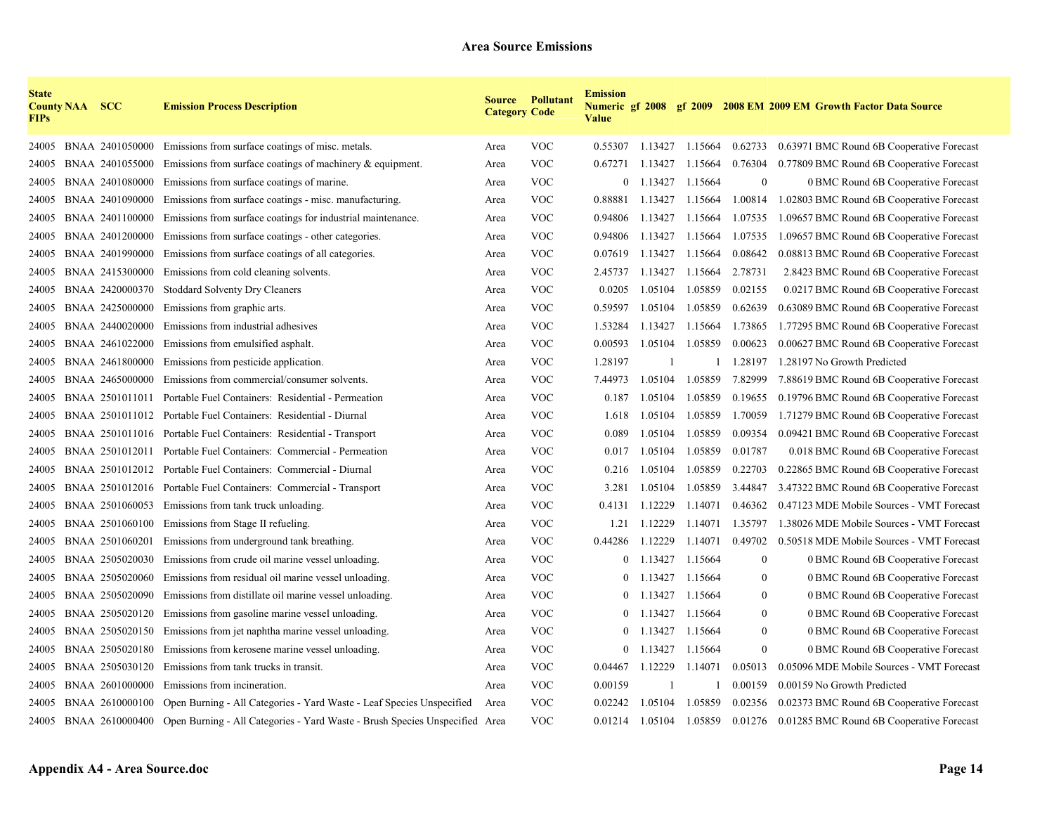## Area Source Emissions

| State County FIPs | NAA | SCC | Emission Process Description | Source Category | Pollutant Code | Emission Numeric Value | gf 2008 | gf 2009 | 2008 EM | 2009 EM | Growth Factor Data Source |
|---|---|---|---|---|---|---|---|---|---|---|---|
| 24005 | BNAA | 2401050000 | Emissions from surface coatings of misc. metals. | Area | VOC | 0.55307 | 1.13427 | 1.15664 | 0.62733 | 0.63971 | BMC Round 6B Cooperative Forecast |
| 24005 | BNAA | 2401055000 | Emissions from surface coatings of machinery & equipment. | Area | VOC | 0.67271 | 1.13427 | 1.15664 | 0.76304 | 0.77809 | BMC Round 6B Cooperative Forecast |
| 24005 | BNAA | 2401080000 | Emissions from surface coatings of marine. | Area | VOC | 0 | 1.13427 | 1.15664 | 0 | 0 | BMC Round 6B Cooperative Forecast |
| 24005 | BNAA | 2401090000 | Emissions from surface coatings - misc. manufacturing. | Area | VOC | 0.88881 | 1.13427 | 1.15664 | 1.00814 | 1.02803 | BMC Round 6B Cooperative Forecast |
| 24005 | BNAA | 2401100000 | Emissions from surface coatings for industrial maintenance. | Area | VOC | 0.94806 | 1.13427 | 1.15664 | 1.07535 | 1.09657 | BMC Round 6B Cooperative Forecast |
| 24005 | BNAA | 2401200000 | Emissions from surface coatings - other categories. | Area | VOC | 0.94806 | 1.13427 | 1.15664 | 1.07535 | 1.09657 | BMC Round 6B Cooperative Forecast |
| 24005 | BNAA | 2401990000 | Emissions from surface coatings of all categories. | Area | VOC | 0.07619 | 1.13427 | 1.15664 | 0.08642 | 0.08813 | BMC Round 6B Cooperative Forecast |
| 24005 | BNAA | 2415300000 | Emissions from cold cleaning solvents. | Area | VOC | 2.45737 | 1.13427 | 1.15664 | 2.78731 | 2.8423 | BMC Round 6B Cooperative Forecast |
| 24005 | BNAA | 2420000370 | Stoddard Solventy Dry Cleaners | Area | VOC | 0.0205 | 1.05104 | 1.05859 | 0.02155 | 0.0217 | BMC Round 6B Cooperative Forecast |
| 24005 | BNAA | 2425000000 | Emissions from graphic arts. | Area | VOC | 0.59597 | 1.05104 | 1.05859 | 0.62639 | 0.63089 | BMC Round 6B Cooperative Forecast |
| 24005 | BNAA | 2440020000 | Emissions from industrial adhesives | Area | VOC | 1.53284 | 1.13427 | 1.15664 | 1.73865 | 1.77295 | BMC Round 6B Cooperative Forecast |
| 24005 | BNAA | 2461022000 | Emissions from emulsified asphalt. | Area | VOC | 0.00593 | 1.05104 | 1.05859 | 0.00623 | 0.00627 | BMC Round 6B Cooperative Forecast |
| 24005 | BNAA | 2461800000 | Emissions from pesticide application. | Area | VOC | 1.28197 | 1 | 1 | 1.28197 | 1.28197 | No Growth Predicted |
| 24005 | BNAA | 2465000000 | Emissions from commercial/consumer solvents. | Area | VOC | 7.44973 | 1.05104 | 1.05859 | 7.82999 | 7.88619 | BMC Round 6B Cooperative Forecast |
| 24005 | BNAA | 2501011011 | Portable Fuel Containers:  Residential - Permeation | Area | VOC | 0.187 | 1.05104 | 1.05859 | 0.19655 | 0.19796 | BMC Round 6B Cooperative Forecast |
| 24005 | BNAA | 2501011012 | Portable Fuel Containers:  Residential - Diurnal | Area | VOC | 1.618 | 1.05104 | 1.05859 | 1.70059 | 1.71279 | BMC Round 6B Cooperative Forecast |
| 24005 | BNAA | 2501011016 | Portable Fuel Containers:  Residential - Transport | Area | VOC | 0.089 | 1.05104 | 1.05859 | 0.09354 | 0.09421 | BMC Round 6B Cooperative Forecast |
| 24005 | BNAA | 2501012011 | Portable Fuel Containers:  Commercial - Permeation | Area | VOC | 0.017 | 1.05104 | 1.05859 | 0.01787 | 0.018 | BMC Round 6B Cooperative Forecast |
| 24005 | BNAA | 2501012012 | Portable Fuel Containers:  Commercial - Diurnal | Area | VOC | 0.216 | 1.05104 | 1.05859 | 0.22703 | 0.22865 | BMC Round 6B Cooperative Forecast |
| 24005 | BNAA | 2501012016 | Portable Fuel Containers:  Commercial - Transport | Area | VOC | 3.281 | 1.05104 | 1.05859 | 3.44847 | 3.47322 | BMC Round 6B Cooperative Forecast |
| 24005 | BNAA | 2501060053 | Emissions from tank truck unloading. | Area | VOC | 0.4131 | 1.12229 | 1.14071 | 0.46362 | 0.47123 | MDE Mobile Sources - VMT Forecast |
| 24005 | BNAA | 2501060100 | Emissions from Stage II refueling. | Area | VOC | 1.21 | 1.12229 | 1.14071 | 1.35797 | 1.38026 | MDE Mobile Sources - VMT Forecast |
| 24005 | BNAA | 2501060201 | Emissions from underground tank breathing. | Area | VOC | 0.44286 | 1.12229 | 1.14071 | 0.49702 | 0.50518 | MDE Mobile Sources - VMT Forecast |
| 24005 | BNAA | 2505020030 | Emissions from crude oil marine vessel unloading. | Area | VOC | 0 | 1.13427 | 1.15664 | 0 | 0 | BMC Round 6B Cooperative Forecast |
| 24005 | BNAA | 2505020060 | Emissions from residual oil marine vessel unloading. | Area | VOC | 0 | 1.13427 | 1.15664 | 0 | 0 | BMC Round 6B Cooperative Forecast |
| 24005 | BNAA | 2505020090 | Emissions from distillate oil marine vessel unloading. | Area | VOC | 0 | 1.13427 | 1.15664 | 0 | 0 | BMC Round 6B Cooperative Forecast |
| 24005 | BNAA | 2505020120 | Emissions from gasoline marine vessel unloading. | Area | VOC | 0 | 1.13427 | 1.15664 | 0 | 0 | BMC Round 6B Cooperative Forecast |
| 24005 | BNAA | 2505020150 | Emissions from jet naphtha marine vessel unloading. | Area | VOC | 0 | 1.13427 | 1.15664 | 0 | 0 | BMC Round 6B Cooperative Forecast |
| 24005 | BNAA | 2505020180 | Emissions from kerosene marine vessel unloading. | Area | VOC | 0 | 1.13427 | 1.15664 | 0 | 0 | BMC Round 6B Cooperative Forecast |
| 24005 | BNAA | 2505030120 | Emissions from tank trucks in transit. | Area | VOC | 0.04467 | 1.12229 | 1.14071 | 0.05013 | 0.05096 | MDE Mobile Sources - VMT Forecast |
| 24005 | BNAA | 2601000000 | Emissions from incineration. | Area | VOC | 0.00159 | 1 | 1 | 0.00159 | 0.00159 | No Growth Predicted |
| 24005 | BNAA | 2610000100 | Open Burning - All Categories - Yard Waste - Leaf Species Unspecified | Area | VOC | 0.02242 | 1.05104 | 1.05859 | 0.02356 | 0.02373 | BMC Round 6B Cooperative Forecast |
| 24005 | BNAA | 2610000400 | Open Burning - All Categories - Yard Waste - Brush Species Unspecified | Area | VOC | 0.01214 | 1.05104 | 1.05859 | 0.01276 | 0.01285 | BMC Round 6B Cooperative Forecast |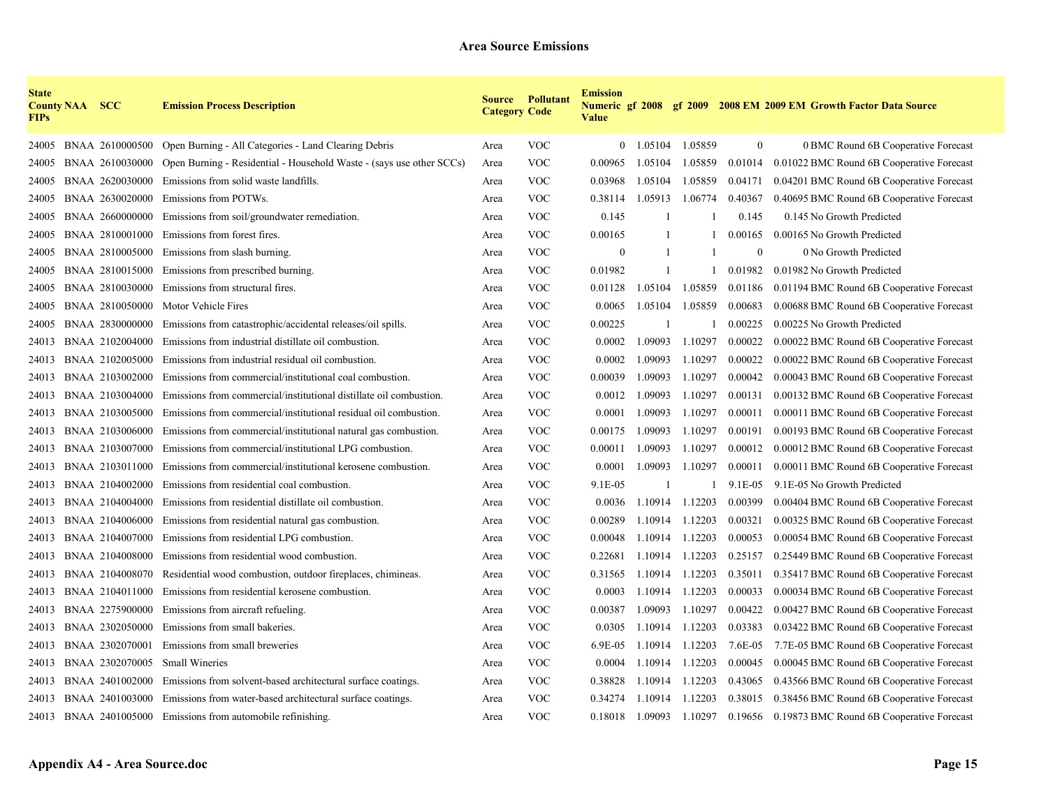# Area Source Emissions

| State County FIPs | NAA | SCC | Emission Process Description | Source Category | Pollutant Code | Emission Numeric Value | gf 2008 | gf 2009 | 2008 EM | 2009 EM | Growth Factor Data Source |
|---|---|---|---|---|---|---|---|---|---|---|---|
| 24005 | BNAA | 2610000500 | Open Burning - All Categories - Land Clearing Debris | Area | VOC | 0 | 1.05104 | 1.05859 | 0 | 0 | BMC Round 6B Cooperative Forecast |
| 24005 | BNAA | 2610030000 | Open Burning - Residential - Household Waste - (says use other SCCs) | Area | VOC | 0.00965 | 1.05104 | 1.05859 | 0.01014 | 0.01022 | BMC Round 6B Cooperative Forecast |
| 24005 | BNAA | 2620030000 | Emissions from solid waste landfills. | Area | VOC | 0.03968 | 1.05104 | 1.05859 | 0.04171 | 0.04201 | BMC Round 6B Cooperative Forecast |
| 24005 | BNAA | 2630020000 | Emissions from POTWs. | Area | VOC | 0.38114 | 1.05913 | 1.06774 | 0.40367 | 0.40695 | BMC Round 6B Cooperative Forecast |
| 24005 | BNAA | 2660000000 | Emissions from soil/groundwater remediation. | Area | VOC | 0.145 | 1 | 1 | 0.145 | 0.145 | No Growth Predicted |
| 24005 | BNAA | 2810001000 | Emissions from forest fires. | Area | VOC | 0.00165 | 1 | 1 | 0.00165 | 0.00165 | No Growth Predicted |
| 24005 | BNAA | 2810005000 | Emissions from slash burning. | Area | VOC | 0 | 1 | 1 | 0 | 0 | No Growth Predicted |
| 24005 | BNAA | 2810015000 | Emissions from prescribed burning. | Area | VOC | 0.01982 | 1 | 1 | 0.01982 | 0.01982 | No Growth Predicted |
| 24005 | BNAA | 2810030000 | Emissions from structural fires. | Area | VOC | 0.01128 | 1.05104 | 1.05859 | 0.01186 | 0.01194 | BMC Round 6B Cooperative Forecast |
| 24005 | BNAA | 2810050000 | Motor Vehicle Fires | Area | VOC | 0.0065 | 1.05104 | 1.05859 | 0.00683 | 0.00688 | BMC Round 6B Cooperative Forecast |
| 24005 | BNAA | 2830000000 | Emissions from catastrophic/accidental releases/oil spills. | Area | VOC | 0.00225 | 1 | 1 | 0.00225 | 0.00225 | No Growth Predicted |
| 24013 | BNAA | 2102004000 | Emissions from industrial distillate oil combustion. | Area | VOC | 0.0002 | 1.09093 | 1.10297 | 0.00022 | 0.00022 | BMC Round 6B Cooperative Forecast |
| 24013 | BNAA | 2102005000 | Emissions from industrial residual oil combustion. | Area | VOC | 0.0002 | 1.09093 | 1.10297 | 0.00022 | 0.00022 | BMC Round 6B Cooperative Forecast |
| 24013 | BNAA | 2103002000 | Emissions from commercial/institutional coal combustion. | Area | VOC | 0.00039 | 1.09093 | 1.10297 | 0.00042 | 0.00043 | BMC Round 6B Cooperative Forecast |
| 24013 | BNAA | 2103004000 | Emissions from commercial/institutional distillate oil combustion. | Area | VOC | 0.0012 | 1.09093 | 1.10297 | 0.00131 | 0.00132 | BMC Round 6B Cooperative Forecast |
| 24013 | BNAA | 2103005000 | Emissions from commercial/institutional residual oil combustion. | Area | VOC | 0.0001 | 1.09093 | 1.10297 | 0.00011 | 0.00011 | BMC Round 6B Cooperative Forecast |
| 24013 | BNAA | 2103006000 | Emissions from commercial/institutional natural gas combustion. | Area | VOC | 0.00175 | 1.09093 | 1.10297 | 0.00191 | 0.00193 | BMC Round 6B Cooperative Forecast |
| 24013 | BNAA | 2103007000 | Emissions from commercial/institutional LPG combustion. | Area | VOC | 0.00011 | 1.09093 | 1.10297 | 0.00012 | 0.00012 | BMC Round 6B Cooperative Forecast |
| 24013 | BNAA | 2103011000 | Emissions from commercial/institutional kerosene combustion. | Area | VOC | 0.0001 | 1.09093 | 1.10297 | 0.00011 | 0.00011 | BMC Round 6B Cooperative Forecast |
| 24013 | BNAA | 2104002000 | Emissions from residential coal combustion. | Area | VOC | 9.1E-05 | 1 | 1 | 9.1E-05 | 9.1E-05 | No Growth Predicted |
| 24013 | BNAA | 2104004000 | Emissions from residential distillate oil combustion. | Area | VOC | 0.0036 | 1.10914 | 1.12203 | 0.00399 | 0.00404 | BMC Round 6B Cooperative Forecast |
| 24013 | BNAA | 2104006000 | Emissions from residential natural gas combustion. | Area | VOC | 0.00289 | 1.10914 | 1.12203 | 0.00321 | 0.00325 | BMC Round 6B Cooperative Forecast |
| 24013 | BNAA | 2104007000 | Emissions from residential LPG combustion. | Area | VOC | 0.00048 | 1.10914 | 1.12203 | 0.00053 | 0.00054 | BMC Round 6B Cooperative Forecast |
| 24013 | BNAA | 2104008000 | Emissions from residential wood combustion. | Area | VOC | 0.22681 | 1.10914 | 1.12203 | 0.25157 | 0.25449 | BMC Round 6B Cooperative Forecast |
| 24013 | BNAA | 2104008070 | Residential wood combustion, outdoor fireplaces, chimineas. | Area | VOC | 0.31565 | 1.10914 | 1.12203 | 0.35011 | 0.35417 | BMC Round 6B Cooperative Forecast |
| 24013 | BNAA | 2104011000 | Emissions from residential kerosene combustion. | Area | VOC | 0.0003 | 1.10914 | 1.12203 | 0.00033 | 0.00034 | BMC Round 6B Cooperative Forecast |
| 24013 | BNAA | 2275900000 | Emissions from aircraft refueling. | Area | VOC | 0.00387 | 1.09093 | 1.10297 | 0.00422 | 0.00427 | BMC Round 6B Cooperative Forecast |
| 24013 | BNAA | 2302050000 | Emissions from small bakeries. | Area | VOC | 0.0305 | 1.10914 | 1.12203 | 0.03383 | 0.03422 | BMC Round 6B Cooperative Forecast |
| 24013 | BNAA | 2302070001 | Emissions from small breweries | Area | VOC | 6.9E-05 | 1.10914 | 1.12203 | 7.6E-05 | 7.7E-05 | BMC Round 6B Cooperative Forecast |
| 24013 | BNAA | 2302070005 | Small Wineries | Area | VOC | 0.0004 | 1.10914 | 1.12203 | 0.00045 | 0.00045 | BMC Round 6B Cooperative Forecast |
| 24013 | BNAA | 2401002000 | Emissions from solvent-based architectural surface coatings. | Area | VOC | 0.38828 | 1.10914 | 1.12203 | 0.43065 | 0.43566 | BMC Round 6B Cooperative Forecast |
| 24013 | BNAA | 2401003000 | Emissions from water-based architectural surface coatings. | Area | VOC | 0.34274 | 1.10914 | 1.12203 | 0.38015 | 0.38456 | BMC Round 6B Cooperative Forecast |
| 24013 | BNAA | 2401005000 | Emissions from automobile refinishing. | Area | VOC | 0.18018 | 1.09093 | 1.10297 | 0.19656 | 0.19873 | BMC Round 6B Cooperative Forecast |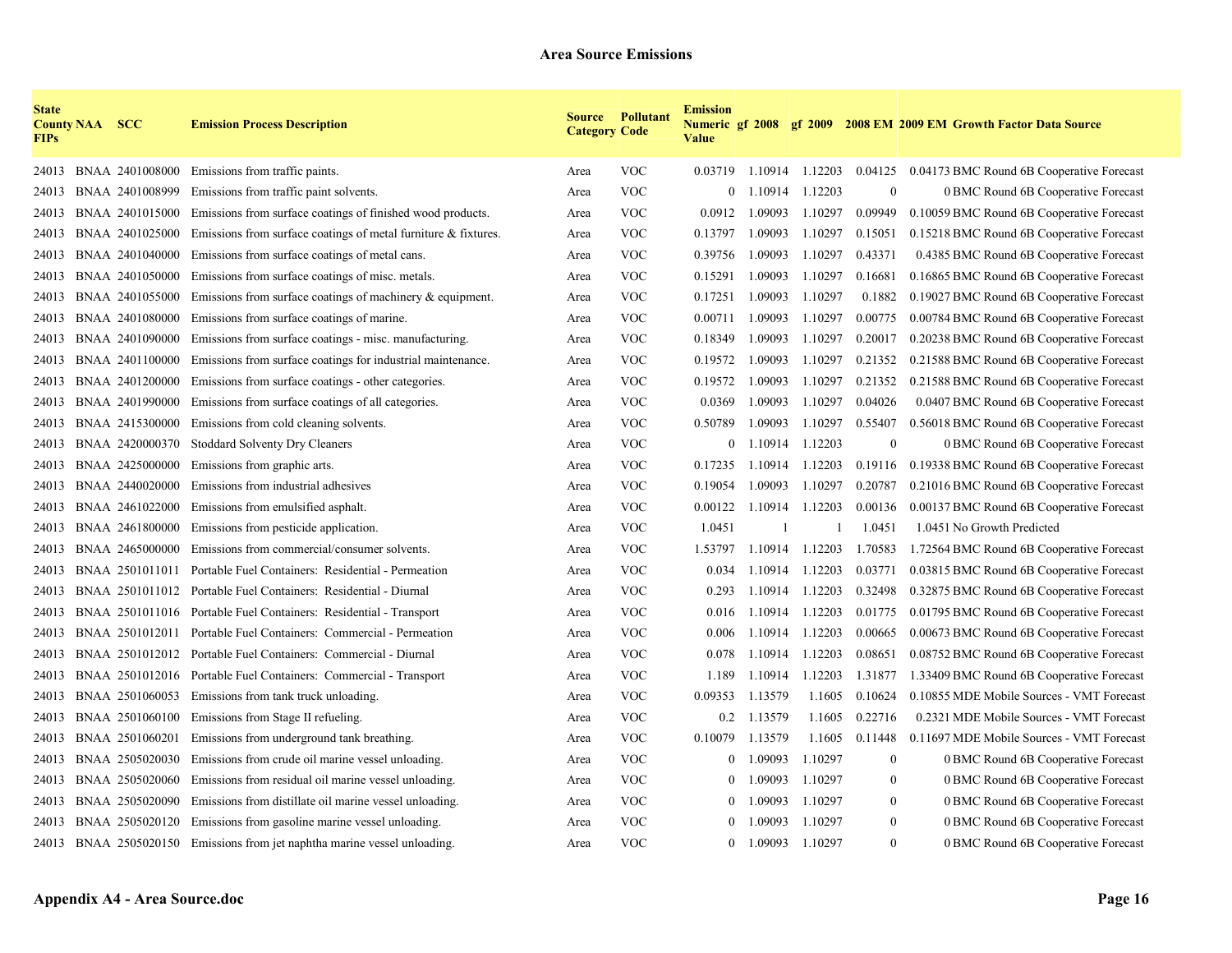## Area Source Emissions

| State County FIPs | NAA | SCC | Emission Process Description | Source Category | Pollutant Code | Emission Numeric Value | gf 2008 | gf 2009 | 2008 EM | 2009 EM | Growth Factor Data Source |
|---|---|---|---|---|---|---|---|---|---|---|---|
| 24013 | BNAA | 2401008000 | Emissions from traffic paints. | Area | VOC | 0.03719 | 1.10914 | 1.12203 | 0.04125 | 0.04173 | BMC Round 6B Cooperative Forecast |
| 24013 | BNAA | 2401008999 | Emissions from traffic paint solvents. | Area | VOC | 0 | 1.10914 | 1.12203 | 0 | 0 | BMC Round 6B Cooperative Forecast |
| 24013 | BNAA | 2401015000 | Emissions from surface coatings of finished wood products. | Area | VOC | 0.0912 | 1.09093 | 1.10297 | 0.09949 | 0.10059 | BMC Round 6B Cooperative Forecast |
| 24013 | BNAA | 2401025000 | Emissions from surface coatings of metal furniture & fixtures. | Area | VOC | 0.13797 | 1.09093 | 1.10297 | 0.15051 | 0.15218 | BMC Round 6B Cooperative Forecast |
| 24013 | BNAA | 2401040000 | Emissions from surface coatings of metal cans. | Area | VOC | 0.39756 | 1.09093 | 1.10297 | 0.43371 | 0.4385 | BMC Round 6B Cooperative Forecast |
| 24013 | BNAA | 2401050000 | Emissions from surface coatings of misc. metals. | Area | VOC | 0.15291 | 1.09093 | 1.10297 | 0.16681 | 0.16865 | BMC Round 6B Cooperative Forecast |
| 24013 | BNAA | 2401055000 | Emissions from surface coatings of machinery & equipment. | Area | VOC | 0.17251 | 1.09093 | 1.10297 | 0.1882 | 0.19027 | BMC Round 6B Cooperative Forecast |
| 24013 | BNAA | 2401080000 | Emissions from surface coatings of marine. | Area | VOC | 0.00711 | 1.09093 | 1.10297 | 0.00775 | 0.00784 | BMC Round 6B Cooperative Forecast |
| 24013 | BNAA | 2401090000 | Emissions from surface coatings - misc. manufacturing. | Area | VOC | 0.18349 | 1.09093 | 1.10297 | 0.20017 | 0.20238 | BMC Round 6B Cooperative Forecast |
| 24013 | BNAA | 2401100000 | Emissions from surface coatings for industrial maintenance. | Area | VOC | 0.19572 | 1.09093 | 1.10297 | 0.21352 | 0.21588 | BMC Round 6B Cooperative Forecast |
| 24013 | BNAA | 2401200000 | Emissions from surface coatings - other categories. | Area | VOC | 0.19572 | 1.09093 | 1.10297 | 0.21352 | 0.21588 | BMC Round 6B Cooperative Forecast |
| 24013 | BNAA | 2401990000 | Emissions from surface coatings of all categories. | Area | VOC | 0.0369 | 1.09093 | 1.10297 | 0.04026 | 0.0407 | BMC Round 6B Cooperative Forecast |
| 24013 | BNAA | 2415300000 | Emissions from cold cleaning solvents. | Area | VOC | 0.50789 | 1.09093 | 1.10297 | 0.55407 | 0.56018 | BMC Round 6B Cooperative Forecast |
| 24013 | BNAA | 2420000370 | Stoddard Solventy Dry Cleaners | Area | VOC | 0 | 1.10914 | 1.12203 | 0 | 0 | BMC Round 6B Cooperative Forecast |
| 24013 | BNAA | 2425000000 | Emissions from graphic arts. | Area | VOC | 0.17235 | 1.10914 | 1.12203 | 0.19116 | 0.19338 | BMC Round 6B Cooperative Forecast |
| 24013 | BNAA | 2440020000 | Emissions from industrial adhesives | Area | VOC | 0.19054 | 1.09093 | 1.10297 | 0.20787 | 0.21016 | BMC Round 6B Cooperative Forecast |
| 24013 | BNAA | 2461022000 | Emissions from emulsified asphalt. | Area | VOC | 0.00122 | 1.10914 | 1.12203 | 0.00136 | 0.00137 | BMC Round 6B Cooperative Forecast |
| 24013 | BNAA | 2461800000 | Emissions from pesticide application. | Area | VOC | 1.0451 | 1 | 1 | 1.0451 | 1.0451 | No Growth Predicted |
| 24013 | BNAA | 2465000000 | Emissions from commercial/consumer solvents. | Area | VOC | 1.53797 | 1.10914 | 1.12203 | 1.70583 | 1.72564 | BMC Round 6B Cooperative Forecast |
| 24013 | BNAA | 2501011011 | Portable Fuel Containers: Residential - Permeation | Area | VOC | 0.034 | 1.10914 | 1.12203 | 0.03771 | 0.03815 | BMC Round 6B Cooperative Forecast |
| 24013 | BNAA | 2501011012 | Portable Fuel Containers: Residential - Diurnal | Area | VOC | 0.293 | 1.10914 | 1.12203 | 0.32498 | 0.32875 | BMC Round 6B Cooperative Forecast |
| 24013 | BNAA | 2501011016 | Portable Fuel Containers: Residential - Transport | Area | VOC | 0.016 | 1.10914 | 1.12203 | 0.01775 | 0.01795 | BMC Round 6B Cooperative Forecast |
| 24013 | BNAA | 2501012011 | Portable Fuel Containers: Commercial - Permeation | Area | VOC | 0.006 | 1.10914 | 1.12203 | 0.00665 | 0.00673 | BMC Round 6B Cooperative Forecast |
| 24013 | BNAA | 2501012012 | Portable Fuel Containers: Commercial - Diurnal | Area | VOC | 0.078 | 1.10914 | 1.12203 | 0.08651 | 0.08752 | BMC Round 6B Cooperative Forecast |
| 24013 | BNAA | 2501012016 | Portable Fuel Containers: Commercial - Transport | Area | VOC | 1.189 | 1.10914 | 1.12203 | 1.31877 | 1.33409 | BMC Round 6B Cooperative Forecast |
| 24013 | BNAA | 2501060053 | Emissions from tank truck unloading. | Area | VOC | 0.09353 | 1.13579 | 1.1605 | 0.10624 | 0.10855 | MDE Mobile Sources - VMT Forecast |
| 24013 | BNAA | 2501060100 | Emissions from Stage II refueling. | Area | VOC | 0.2 | 1.13579 | 1.1605 | 0.22716 | 0.2321 | MDE Mobile Sources - VMT Forecast |
| 24013 | BNAA | 2501060201 | Emissions from underground tank breathing. | Area | VOC | 0.10079 | 1.13579 | 1.1605 | 0.11448 | 0.11697 | MDE Mobile Sources - VMT Forecast |
| 24013 | BNAA | 2505020030 | Emissions from crude oil marine vessel unloading. | Area | VOC | 0 | 1.09093 | 1.10297 | 0 | 0 | BMC Round 6B Cooperative Forecast |
| 24013 | BNAA | 2505020060 | Emissions from residual oil marine vessel unloading. | Area | VOC | 0 | 1.09093 | 1.10297 | 0 | 0 | BMC Round 6B Cooperative Forecast |
| 24013 | BNAA | 2505020090 | Emissions from distillate oil marine vessel unloading. | Area | VOC | 0 | 1.09093 | 1.10297 | 0 | 0 | BMC Round 6B Cooperative Forecast |
| 24013 | BNAA | 2505020120 | Emissions from gasoline marine vessel unloading. | Area | VOC | 0 | 1.09093 | 1.10297 | 0 | 0 | BMC Round 6B Cooperative Forecast |
| 24013 | BNAA | 2505020150 | Emissions from jet naphtha marine vessel unloading. | Area | VOC | 0 | 1.09093 | 1.10297 | 0 | 0 | BMC Round 6B Cooperative Forecast |

Appendix A4 - Area Source.doc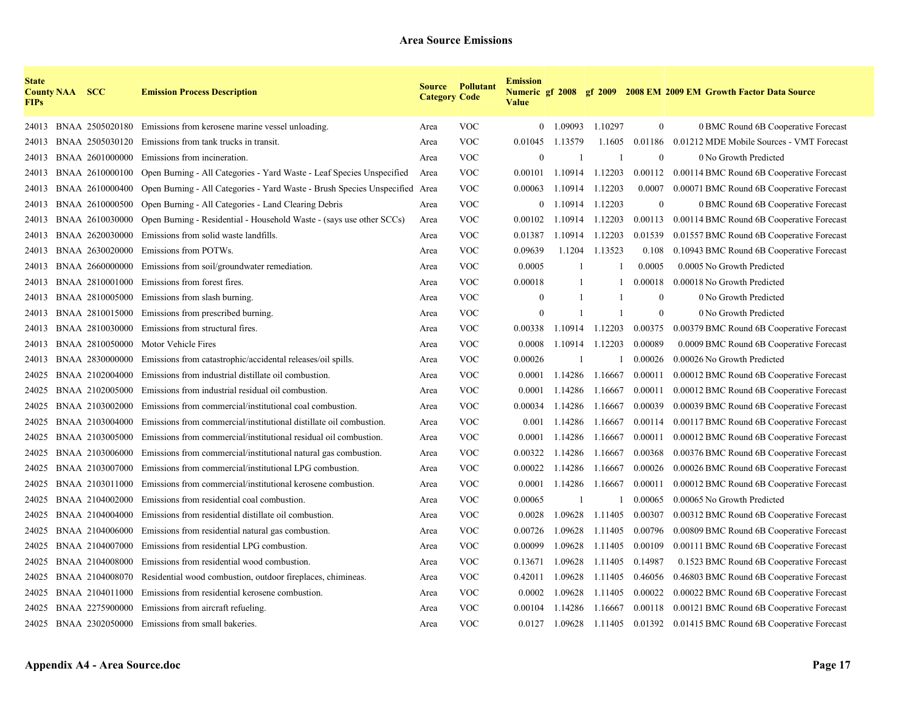## Area Source Emissions

| State County FIPs | NAA | SCC | Emission Process Description | Source Category | Pollutant Code | Emission Numeric Value | gf 2008 | gf 2009 | 2008 EM | 2009 EM | Growth Factor Data Source |
|---|---|---|---|---|---|---|---|---|---|---|---|
| 24013 | BNAA | 2505020180 | Emissions from kerosene marine vessel unloading. | Area | VOC | 0 | 1.09093 | 1.10297 | 0 | 0 | BMC Round 6B Cooperative Forecast |
| 24013 | BNAA | 2505030120 | Emissions from tank trucks in transit. | Area | VOC | 0.01045 | 1.13579 | 1.1605 | 0.01186 | 0.01212 | MDE Mobile Sources - VMT Forecast |
| 24013 | BNAA | 2601000000 | Emissions from incineration. | Area | VOC | 0 | 1 | 1 | 0 | 0 | No Growth Predicted |
| 24013 | BNAA | 2610000100 | Open Burning - All Categories - Yard Waste - Leaf Species Unspecified | Area | VOC | 0.00101 | 1.10914 | 1.12203 | 0.00112 | 0.00114 | BMC Round 6B Cooperative Forecast |
| 24013 | BNAA | 2610000400 | Open Burning - All Categories - Yard Waste - Brush Species Unspecified | Area | VOC | 0.00063 | 1.10914 | 1.12203 | 0.0007 | 0.00071 | BMC Round 6B Cooperative Forecast |
| 24013 | BNAA | 2610000500 | Open Burning - All Categories - Land Clearing Debris | Area | VOC | 0 | 1.10914 | 1.12203 | 0 | 0 | BMC Round 6B Cooperative Forecast |
| 24013 | BNAA | 2610030000 | Open Burning - Residential - Household Waste - (says use other SCCs) | Area | VOC | 0.00102 | 1.10914 | 1.12203 | 0.00113 | 0.00114 | BMC Round 6B Cooperative Forecast |
| 24013 | BNAA | 2620030000 | Emissions from solid waste landfills. | Area | VOC | 0.01387 | 1.10914 | 1.12203 | 0.01539 | 0.01557 | BMC Round 6B Cooperative Forecast |
| 24013 | BNAA | 2630020000 | Emissions from POTWs. | Area | VOC | 0.09639 | 1.1204 | 1.13523 | 0.108 | 0.10943 | BMC Round 6B Cooperative Forecast |
| 24013 | BNAA | 2660000000 | Emissions from soil/groundwater remediation. | Area | VOC | 0.0005 | 1 | 1 | 0.0005 | 0.0005 | No Growth Predicted |
| 24013 | BNAA | 2810001000 | Emissions from forest fires. | Area | VOC | 0.00018 | 1 | 1 | 0.00018 | 0.00018 | No Growth Predicted |
| 24013 | BNAA | 2810005000 | Emissions from slash burning. | Area | VOC | 0 | 1 | 1 | 0 | 0 | No Growth Predicted |
| 24013 | BNAA | 2810015000 | Emissions from prescribed burning. | Area | VOC | 0 | 1 | 1 | 0 | 0 | No Growth Predicted |
| 24013 | BNAA | 2810030000 | Emissions from structural fires. | Area | VOC | 0.00338 | 1.10914 | 1.12203 | 0.00375 | 0.00379 | BMC Round 6B Cooperative Forecast |
| 24013 | BNAA | 2810050000 | Motor Vehicle Fires | Area | VOC | 0.0008 | 1.10914 | 1.12203 | 0.00089 | 0.0009 | BMC Round 6B Cooperative Forecast |
| 24013 | BNAA | 2830000000 | Emissions from catastrophic/accidental releases/oil spills. | Area | VOC | 0.00026 | 1 | 1 | 0.00026 | 0.00026 | No Growth Predicted |
| 24025 | BNAA | 2102004000 | Emissions from industrial distillate oil combustion. | Area | VOC | 0.0001 | 1.14286 | 1.16667 | 0.00011 | 0.00012 | BMC Round 6B Cooperative Forecast |
| 24025 | BNAA | 2102005000 | Emissions from industrial residual oil combustion. | Area | VOC | 0.0001 | 1.14286 | 1.16667 | 0.00011 | 0.00012 | BMC Round 6B Cooperative Forecast |
| 24025 | BNAA | 2103002000 | Emissions from commercial/institutional coal combustion. | Area | VOC | 0.00034 | 1.14286 | 1.16667 | 0.00039 | 0.00039 | BMC Round 6B Cooperative Forecast |
| 24025 | BNAA | 2103004000 | Emissions from commercial/institutional distillate oil combustion. | Area | VOC | 0.001 | 1.14286 | 1.16667 | 0.00114 | 0.00117 | BMC Round 6B Cooperative Forecast |
| 24025 | BNAA | 2103005000 | Emissions from commercial/institutional residual oil combustion. | Area | VOC | 0.0001 | 1.14286 | 1.16667 | 0.00011 | 0.00012 | BMC Round 6B Cooperative Forecast |
| 24025 | BNAA | 2103006000 | Emissions from commercial/institutional natural gas combustion. | Area | VOC | 0.00322 | 1.14286 | 1.16667 | 0.00368 | 0.00376 | BMC Round 6B Cooperative Forecast |
| 24025 | BNAA | 2103007000 | Emissions from commercial/institutional LPG combustion. | Area | VOC | 0.00022 | 1.14286 | 1.16667 | 0.00026 | 0.00026 | BMC Round 6B Cooperative Forecast |
| 24025 | BNAA | 2103011000 | Emissions from commercial/institutional kerosene combustion. | Area | VOC | 0.0001 | 1.14286 | 1.16667 | 0.00011 | 0.00012 | BMC Round 6B Cooperative Forecast |
| 24025 | BNAA | 2104002000 | Emissions from residential coal combustion. | Area | VOC | 0.00065 | 1 | 1 | 0.00065 | 0.00065 | No Growth Predicted |
| 24025 | BNAA | 2104004000 | Emissions from residential distillate oil combustion. | Area | VOC | 0.0028 | 1.09628 | 1.11405 | 0.00307 | 0.00312 | BMC Round 6B Cooperative Forecast |
| 24025 | BNAA | 2104006000 | Emissions from residential natural gas combustion. | Area | VOC | 0.00726 | 1.09628 | 1.11405 | 0.00796 | 0.00809 | BMC Round 6B Cooperative Forecast |
| 24025 | BNAA | 2104007000 | Emissions from residential LPG combustion. | Area | VOC | 0.00099 | 1.09628 | 1.11405 | 0.00109 | 0.00111 | BMC Round 6B Cooperative Forecast |
| 24025 | BNAA | 2104008000 | Emissions from residential wood combustion. | Area | VOC | 0.13671 | 1.09628 | 1.11405 | 0.14987 | 0.1523 | BMC Round 6B Cooperative Forecast |
| 24025 | BNAA | 2104008070 | Residential wood combustion, outdoor fireplaces, chimineas. | Area | VOC | 0.42011 | 1.09628 | 1.11405 | 0.46056 | 0.46803 | BMC Round 6B Cooperative Forecast |
| 24025 | BNAA | 2104011000 | Emissions from residential kerosene combustion. | Area | VOC | 0.0002 | 1.09628 | 1.11405 | 0.00022 | 0.00022 | BMC Round 6B Cooperative Forecast |
| 24025 | BNAA | 2275900000 | Emissions from aircraft refueling. | Area | VOC | 0.00104 | 1.14286 | 1.16667 | 0.00118 | 0.00121 | BMC Round 6B Cooperative Forecast |
| 24025 | BNAA | 2302050000 | Emissions from small bakeries. | Area | VOC | 0.0127 | 1.09628 | 1.11405 | 0.01392 | 0.01415 | BMC Round 6B Cooperative Forecast |

**Appendix A4 - Area Source.doc**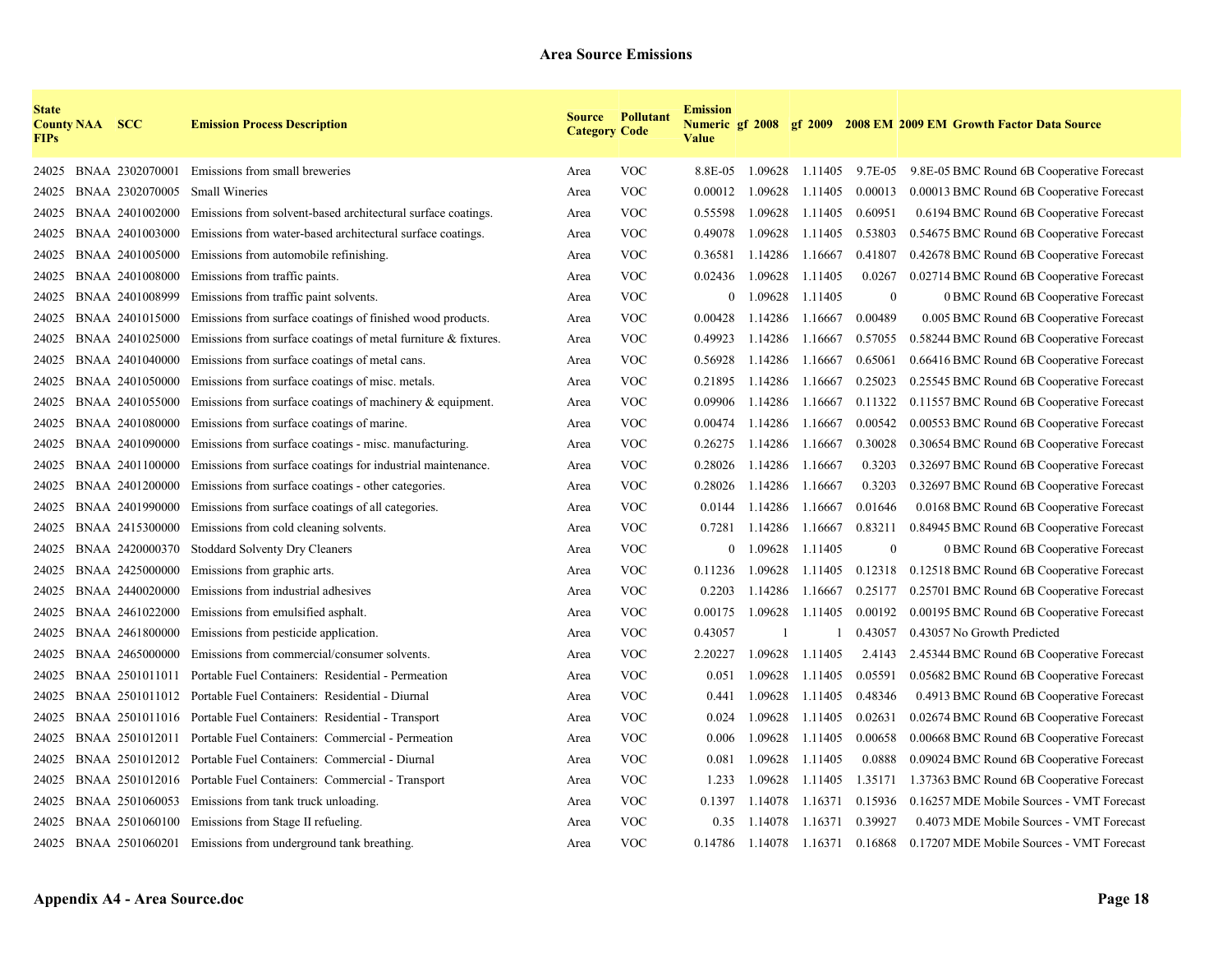## Area Source Emissions

| State County FIPs | NAA | SCC | Emission Process Description | Source Category | Pollutant Code | Emission Numeric Value | gf 2008 | gf 2009 | 2008 EM | 2009 EM | Growth Factor Data Source |
|---|---|---|---|---|---|---|---|---|---|---|---|
| 24025 | BNAA | 2302070001 | Emissions from small breweries | Area | VOC | 8.8E-05 | 1.09628 | 1.11405 | 9.7E-05 | 9.8E-05 | BMC Round 6B Cooperative Forecast |
| 24025 | BNAA | 2302070005 | Small Wineries | Area | VOC | 0.00012 | 1.09628 | 1.11405 | 0.00013 | 0.00013 | BMC Round 6B Cooperative Forecast |
| 24025 | BNAA | 2401002000 | Emissions from solvent-based architectural surface coatings. | Area | VOC | 0.55598 | 1.09628 | 1.11405 | 0.60951 | 0.6194 | BMC Round 6B Cooperative Forecast |
| 24025 | BNAA | 2401003000 | Emissions from water-based architectural surface coatings. | Area | VOC | 0.49078 | 1.09628 | 1.11405 | 0.53803 | 0.54675 | BMC Round 6B Cooperative Forecast |
| 24025 | BNAA | 2401005000 | Emissions from automobile refinishing. | Area | VOC | 0.36581 | 1.14286 | 1.16667 | 0.41807 | 0.42678 | BMC Round 6B Cooperative Forecast |
| 24025 | BNAA | 2401008000 | Emissions from traffic paints. | Area | VOC | 0.02436 | 1.09628 | 1.11405 | 0.0267 | 0.02714 | BMC Round 6B Cooperative Forecast |
| 24025 | BNAA | 2401008999 | Emissions from traffic paint solvents. | Area | VOC | 0 | 1.09628 | 1.11405 | 0 | 0 | BMC Round 6B Cooperative Forecast |
| 24025 | BNAA | 2401015000 | Emissions from surface coatings of finished wood products. | Area | VOC | 0.00428 | 1.14286 | 1.16667 | 0.00489 | 0.005 | BMC Round 6B Cooperative Forecast |
| 24025 | BNAA | 2401025000 | Emissions from surface coatings of metal furniture & fixtures. | Area | VOC | 0.49923 | 1.14286 | 1.16667 | 0.57055 | 0.58244 | BMC Round 6B Cooperative Forecast |
| 24025 | BNAA | 2401040000 | Emissions from surface coatings of metal cans. | Area | VOC | 0.56928 | 1.14286 | 1.16667 | 0.65061 | 0.66416 | BMC Round 6B Cooperative Forecast |
| 24025 | BNAA | 2401050000 | Emissions from surface coatings of misc. metals. | Area | VOC | 0.21895 | 1.14286 | 1.16667 | 0.25023 | 0.25545 | BMC Round 6B Cooperative Forecast |
| 24025 | BNAA | 2401055000 | Emissions from surface coatings of machinery & equipment. | Area | VOC | 0.09906 | 1.14286 | 1.16667 | 0.11322 | 0.11557 | BMC Round 6B Cooperative Forecast |
| 24025 | BNAA | 2401080000 | Emissions from surface coatings of marine. | Area | VOC | 0.00474 | 1.14286 | 1.16667 | 0.00542 | 0.00553 | BMC Round 6B Cooperative Forecast |
| 24025 | BNAA | 2401090000 | Emissions from surface coatings - misc. manufacturing. | Area | VOC | 0.26275 | 1.14286 | 1.16667 | 0.30028 | 0.30654 | BMC Round 6B Cooperative Forecast |
| 24025 | BNAA | 2401100000 | Emissions from surface coatings for industrial maintenance. | Area | VOC | 0.28026 | 1.14286 | 1.16667 | 0.3203 | 0.32697 | BMC Round 6B Cooperative Forecast |
| 24025 | BNAA | 2401200000 | Emissions from surface coatings - other categories. | Area | VOC | 0.28026 | 1.14286 | 1.16667 | 0.3203 | 0.32697 | BMC Round 6B Cooperative Forecast |
| 24025 | BNAA | 2401990000 | Emissions from surface coatings of all categories. | Area | VOC | 0.0144 | 1.14286 | 1.16667 | 0.01646 | 0.0168 | BMC Round 6B Cooperative Forecast |
| 24025 | BNAA | 2415300000 | Emissions from cold cleaning solvents. | Area | VOC | 0.7281 | 1.14286 | 1.16667 | 0.83211 | 0.84945 | BMC Round 6B Cooperative Forecast |
| 24025 | BNAA | 2420000370 | Stoddard Solventy Dry Cleaners | Area | VOC | 0 | 1.09628 | 1.11405 | 0 | 0 | BMC Round 6B Cooperative Forecast |
| 24025 | BNAA | 2425000000 | Emissions from graphic arts. | Area | VOC | 0.11236 | 1.09628 | 1.11405 | 0.12318 | 0.12518 | BMC Round 6B Cooperative Forecast |
| 24025 | BNAA | 2440020000 | Emissions from industrial adhesives | Area | VOC | 0.2203 | 1.14286 | 1.16667 | 0.25177 | 0.25701 | BMC Round 6B Cooperative Forecast |
| 24025 | BNAA | 2461022000 | Emissions from emulsified asphalt. | Area | VOC | 0.00175 | 1.09628 | 1.11405 | 0.00192 | 0.00195 | BMC Round 6B Cooperative Forecast |
| 24025 | BNAA | 2461800000 | Emissions from pesticide application. | Area | VOC | 0.43057 | 1 | 1 | 0.43057 | 0.43057 | No Growth Predicted |
| 24025 | BNAA | 2465000000 | Emissions from commercial/consumer solvents. | Area | VOC | 2.20227 | 1.09628 | 1.11405 | 2.4143 | 2.45344 | BMC Round 6B Cooperative Forecast |
| 24025 | BNAA | 2501011011 | Portable Fuel Containers: Residential - Permeation | Area | VOC | 0.051 | 1.09628 | 1.11405 | 0.05591 | 0.05682 | BMC Round 6B Cooperative Forecast |
| 24025 | BNAA | 2501011012 | Portable Fuel Containers: Residential - Diurnal | Area | VOC | 0.441 | 1.09628 | 1.11405 | 0.48346 | 0.4913 | BMC Round 6B Cooperative Forecast |
| 24025 | BNAA | 2501011016 | Portable Fuel Containers: Residential - Transport | Area | VOC | 0.024 | 1.09628 | 1.11405 | 0.02631 | 0.02674 | BMC Round 6B Cooperative Forecast |
| 24025 | BNAA | 2501012011 | Portable Fuel Containers: Commercial - Permeation | Area | VOC | 0.006 | 1.09628 | 1.11405 | 0.00658 | 0.00668 | BMC Round 6B Cooperative Forecast |
| 24025 | BNAA | 2501012012 | Portable Fuel Containers: Commercial - Diurnal | Area | VOC | 0.081 | 1.09628 | 1.11405 | 0.0888 | 0.09024 | BMC Round 6B Cooperative Forecast |
| 24025 | BNAA | 2501012016 | Portable Fuel Containers: Commercial - Transport | Area | VOC | 1.233 | 1.09628 | 1.11405 | 1.35171 | 1.37363 | BMC Round 6B Cooperative Forecast |
| 24025 | BNAA | 2501060053 | Emissions from tank truck unloading. | Area | VOC | 0.1397 | 1.14078 | 1.16371 | 0.15936 | 0.16257 | MDE Mobile Sources - VMT Forecast |
| 24025 | BNAA | 2501060100 | Emissions from Stage II refueling. | Area | VOC | 0.35 | 1.14078 | 1.16371 | 0.39927 | 0.4073 | MDE Mobile Sources - VMT Forecast |
| 24025 | BNAA | 2501060201 | Emissions from underground tank breathing. | Area | VOC | 0.14786 | 1.14078 | 1.16371 | 0.16868 | 0.17207 | MDE Mobile Sources - VMT Forecast |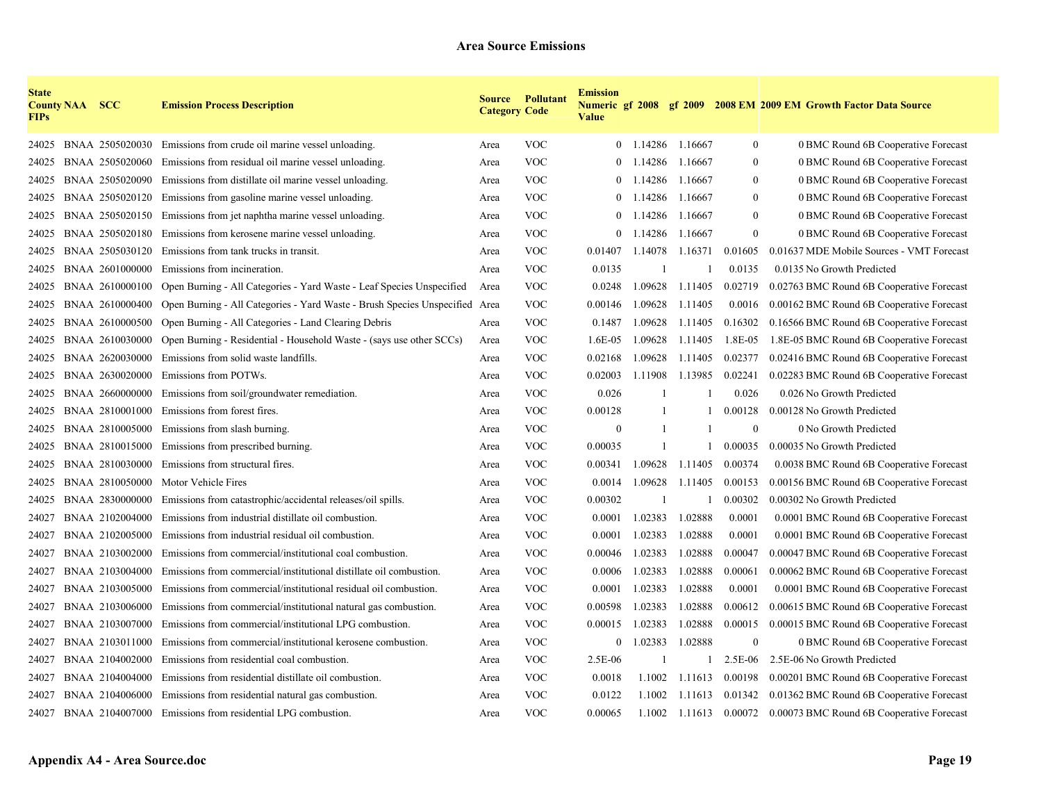## Area Source Emissions

| State County FIPs | NAA | SCC | Emission Process Description | Source Category | Pollutant Code | Emission Numeric Value | gf 2008 | gf 2009 | 2008 EM | 2009 EM | Growth Factor Data Source |
|---|---|---|---|---|---|---|---|---|---|---|---|
| 24025 | BNAA | 2505020030 | Emissions from crude oil marine vessel unloading. | Area | VOC | 0 | 1.14286 | 1.16667 | 0 | 0 | BMC Round 6B Cooperative Forecast |
| 24025 | BNAA | 2505020060 | Emissions from residual oil marine vessel unloading. | Area | VOC | 0 | 1.14286 | 1.16667 | 0 | 0 | BMC Round 6B Cooperative Forecast |
| 24025 | BNAA | 2505020090 | Emissions from distillate oil marine vessel unloading. | Area | VOC | 0 | 1.14286 | 1.16667 | 0 | 0 | BMC Round 6B Cooperative Forecast |
| 24025 | BNAA | 2505020120 | Emissions from gasoline marine vessel unloading. | Area | VOC | 0 | 1.14286 | 1.16667 | 0 | 0 | BMC Round 6B Cooperative Forecast |
| 24025 | BNAA | 2505020150 | Emissions from jet naphtha marine vessel unloading. | Area | VOC | 0 | 1.14286 | 1.16667 | 0 | 0 | BMC Round 6B Cooperative Forecast |
| 24025 | BNAA | 2505020180 | Emissions from kerosene marine vessel unloading. | Area | VOC | 0 | 1.14286 | 1.16667 | 0 | 0 | BMC Round 6B Cooperative Forecast |
| 24025 | BNAA | 2505030120 | Emissions from tank trucks in transit. | Area | VOC | 0.01407 | 1.14078 | 1.16371 | 0.01605 | 0.01637 | MDE Mobile Sources - VMT Forecast |
| 24025 | BNAA | 2601000000 | Emissions from incineration. | Area | VOC | 0.0135 | 1 | 1 | 0.0135 | 0.0135 | No Growth Predicted |
| 24025 | BNAA | 2610000100 | Open Burning - All Categories - Yard Waste - Leaf Species Unspecified | Area | VOC | 0.0248 | 1.09628 | 1.11405 | 0.02719 | 0.02763 | BMC Round 6B Cooperative Forecast |
| 24025 | BNAA | 2610000400 | Open Burning - All Categories - Yard Waste - Brush Species Unspecified | Area | VOC | 0.00146 | 1.09628 | 1.11405 | 0.0016 | 0.00162 | BMC Round 6B Cooperative Forecast |
| 24025 | BNAA | 2610000500 | Open Burning - All Categories - Land Clearing Debris | Area | VOC | 0.1487 | 1.09628 | 1.11405 | 0.16302 | 0.16566 | BMC Round 6B Cooperative Forecast |
| 24025 | BNAA | 2610030000 | Open Burning - Residential - Household Waste - (says use other SCCs) | Area | VOC | 1.6E-05 | 1.09628 | 1.11405 | 1.8E-05 | 1.8E-05 | BMC Round 6B Cooperative Forecast |
| 24025 | BNAA | 2620030000 | Emissions from solid waste landfills. | Area | VOC | 0.02168 | 1.09628 | 1.11405 | 0.02377 | 0.02416 | BMC Round 6B Cooperative Forecast |
| 24025 | BNAA | 2630020000 | Emissions from POTWs. | Area | VOC | 0.02003 | 1.11908 | 1.13985 | 0.02241 | 0.02283 | BMC Round 6B Cooperative Forecast |
| 24025 | BNAA | 2660000000 | Emissions from soil/groundwater remediation. | Area | VOC | 0.026 | 1 | 1 | 0.026 | 0.026 | No Growth Predicted |
| 24025 | BNAA | 2810001000 | Emissions from forest fires. | Area | VOC | 0.00128 | 1 | 1 | 0.00128 | 0.00128 | No Growth Predicted |
| 24025 | BNAA | 2810005000 | Emissions from slash burning. | Area | VOC | 0 | 1 | 1 | 0 | 0 | No Growth Predicted |
| 24025 | BNAA | 2810015000 | Emissions from prescribed burning. | Area | VOC | 0.00035 | 1 | 1 | 0.00035 | 0.00035 | No Growth Predicted |
| 24025 | BNAA | 2810030000 | Emissions from structural fires. | Area | VOC | 0.00341 | 1.09628 | 1.11405 | 0.00374 | 0.0038 | BMC Round 6B Cooperative Forecast |
| 24025 | BNAA | 2810050000 | Motor Vehicle Fires | Area | VOC | 0.0014 | 1.09628 | 1.11405 | 0.00153 | 0.00156 | BMC Round 6B Cooperative Forecast |
| 24025 | BNAA | 2830000000 | Emissions from catastrophic/accidental releases/oil spills. | Area | VOC | 0.00302 | 1 | 1 | 0.00302 | 0.00302 | No Growth Predicted |
| 24027 | BNAA | 2102004000 | Emissions from industrial distillate oil combustion. | Area | VOC | 0.0001 | 1.02383 | 1.02888 | 0.0001 | 0.0001 | BMC Round 6B Cooperative Forecast |
| 24027 | BNAA | 2102005000 | Emissions from industrial residual oil combustion. | Area | VOC | 0.0001 | 1.02383 | 1.02888 | 0.0001 | 0.0001 | BMC Round 6B Cooperative Forecast |
| 24027 | BNAA | 2103002000 | Emissions from commercial/institutional coal combustion. | Area | VOC | 0.00046 | 1.02383 | 1.02888 | 0.00047 | 0.00047 | BMC Round 6B Cooperative Forecast |
| 24027 | BNAA | 2103004000 | Emissions from commercial/institutional distillate oil combustion. | Area | VOC | 0.0006 | 1.02383 | 1.02888 | 0.00061 | 0.00062 | BMC Round 6B Cooperative Forecast |
| 24027 | BNAA | 2103005000 | Emissions from commercial/institutional residual oil combustion. | Area | VOC | 0.0001 | 1.02383 | 1.02888 | 0.0001 | 0.0001 | BMC Round 6B Cooperative Forecast |
| 24027 | BNAA | 2103006000 | Emissions from commercial/institutional natural gas combustion. | Area | VOC | 0.00598 | 1.02383 | 1.02888 | 0.00612 | 0.00615 | BMC Round 6B Cooperative Forecast |
| 24027 | BNAA | 2103007000 | Emissions from commercial/institutional LPG combustion. | Area | VOC | 0.00015 | 1.02383 | 1.02888 | 0.00015 | 0.00015 | BMC Round 6B Cooperative Forecast |
| 24027 | BNAA | 2103011000 | Emissions from commercial/institutional kerosene combustion. | Area | VOC | 0 | 1.02383 | 1.02888 | 0 | 0 | BMC Round 6B Cooperative Forecast |
| 24027 | BNAA | 2104002000 | Emissions from residential coal combustion. | Area | VOC | 2.5E-06 | 1 | 1 | 2.5E-06 | 2.5E-06 | No Growth Predicted |
| 24027 | BNAA | 2104004000 | Emissions from residential distillate oil combustion. | Area | VOC | 0.0018 | 1.1002 | 1.11613 | 0.00198 | 0.00201 | BMC Round 6B Cooperative Forecast |
| 24027 | BNAA | 2104006000 | Emissions from residential natural gas combustion. | Area | VOC | 0.0122 | 1.1002 | 1.11613 | 0.01342 | 0.01362 | BMC Round 6B Cooperative Forecast |
| 24027 | BNAA | 2104007000 | Emissions from residential LPG combustion. | Area | VOC | 0.00065 | 1.1002 | 1.11613 | 0.00072 | 0.00073 | BMC Round 6B Cooperative Forecast |

**Appendix A4 - Area Source.doc**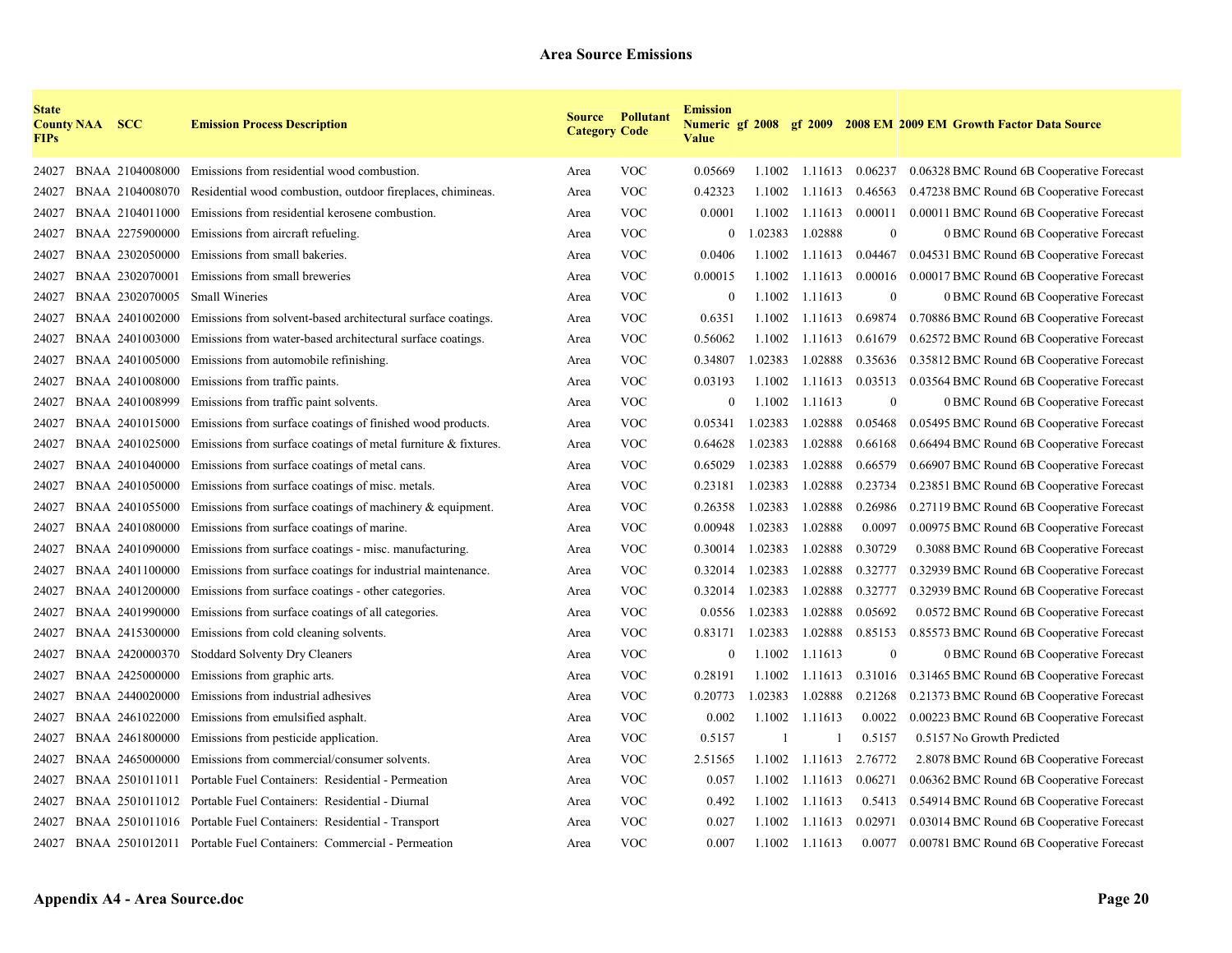# Area Source Emissions

| State County FIPs | NAA | SCC | Emission Process Description | Source Category | Pollutant Code | Emission Numeric Value | gf 2008 | gf 2009 | 2008 EM | 2009 EM | Growth Factor Data Source |
|---|---|---|---|---|---|---|---|---|---|---|---|
| 24027 | BNAA | 2104008000 | Emissions from residential wood combustion. | Area | VOC | 0.05669 | 1.1002 | 1.11613 | 0.06237 | 0.06328 | BMC Round 6B Cooperative Forecast |
| 24027 | BNAA | 2104008070 | Residential wood combustion, outdoor fireplaces, chimineas. | Area | VOC | 0.42323 | 1.1002 | 1.11613 | 0.46563 | 0.47238 | BMC Round 6B Cooperative Forecast |
| 24027 | BNAA | 2104011000 | Emissions from residential kerosene combustion. | Area | VOC | 0.0001 | 1.1002 | 1.11613 | 0.00011 | 0.00011 | BMC Round 6B Cooperative Forecast |
| 24027 | BNAA | 2275900000 | Emissions from aircraft refueling. | Area | VOC | 0 | 1.02383 | 1.02888 | 0 | 0 | BMC Round 6B Cooperative Forecast |
| 24027 | BNAA | 2302050000 | Emissions from small bakeries. | Area | VOC | 0.0406 | 1.1002 | 1.11613 | 0.04467 | 0.04531 | BMC Round 6B Cooperative Forecast |
| 24027 | BNAA | 2302070001 | Emissions from small breweries | Area | VOC | 0.00015 | 1.1002 | 1.11613 | 0.00016 | 0.00017 | BMC Round 6B Cooperative Forecast |
| 24027 | BNAA | 2302070005 | Small Wineries | Area | VOC | 0 | 1.1002 | 1.11613 | 0 | 0 | BMC Round 6B Cooperative Forecast |
| 24027 | BNAA | 2401002000 | Emissions from solvent-based architectural surface coatings. | Area | VOC | 0.6351 | 1.1002 | 1.11613 | 0.69874 | 0.70886 | BMC Round 6B Cooperative Forecast |
| 24027 | BNAA | 2401003000 | Emissions from water-based architectural surface coatings. | Area | VOC | 0.56062 | 1.1002 | 1.11613 | 0.61679 | 0.62572 | BMC Round 6B Cooperative Forecast |
| 24027 | BNAA | 2401005000 | Emissions from automobile refinishing. | Area | VOC | 0.34807 | 1.02383 | 1.02888 | 0.35636 | 0.35812 | BMC Round 6B Cooperative Forecast |
| 24027 | BNAA | 2401008000 | Emissions from traffic paints. | Area | VOC | 0.03193 | 1.1002 | 1.11613 | 0.03513 | 0.03564 | BMC Round 6B Cooperative Forecast |
| 24027 | BNAA | 2401008999 | Emissions from traffic paint solvents. | Area | VOC | 0 | 1.1002 | 1.11613 | 0 | 0 | BMC Round 6B Cooperative Forecast |
| 24027 | BNAA | 2401015000 | Emissions from surface coatings of finished wood products. | Area | VOC | 0.05341 | 1.02383 | 1.02888 | 0.05468 | 0.05495 | BMC Round 6B Cooperative Forecast |
| 24027 | BNAA | 2401025000 | Emissions from surface coatings of metal furniture & fixtures. | Area | VOC | 0.64628 | 1.02383 | 1.02888 | 0.66168 | 0.66494 | BMC Round 6B Cooperative Forecast |
| 24027 | BNAA | 2401040000 | Emissions from surface coatings of metal cans. | Area | VOC | 0.65029 | 1.02383 | 1.02888 | 0.66579 | 0.66907 | BMC Round 6B Cooperative Forecast |
| 24027 | BNAA | 2401050000 | Emissions from surface coatings of misc. metals. | Area | VOC | 0.23181 | 1.02383 | 1.02888 | 0.23734 | 0.23851 | BMC Round 6B Cooperative Forecast |
| 24027 | BNAA | 2401055000 | Emissions from surface coatings of machinery & equipment. | Area | VOC | 0.26358 | 1.02383 | 1.02888 | 0.26986 | 0.27119 | BMC Round 6B Cooperative Forecast |
| 24027 | BNAA | 2401080000 | Emissions from surface coatings of marine. | Area | VOC | 0.00948 | 1.02383 | 1.02888 | 0.0097 | 0.00975 | BMC Round 6B Cooperative Forecast |
| 24027 | BNAA | 2401090000 | Emissions from surface coatings - misc. manufacturing. | Area | VOC | 0.30014 | 1.02383 | 1.02888 | 0.30729 | 0.3088 | BMC Round 6B Cooperative Forecast |
| 24027 | BNAA | 2401100000 | Emissions from surface coatings for industrial maintenance. | Area | VOC | 0.32014 | 1.02383 | 1.02888 | 0.32777 | 0.32939 | BMC Round 6B Cooperative Forecast |
| 24027 | BNAA | 2401200000 | Emissions from surface coatings - other categories. | Area | VOC | 0.32014 | 1.02383 | 1.02888 | 0.32777 | 0.32939 | BMC Round 6B Cooperative Forecast |
| 24027 | BNAA | 2401990000 | Emissions from surface coatings of all categories. | Area | VOC | 0.0556 | 1.02383 | 1.02888 | 0.05692 | 0.0572 | BMC Round 6B Cooperative Forecast |
| 24027 | BNAA | 2415300000 | Emissions from cold cleaning solvents. | Area | VOC | 0.83171 | 1.02383 | 1.02888 | 0.85153 | 0.85573 | BMC Round 6B Cooperative Forecast |
| 24027 | BNAA | 2420000370 | Stoddard Solventy Dry Cleaners | Area | VOC | 0 | 1.1002 | 1.11613 | 0 | 0 | BMC Round 6B Cooperative Forecast |
| 24027 | BNAA | 2425000000 | Emissions from graphic arts. | Area | VOC | 0.28191 | 1.1002 | 1.11613 | 0.31016 | 0.31465 | BMC Round 6B Cooperative Forecast |
| 24027 | BNAA | 2440020000 | Emissions from industrial adhesives | Area | VOC | 0.20773 | 1.02383 | 1.02888 | 0.21268 | 0.21373 | BMC Round 6B Cooperative Forecast |
| 24027 | BNAA | 2461022000 | Emissions from emulsified asphalt. | Area | VOC | 0.002 | 1.1002 | 1.11613 | 0.0022 | 0.00223 | BMC Round 6B Cooperative Forecast |
| 24027 | BNAA | 2461800000 | Emissions from pesticide application. | Area | VOC | 0.5157 | 1 | 1 | 0.5157 | 0.5157 | No Growth Predicted |
| 24027 | BNAA | 2465000000 | Emissions from commercial/consumer solvents. | Area | VOC | 2.51565 | 1.1002 | 1.11613 | 2.76772 | 2.8078 | BMC Round 6B Cooperative Forecast |
| 24027 | BNAA | 2501011011 | Portable Fuel Containers: Residential - Permeation | Area | VOC | 0.057 | 1.1002 | 1.11613 | 0.06271 | 0.06362 | BMC Round 6B Cooperative Forecast |
| 24027 | BNAA | 2501011012 | Portable Fuel Containers: Residential - Diurnal | Area | VOC | 0.492 | 1.1002 | 1.11613 | 0.5413 | 0.54914 | BMC Round 6B Cooperative Forecast |
| 24027 | BNAA | 2501011016 | Portable Fuel Containers: Residential - Transport | Area | VOC | 0.027 | 1.1002 | 1.11613 | 0.02971 | 0.03014 | BMC Round 6B Cooperative Forecast |
| 24027 | BNAA | 2501012011 | Portable Fuel Containers: Commercial - Permeation | Area | VOC | 0.007 | 1.1002 | 1.11613 | 0.0077 | 0.00781 | BMC Round 6B Cooperative Forecast |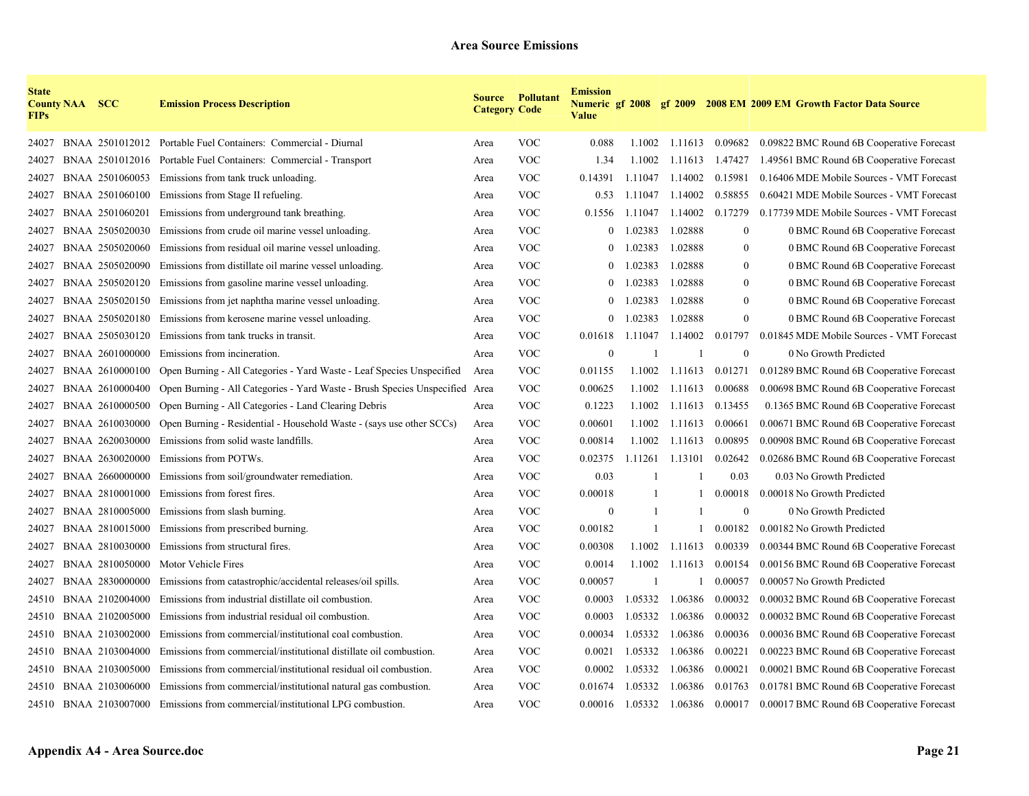## Area Source Emissions

| State County FIPs | NAA | SCC | Emission Process Description | Source Category | Pollutant Code | Emission Numeric Value | gf 2008 | gf 2009 | 2008 EM | 2009 EM | Growth Factor Data Source |
|---|---|---|---|---|---|---|---|---|---|---|---|
| 24027 | BNAA | 2501012012 | Portable Fuel Containers: Commercial - Diurnal | Area | VOC | 0.088 | 1.1002 | 1.11613 | 0.09682 | 0.09822 | BMC Round 6B Cooperative Forecast |
| 24027 | BNAA | 2501012016 | Portable Fuel Containers: Commercial - Transport | Area | VOC | 1.34 | 1.1002 | 1.11613 | 1.47427 | 1.49561 | BMC Round 6B Cooperative Forecast |
| 24027 | BNAA | 2501060053 | Emissions from tank truck unloading. | Area | VOC | 0.14391 | 1.11047 | 1.14002 | 0.15981 | 0.16406 | MDE Mobile Sources - VMT Forecast |
| 24027 | BNAA | 2501060100 | Emissions from Stage II refueling. | Area | VOC | 0.53 | 1.11047 | 1.14002 | 0.58855 | 0.60421 | MDE Mobile Sources - VMT Forecast |
| 24027 | BNAA | 2501060201 | Emissions from underground tank breathing. | Area | VOC | 0.1556 | 1.11047 | 1.14002 | 0.17279 | 0.17739 | MDE Mobile Sources - VMT Forecast |
| 24027 | BNAA | 2505020030 | Emissions from crude oil marine vessel unloading. | Area | VOC | 0 | 1.02383 | 1.02888 | 0 | 0 | BMC Round 6B Cooperative Forecast |
| 24027 | BNAA | 2505020060 | Emissions from residual oil marine vessel unloading. | Area | VOC | 0 | 1.02383 | 1.02888 | 0 | 0 | BMC Round 6B Cooperative Forecast |
| 24027 | BNAA | 2505020090 | Emissions from distillate oil marine vessel unloading. | Area | VOC | 0 | 1.02383 | 1.02888 | 0 | 0 | BMC Round 6B Cooperative Forecast |
| 24027 | BNAA | 2505020120 | Emissions from gasoline marine vessel unloading. | Area | VOC | 0 | 1.02383 | 1.02888 | 0 | 0 | BMC Round 6B Cooperative Forecast |
| 24027 | BNAA | 2505020150 | Emissions from jet naphtha marine vessel unloading. | Area | VOC | 0 | 1.02383 | 1.02888 | 0 | 0 | BMC Round 6B Cooperative Forecast |
| 24027 | BNAA | 2505020180 | Emissions from kerosene marine vessel unloading. | Area | VOC | 0 | 1.02383 | 1.02888 | 0 | 0 | BMC Round 6B Cooperative Forecast |
| 24027 | BNAA | 2505030120 | Emissions from tank trucks in transit. | Area | VOC | 0.01618 | 1.11047 | 1.14002 | 0.01797 | 0.01845 | MDE Mobile Sources - VMT Forecast |
| 24027 | BNAA | 2601000000 | Emissions from incineration. | Area | VOC | 0 | 1 | 1 | 0 | 0 | No Growth Predicted |
| 24027 | BNAA | 2610000100 | Open Burning - All Categories - Yard Waste - Leaf Species Unspecified | Area | VOC | 0.01155 | 1.1002 | 1.11613 | 0.01271 | 0.01289 | BMC Round 6B Cooperative Forecast |
| 24027 | BNAA | 2610000400 | Open Burning - All Categories - Yard Waste - Brush Species Unspecified | Area | VOC | 0.00625 | 1.1002 | 1.11613 | 0.00688 | 0.00698 | BMC Round 6B Cooperative Forecast |
| 24027 | BNAA | 2610000500 | Open Burning - All Categories - Land Clearing Debris | Area | VOC | 0.1223 | 1.1002 | 1.11613 | 0.13455 | 0.1365 | BMC Round 6B Cooperative Forecast |
| 24027 | BNAA | 2610030000 | Open Burning - Residential - Household Waste - (says use other SCCs) | Area | VOC | 0.00601 | 1.1002 | 1.11613 | 0.00661 | 0.00671 | BMC Round 6B Cooperative Forecast |
| 24027 | BNAA | 2620030000 | Emissions from solid waste landfills. | Area | VOC | 0.00814 | 1.1002 | 1.11613 | 0.00895 | 0.00908 | BMC Round 6B Cooperative Forecast |
| 24027 | BNAA | 2630020000 | Emissions from POTWs. | Area | VOC | 0.02375 | 1.11261 | 1.13101 | 0.02642 | 0.02686 | BMC Round 6B Cooperative Forecast |
| 24027 | BNAA | 2660000000 | Emissions from soil/groundwater remediation. | Area | VOC | 0.03 | 1 | 1 | 0.03 | 0.03 | No Growth Predicted |
| 24027 | BNAA | 2810001000 | Emissions from forest fires. | Area | VOC | 0.00018 | 1 | 1 | 0.00018 | 0.00018 | No Growth Predicted |
| 24027 | BNAA | 2810005000 | Emissions from slash burning. | Area | VOC | 0 | 1 | 1 | 0 | 0 | No Growth Predicted |
| 24027 | BNAA | 2810015000 | Emissions from prescribed burning. | Area | VOC | 0.00182 | 1 | 1 | 0.00182 | 0.00182 | No Growth Predicted |
| 24027 | BNAA | 2810030000 | Emissions from structural fires. | Area | VOC | 0.00308 | 1.1002 | 1.11613 | 0.00339 | 0.00344 | BMC Round 6B Cooperative Forecast |
| 24027 | BNAA | 2810050000 | Motor Vehicle Fires | Area | VOC | 0.0014 | 1.1002 | 1.11613 | 0.00154 | 0.00156 | BMC Round 6B Cooperative Forecast |
| 24027 | BNAA | 2830000000 | Emissions from catastrophic/accidental releases/oil spills. | Area | VOC | 0.00057 | 1 | 1 | 0.00057 | 0.00057 | No Growth Predicted |
| 24510 | BNAA | 2102004000 | Emissions from industrial distillate oil combustion. | Area | VOC | 0.0003 | 1.05332 | 1.06386 | 0.00032 | 0.00032 | BMC Round 6B Cooperative Forecast |
| 24510 | BNAA | 2102005000 | Emissions from industrial residual oil combustion. | Area | VOC | 0.0003 | 1.05332 | 1.06386 | 0.00032 | 0.00032 | BMC Round 6B Cooperative Forecast |
| 24510 | BNAA | 2103002000 | Emissions from commercial/institutional coal combustion. | Area | VOC | 0.00034 | 1.05332 | 1.06386 | 0.00036 | 0.00036 | BMC Round 6B Cooperative Forecast |
| 24510 | BNAA | 2103004000 | Emissions from commercial/institutional distillate oil combustion. | Area | VOC | 0.0021 | 1.05332 | 1.06386 | 0.00221 | 0.00223 | BMC Round 6B Cooperative Forecast |
| 24510 | BNAA | 2103005000 | Emissions from commercial/institutional residual oil combustion. | Area | VOC | 0.0002 | 1.05332 | 1.06386 | 0.00021 | 0.00021 | BMC Round 6B Cooperative Forecast |
| 24510 | BNAA | 2103006000 | Emissions from commercial/institutional natural gas combustion. | Area | VOC | 0.01674 | 1.05332 | 1.06386 | 0.01763 | 0.01781 | BMC Round 6B Cooperative Forecast |
| 24510 | BNAA | 2103007000 | Emissions from commercial/institutional LPG combustion. | Area | VOC | 0.00016 | 1.05332 | 1.06386 | 0.00017 | 0.00017 | BMC Round 6B Cooperative Forecast |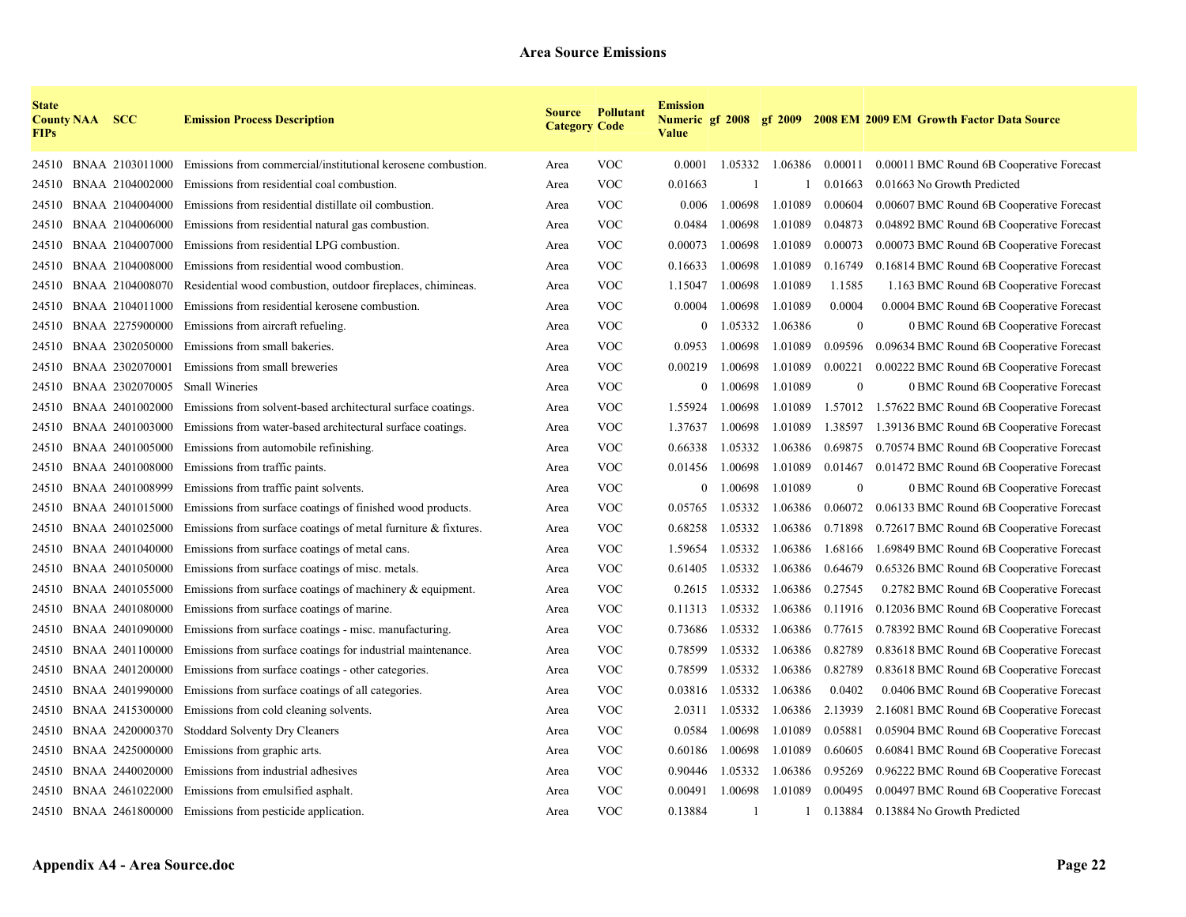### Area Source Emissions

| State County FIPs | NAA | SCC | Emission Process Description | Source Category | Pollutant Code | Emission Numeric Value | gf 2008 | gf 2009 | 2008 EM | 2009 EM | Growth Factor Data Source |
|---|---|---|---|---|---|---|---|---|---|---|---|
| 24510 | BNAA | 2103011000 | Emissions from commercial/institutional kerosene combustion. | Area | VOC | 0.0001 | 1.05332 | 1.06386 | 0.00011 | 0.00011 | BMC Round 6B Cooperative Forecast |
| 24510 | BNAA | 2104002000 | Emissions from residential coal combustion. | Area | VOC | 0.01663 | 1 | 1 | 0.01663 | 0.01663 | No Growth Predicted |
| 24510 | BNAA | 2104004000 | Emissions from residential distillate oil combustion. | Area | VOC | 0.006 | 1.00698 | 1.01089 | 0.00604 | 0.00607 | BMC Round 6B Cooperative Forecast |
| 24510 | BNAA | 2104006000 | Emissions from residential natural gas combustion. | Area | VOC | 0.0484 | 1.00698 | 1.01089 | 0.04873 | 0.04892 | BMC Round 6B Cooperative Forecast |
| 24510 | BNAA | 2104007000 | Emissions from residential LPG combustion. | Area | VOC | 0.00073 | 1.00698 | 1.01089 | 0.00073 | 0.00073 | BMC Round 6B Cooperative Forecast |
| 24510 | BNAA | 2104008000 | Emissions from residential wood combustion. | Area | VOC | 0.16633 | 1.00698 | 1.01089 | 0.16749 | 0.16814 | BMC Round 6B Cooperative Forecast |
| 24510 | BNAA | 2104008070 | Residential wood combustion, outdoor fireplaces, chimineas. | Area | VOC | 1.15047 | 1.00698 | 1.01089 | 1.1585 | 1.163 | BMC Round 6B Cooperative Forecast |
| 24510 | BNAA | 2104011000 | Emissions from residential kerosene combustion. | Area | VOC | 0.0004 | 1.00698 | 1.01089 | 0.0004 | 0.0004 | BMC Round 6B Cooperative Forecast |
| 24510 | BNAA | 2275900000 | Emissions from aircraft refueling. | Area | VOC | 0 | 1.05332 | 1.06386 | 0 | 0 | BMC Round 6B Cooperative Forecast |
| 24510 | BNAA | 2302050000 | Emissions from small bakeries. | Area | VOC | 0.0953 | 1.00698 | 1.01089 | 0.09596 | 0.09634 | BMC Round 6B Cooperative Forecast |
| 24510 | BNAA | 2302070001 | Emissions from small breweries | Area | VOC | 0.00219 | 1.00698 | 1.01089 | 0.00221 | 0.00222 | BMC Round 6B Cooperative Forecast |
| 24510 | BNAA | 2302070005 | Small Wineries | Area | VOC | 0 | 1.00698 | 1.01089 | 0 | 0 | BMC Round 6B Cooperative Forecast |
| 24510 | BNAA | 2401002000 | Emissions from solvent-based architectural surface coatings. | Area | VOC | 1.55924 | 1.00698 | 1.01089 | 1.57012 | 1.57622 | BMC Round 6B Cooperative Forecast |
| 24510 | BNAA | 2401003000 | Emissions from water-based architectural surface coatings. | Area | VOC | 1.37637 | 1.00698 | 1.01089 | 1.38597 | 1.39136 | BMC Round 6B Cooperative Forecast |
| 24510 | BNAA | 2401005000 | Emissions from automobile refinishing. | Area | VOC | 0.66338 | 1.05332 | 1.06386 | 0.69875 | 0.70574 | BMC Round 6B Cooperative Forecast |
| 24510 | BNAA | 2401008000 | Emissions from traffic paints. | Area | VOC | 0.01456 | 1.00698 | 1.01089 | 0.01467 | 0.01472 | BMC Round 6B Cooperative Forecast |
| 24510 | BNAA | 2401008999 | Emissions from traffic paint solvents. | Area | VOC | 0 | 1.00698 | 1.01089 | 0 | 0 | BMC Round 6B Cooperative Forecast |
| 24510 | BNAA | 2401015000 | Emissions from surface coatings of finished wood products. | Area | VOC | 0.05765 | 1.05332 | 1.06386 | 0.06072 | 0.06133 | BMC Round 6B Cooperative Forecast |
| 24510 | BNAA | 2401025000 | Emissions from surface coatings of metal furniture & fixtures. | Area | VOC | 0.68258 | 1.05332 | 1.06386 | 0.71898 | 0.72617 | BMC Round 6B Cooperative Forecast |
| 24510 | BNAA | 2401040000 | Emissions from surface coatings of metal cans. | Area | VOC | 1.59654 | 1.05332 | 1.06386 | 1.68166 | 1.69849 | BMC Round 6B Cooperative Forecast |
| 24510 | BNAA | 2401050000 | Emissions from surface coatings of misc. metals. | Area | VOC | 0.61405 | 1.05332 | 1.06386 | 0.64679 | 0.65326 | BMC Round 6B Cooperative Forecast |
| 24510 | BNAA | 2401055000 | Emissions from surface coatings of machinery & equipment. | Area | VOC | 0.2615 | 1.05332 | 1.06386 | 0.27545 | 0.2782 | BMC Round 6B Cooperative Forecast |
| 24510 | BNAA | 2401080000 | Emissions from surface coatings of marine. | Area | VOC | 0.11313 | 1.05332 | 1.06386 | 0.11916 | 0.12036 | BMC Round 6B Cooperative Forecast |
| 24510 | BNAA | 2401090000 | Emissions from surface coatings - misc. manufacturing. | Area | VOC | 0.73686 | 1.05332 | 1.06386 | 0.77615 | 0.78392 | BMC Round 6B Cooperative Forecast |
| 24510 | BNAA | 2401100000 | Emissions from surface coatings for industrial maintenance. | Area | VOC | 0.78599 | 1.05332 | 1.06386 | 0.82789 | 0.83618 | BMC Round 6B Cooperative Forecast |
| 24510 | BNAA | 2401200000 | Emissions from surface coatings - other categories. | Area | VOC | 0.78599 | 1.05332 | 1.06386 | 0.82789 | 0.83618 | BMC Round 6B Cooperative Forecast |
| 24510 | BNAA | 2401990000 | Emissions from surface coatings of all categories. | Area | VOC | 0.03816 | 1.05332 | 1.06386 | 0.0402 | 0.0406 | BMC Round 6B Cooperative Forecast |
| 24510 | BNAA | 2415300000 | Emissions from cold cleaning solvents. | Area | VOC | 2.0311 | 1.05332 | 1.06386 | 2.13939 | 2.16081 | BMC Round 6B Cooperative Forecast |
| 24510 | BNAA | 2420000370 | Stoddard Solventy Dry Cleaners | Area | VOC | 0.0584 | 1.00698 | 1.01089 | 0.05881 | 0.05904 | BMC Round 6B Cooperative Forecast |
| 24510 | BNAA | 2425000000 | Emissions from graphic arts. | Area | VOC | 0.60186 | 1.00698 | 1.01089 | 0.60605 | 0.60841 | BMC Round 6B Cooperative Forecast |
| 24510 | BNAA | 2440020000 | Emissions from industrial adhesives | Area | VOC | 0.90446 | 1.05332 | 1.06386 | 0.95269 | 0.96222 | BMC Round 6B Cooperative Forecast |
| 24510 | BNAA | 2461022000 | Emissions from emulsified asphalt. | Area | VOC | 0.00491 | 1.00698 | 1.01089 | 0.00495 | 0.00497 | BMC Round 6B Cooperative Forecast |
| 24510 | BNAA | 2461800000 | Emissions from pesticide application. | Area | VOC | 0.13884 | 1 | 1 | 0.13884 | 0.13884 | No Growth Predicted |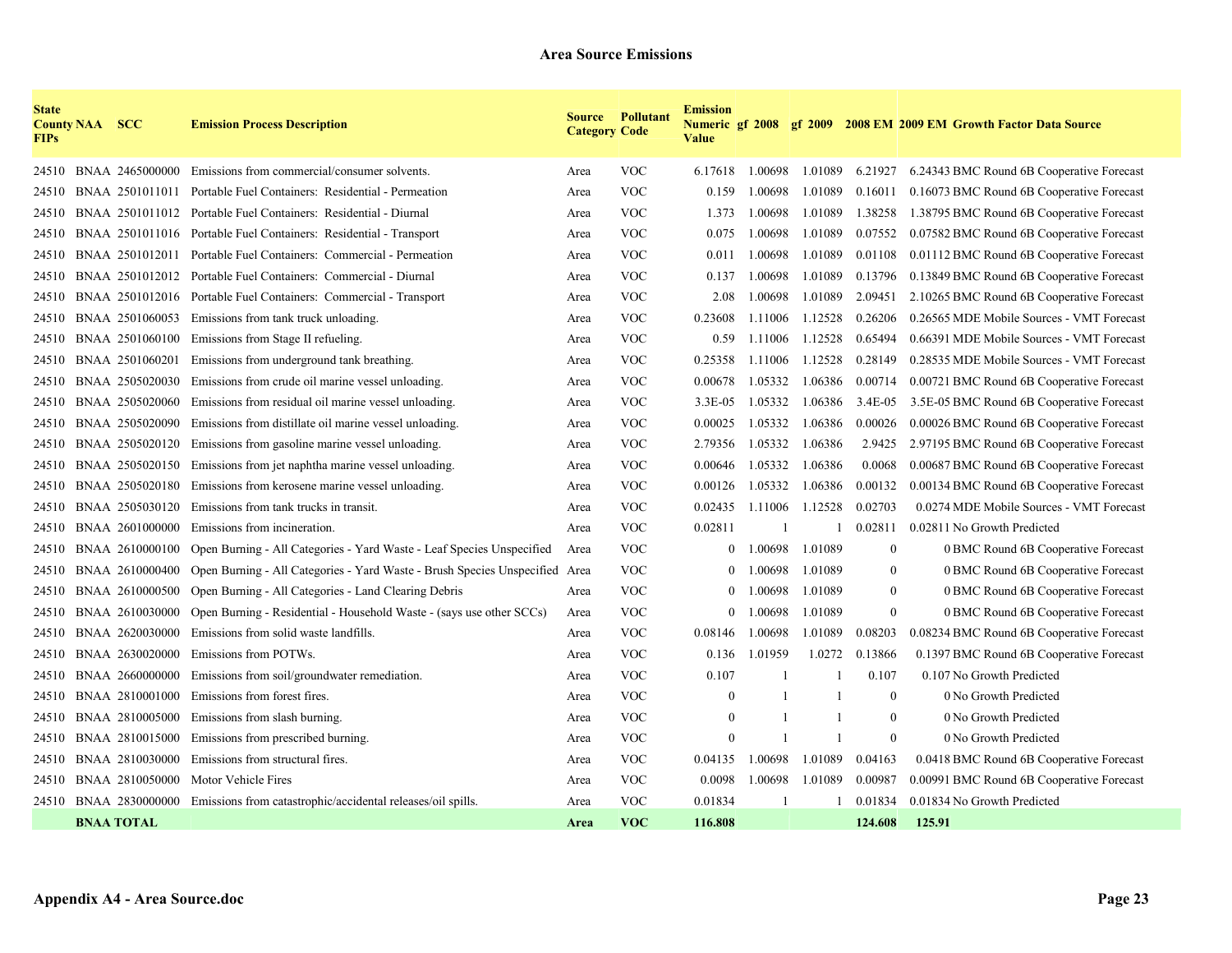## Area Source Emissions

| State County FIPs | NAA | SCC | Emission Process Description | Source Category | Pollutant Code | Emission Numeric Value | gf 2008 | gf 2009 | 2008 EM | 2009 EM | Growth Factor Data Source |
|---|---|---|---|---|---|---|---|---|---|---|---|
| 24510 | BNAA | 2465000000 | Emissions from commercial/consumer solvents. | Area | VOC | 6.17618 | 1.00698 | 1.01089 | 6.21927 | 6.24343 | BMC Round 6B Cooperative Forecast |
| 24510 | BNAA | 2501011011 | Portable Fuel Containers: Residential - Permeation | Area | VOC | 0.159 | 1.00698 | 1.01089 | 0.16011 | 0.16073 | BMC Round 6B Cooperative Forecast |
| 24510 | BNAA | 2501011012 | Portable Fuel Containers: Residential - Diurnal | Area | VOC | 1.373 | 1.00698 | 1.01089 | 1.38258 | 1.38795 | BMC Round 6B Cooperative Forecast |
| 24510 | BNAA | 2501011016 | Portable Fuel Containers: Residential - Transport | Area | VOC | 0.075 | 1.00698 | 1.01089 | 0.07552 | 0.07582 | BMC Round 6B Cooperative Forecast |
| 24510 | BNAA | 2501012011 | Portable Fuel Containers: Commercial - Permeation | Area | VOC | 0.011 | 1.00698 | 1.01089 | 0.01108 | 0.01112 | BMC Round 6B Cooperative Forecast |
| 24510 | BNAA | 2501012012 | Portable Fuel Containers: Commercial - Diurnal | Area | VOC | 0.137 | 1.00698 | 1.01089 | 0.13796 | 0.13849 | BMC Round 6B Cooperative Forecast |
| 24510 | BNAA | 2501012016 | Portable Fuel Containers: Commercial - Transport | Area | VOC | 2.08 | 1.00698 | 1.01089 | 2.09451 | 2.10265 | BMC Round 6B Cooperative Forecast |
| 24510 | BNAA | 2501060053 | Emissions from tank truck unloading. | Area | VOC | 0.23608 | 1.11006 | 1.12528 | 0.26206 | 0.26565 | MDE Mobile Sources - VMT Forecast |
| 24510 | BNAA | 2501060100 | Emissions from Stage II refueling. | Area | VOC | 0.59 | 1.11006 | 1.12528 | 0.65494 | 0.66391 | MDE Mobile Sources - VMT Forecast |
| 24510 | BNAA | 2501060201 | Emissions from underground tank breathing. | Area | VOC | 0.25358 | 1.11006 | 1.12528 | 0.28149 | 0.28535 | MDE Mobile Sources - VMT Forecast |
| 24510 | BNAA | 2505020030 | Emissions from crude oil marine vessel unloading. | Area | VOC | 0.00678 | 1.05332 | 1.06386 | 0.00714 | 0.00721 | BMC Round 6B Cooperative Forecast |
| 24510 | BNAA | 2505020060 | Emissions from residual oil marine vessel unloading. | Area | VOC | 3.3E-05 | 1.05332 | 1.06386 | 3.4E-05 | 3.5E-05 | BMC Round 6B Cooperative Forecast |
| 24510 | BNAA | 2505020090 | Emissions from distillate oil marine vessel unloading. | Area | VOC | 0.00025 | 1.05332 | 1.06386 | 0.00026 | 0.00026 | BMC Round 6B Cooperative Forecast |
| 24510 | BNAA | 2505020120 | Emissions from gasoline marine vessel unloading. | Area | VOC | 2.79356 | 1.05332 | 1.06386 | 2.9425 | 2.97195 | BMC Round 6B Cooperative Forecast |
| 24510 | BNAA | 2505020150 | Emissions from jet naphtha marine vessel unloading. | Area | VOC | 0.00646 | 1.05332 | 1.06386 | 0.0068 | 0.00687 | BMC Round 6B Cooperative Forecast |
| 24510 | BNAA | 2505020180 | Emissions from kerosene marine vessel unloading. | Area | VOC | 0.00126 | 1.05332 | 1.06386 | 0.00132 | 0.00134 | BMC Round 6B Cooperative Forecast |
| 24510 | BNAA | 2505030120 | Emissions from tank trucks in transit. | Area | VOC | 0.02435 | 1.11006 | 1.12528 | 0.02703 | 0.0274 | MDE Mobile Sources - VMT Forecast |
| 24510 | BNAA | 2601000000 | Emissions from incineration. | Area | VOC | 0.02811 | 1 | 1 | 0.02811 | 0.02811 | No Growth Predicted |
| 24510 | BNAA | 2610000100 | Open Burning - All Categories - Yard Waste - Leaf Species Unspecified | Area | VOC | 0 | 1.00698 | 1.01089 | 0 | 0 | BMC Round 6B Cooperative Forecast |
| 24510 | BNAA | 2610000400 | Open Burning - All Categories - Yard Waste - Brush Species Unspecified | Area | VOC | 0 | 1.00698 | 1.01089 | 0 | 0 | BMC Round 6B Cooperative Forecast |
| 24510 | BNAA | 2610000500 | Open Burning - All Categories - Land Clearing Debris | Area | VOC | 0 | 1.00698 | 1.01089 | 0 | 0 | BMC Round 6B Cooperative Forecast |
| 24510 | BNAA | 2610030000 | Open Burning - Residential - Household Waste - (says use other SCCs) | Area | VOC | 0 | 1.00698 | 1.01089 | 0 | 0 | BMC Round 6B Cooperative Forecast |
| 24510 | BNAA | 2620030000 | Emissions from solid waste landfills. | Area | VOC | 0.08146 | 1.00698 | 1.01089 | 0.08203 | 0.08234 | BMC Round 6B Cooperative Forecast |
| 24510 | BNAA | 2630020000 | Emissions from POTWs. | Area | VOC | 0.136 | 1.01959 | 1.0272 | 0.13866 | 0.1397 | BMC Round 6B Cooperative Forecast |
| 24510 | BNAA | 2660000000 | Emissions from soil/groundwater remediation. | Area | VOC | 0.107 | 1 | 1 | 0.107 | 0.107 | No Growth Predicted |
| 24510 | BNAA | 2810001000 | Emissions from forest fires. | Area | VOC | 0 | 1 | 1 | 0 | 0 | No Growth Predicted |
| 24510 | BNAA | 2810005000 | Emissions from slash burning. | Area | VOC | 0 | 1 | 1 | 0 | 0 | No Growth Predicted |
| 24510 | BNAA | 2810015000 | Emissions from prescribed burning. | Area | VOC | 0 | 1 | 1 | 0 | 0 | No Growth Predicted |
| 24510 | BNAA | 2810030000 | Emissions from structural fires. | Area | VOC | 0.04135 | 1.00698 | 1.01089 | 0.04163 | 0.0418 | BMC Round 6B Cooperative Forecast |
| 24510 | BNAA | 2810050000 | Motor Vehicle Fires | Area | VOC | 0.0098 | 1.00698 | 1.01089 | 0.00987 | 0.00991 | BMC Round 6B Cooperative Forecast |
| 24510 | BNAA | 2830000000 | Emissions from catastrophic/accidental releases/oil spills. | Area | VOC | 0.01834 | 1 | 1 | 0.01834 | 0.01834 | No Growth Predicted |
| | **BNAA TOTAL** | | | **Area** | **VOC** | **116.808** | | | **124.608** | **125.91** | |

**Appendix A4 - Area Source.doc**